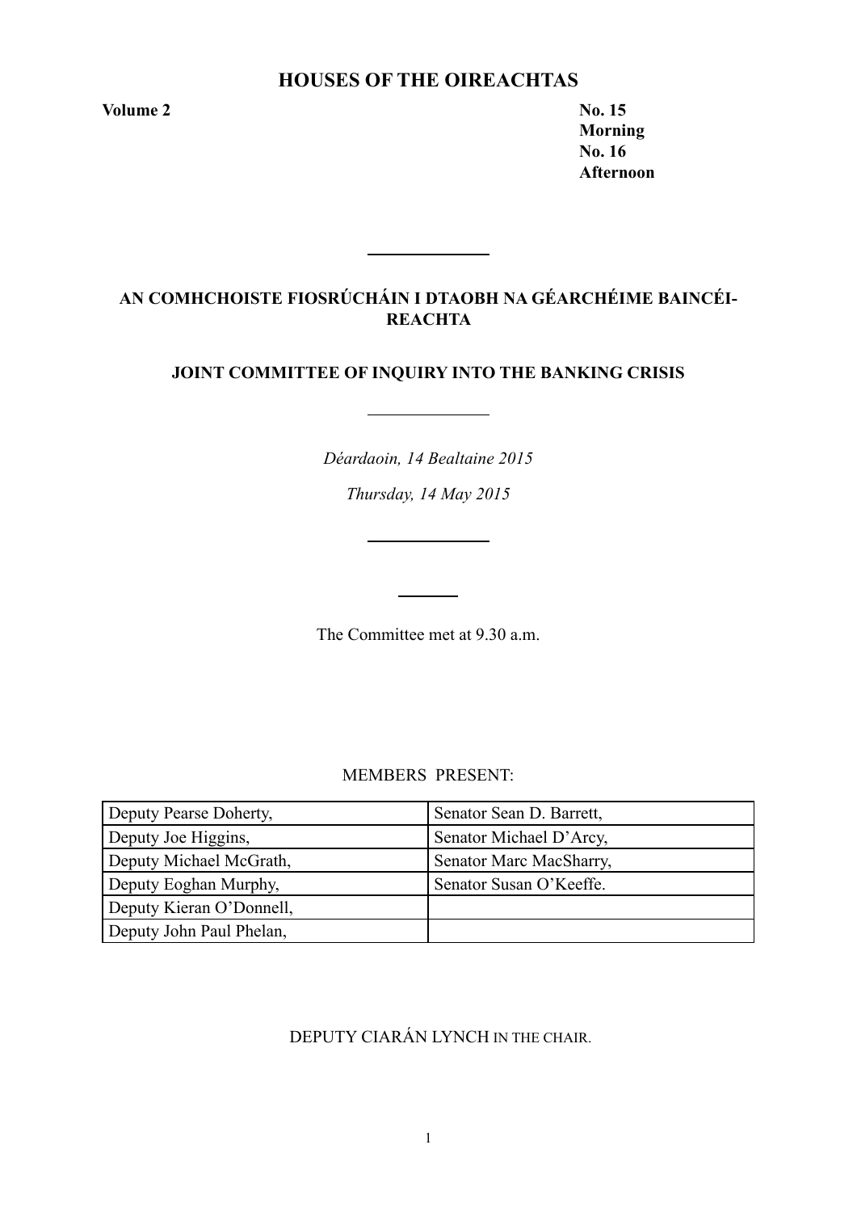# HOUSES OF THE OIREACHTAS

**Volume 2** **No. 15**
**Morning**
**No. 16**
**Afternoon**

---

## AN COMHCHOISTE FIOSRÚCHÁIN I DTAOBH NA GÉARCHÉIME BAINCÉIREACHTA

## JOINT COMMITTEE OF INQUIRY INTO THE BANKING CRISIS

---

*Déardaoin, 14 Bealtaine 2015*

*Thursday, 14 May 2015*

---

The Committee met at 9.30 a.m.

MEMBERS PRESENT:

| | |
|---|---|
| Deputy Pearse Doherty, | Senator Sean D. Barrett, |
| Deputy Joe Higgins, | Senator Michael D'Arcy, |
| Deputy Michael McGrath, | Senator Marc MacSharry, |
| Deputy Eoghan Murphy, | Senator Susan O'Keeffe. |
| Deputy Kieran O'Donnell, | |
| Deputy John Paul Phelan, | |

DEPUTY CIARÁN LYNCH IN THE CHAIR.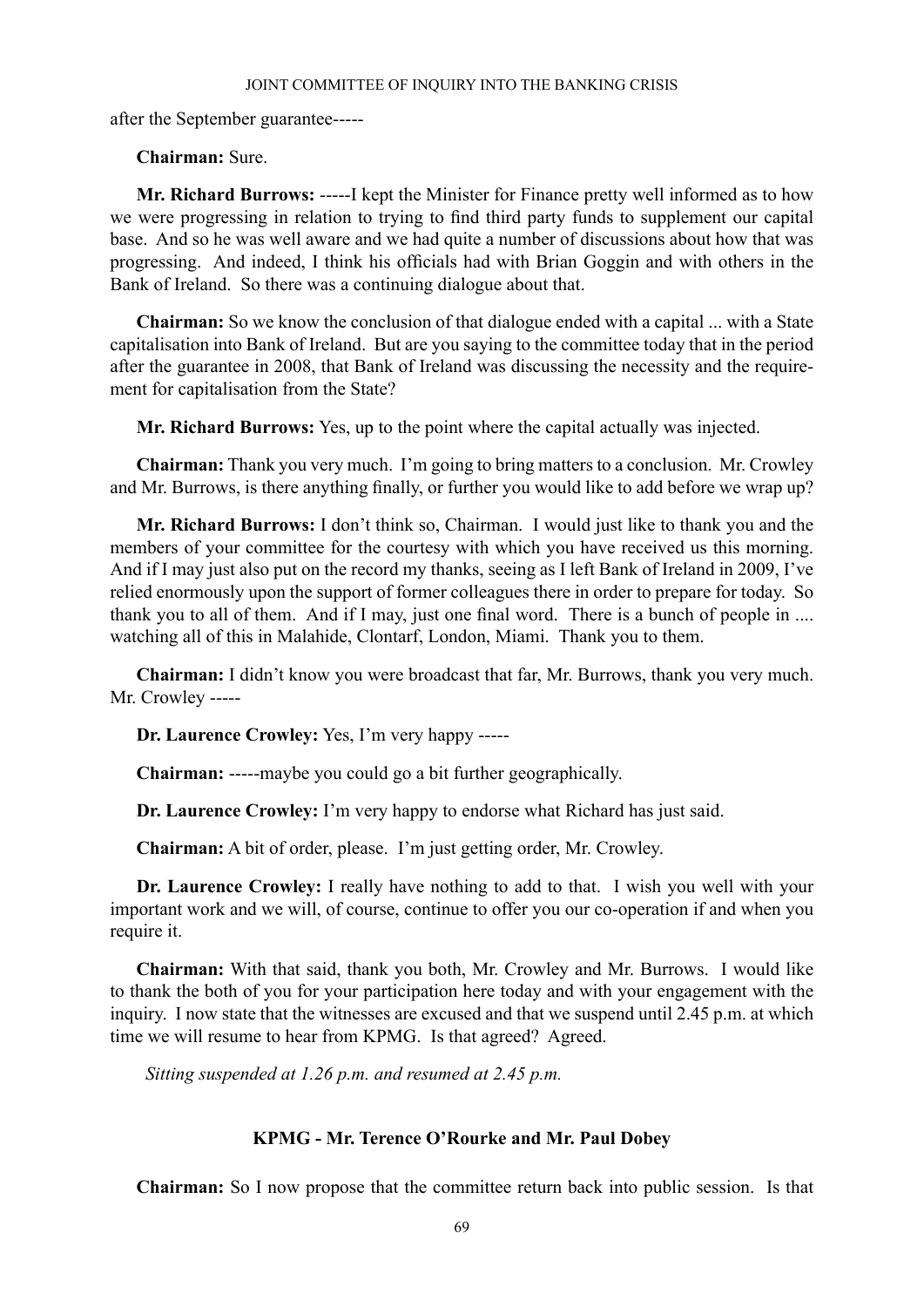after the September guarantee-----

**Chairman:** Sure.

**Mr. Richard Burrows:** -----I kept the Minister for Finance pretty well informed as to how we were progressing in relation to trying to find third party funds to supplement our capital base. And so he was well aware and we had quite a number of discussions about how that was progressing. And indeed, I think his officials had with Brian Goggin and with others in the Bank of Ireland. So there was a continuing dialogue about that.

**Chairman:** So we know the conclusion of that dialogue ended with a capital ... with a State capitalisation into Bank of Ireland. But are you saying to the committee today that in the period after the guarantee in 2008, that Bank of Ireland was discussing the necessity and the requirement for capitalisation from the State?

**Mr. Richard Burrows:** Yes, up to the point where the capital actually was injected.

**Chairman:** Thank you very much. I'm going to bring matters to a conclusion. Mr. Crowley and Mr. Burrows, is there anything finally, or further you would like to add before we wrap up?

**Mr. Richard Burrows:** I don't think so, Chairman. I would just like to thank you and the members of your committee for the courtesy with which you have received us this morning. And if I may just also put on the record my thanks, seeing as I left Bank of Ireland in 2009, I've relied enormously upon the support of former colleagues there in order to prepare for today. So thank you to all of them. And if I may, just one final word. There is a bunch of people in .... watching all of this in Malahide, Clontarf, London, Miami. Thank you to them.

**Chairman:** I didn't know you were broadcast that far, Mr. Burrows, thank you very much. Mr. Crowley -----

**Dr. Laurence Crowley:** Yes, I'm very happy -----

**Chairman:** -----maybe you could go a bit further geographically.

**Dr. Laurence Crowley:** I'm very happy to endorse what Richard has just said.

**Chairman:** A bit of order, please. I'm just getting order, Mr. Crowley.

**Dr. Laurence Crowley:** I really have nothing to add to that. I wish you well with your important work and we will, of course, continue to offer you our co-operation if and when you require it.

**Chairman:** With that said, thank you both, Mr. Crowley and Mr. Burrows. I would like to thank the both of you for your participation here today and with your engagement with the inquiry. I now state that the witnesses are excused and that we suspend until 2.45 p.m. at which time we will resume to hear from KPMG. Is that agreed? Agreed.

*Sitting suspended at 1.26 p.m. and resumed at 2.45 p.m.*

## KPMG - Mr. Terence O'Rourke and Mr. Paul Dobey

**Chairman:** So I now propose that the committee return back into public session. Is that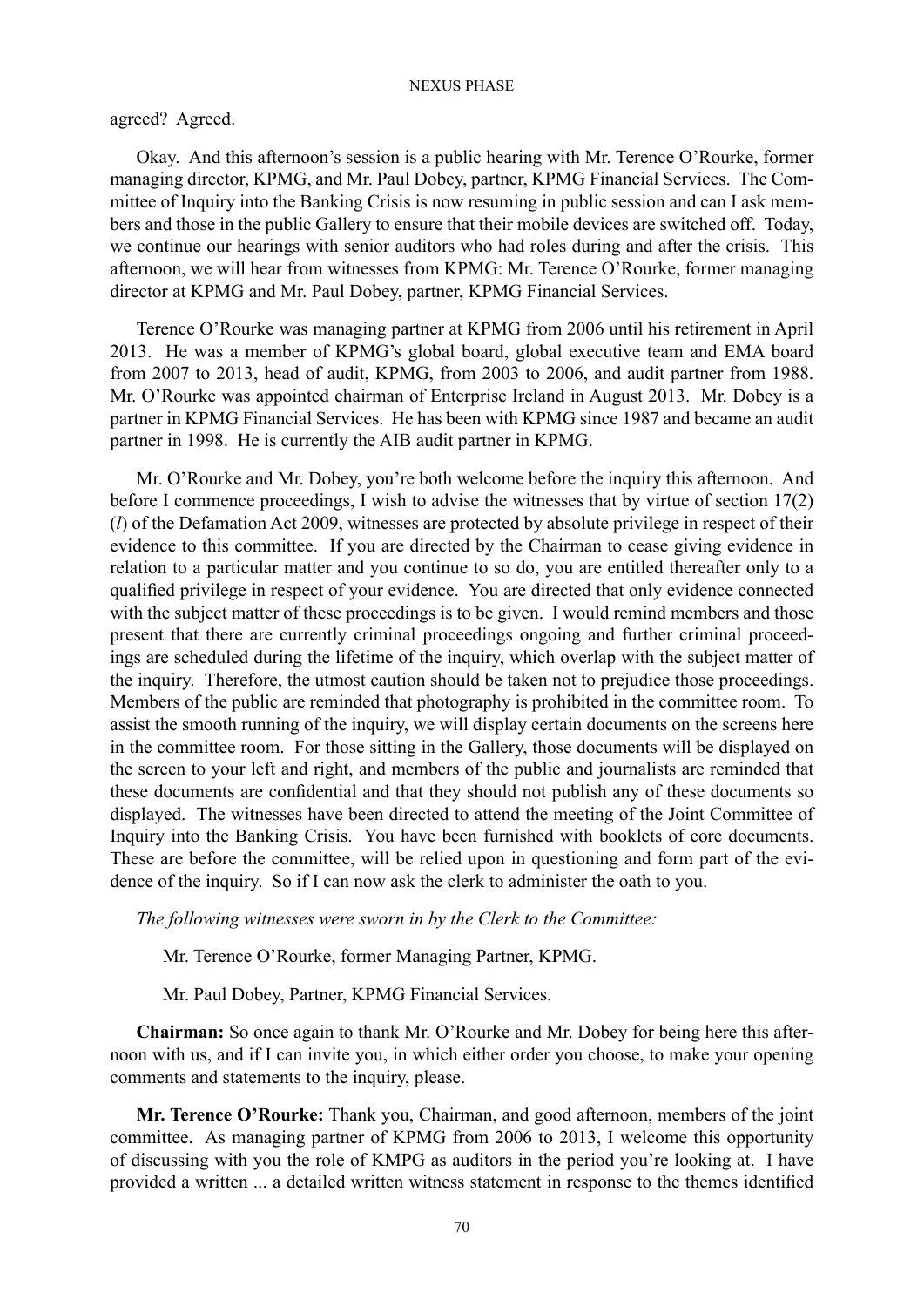agreed? Agreed.

Okay. And this afternoon's session is a public hearing with Mr. Terence O'Rourke, former managing director, KPMG, and Mr. Paul Dobey, partner, KPMG Financial Services. The Committee of Inquiry into the Banking Crisis is now resuming in public session and can I ask members and those in the public Gallery to ensure that their mobile devices are switched off. Today, we continue our hearings with senior auditors who had roles during and after the crisis. This afternoon, we will hear from witnesses from KPMG: Mr. Terence O'Rourke, former managing director at KPMG and Mr. Paul Dobey, partner, KPMG Financial Services.

Terence O'Rourke was managing partner at KPMG from 2006 until his retirement in April 2013. He was a member of KPMG's global board, global executive team and EMA board from 2007 to 2013, head of audit, KPMG, from 2003 to 2006, and audit partner from 1988. Mr. O'Rourke was appointed chairman of Enterprise Ireland in August 2013. Mr. Dobey is a partner in KPMG Financial Services. He has been with KPMG since 1987 and became an audit partner in 1998. He is currently the AIB audit partner in KPMG.

Mr. O'Rourke and Mr. Dobey, you're both welcome before the inquiry this afternoon. And before I commence proceedings, I wish to advise the witnesses that by virtue of section 17(2)(*l*) of the Defamation Act 2009, witnesses are protected by absolute privilege in respect of their evidence to this committee. If you are directed by the Chairman to cease giving evidence in relation to a particular matter and you continue to so do, you are entitled thereafter only to a qualified privilege in respect of your evidence. You are directed that only evidence connected with the subject matter of these proceedings is to be given. I would remind members and those present that there are currently criminal proceedings ongoing and further criminal proceedings are scheduled during the lifetime of the inquiry, which overlap with the subject matter of the inquiry. Therefore, the utmost caution should be taken not to prejudice those proceedings. Members of the public are reminded that photography is prohibited in the committee room. To assist the smooth running of the inquiry, we will display certain documents on the screens here in the committee room. For those sitting in the Gallery, those documents will be displayed on the screen to your left and right, and members of the public and journalists are reminded that these documents are confidential and that they should not publish any of these documents so displayed. The witnesses have been directed to attend the meeting of the Joint Committee of Inquiry into the Banking Crisis. You have been furnished with booklets of core documents. These are before the committee, will be relied upon in questioning and form part of the evidence of the inquiry. So if I can now ask the clerk to administer the oath to you.

*The following witnesses were sworn in by the Clerk to the Committee:*

Mr. Terence O'Rourke, former Managing Partner, KPMG.

Mr. Paul Dobey, Partner, KPMG Financial Services.

**Chairman:** So once again to thank Mr. O'Rourke and Mr. Dobey for being here this afternoon with us, and if I can invite you, in which either order you choose, to make your opening comments and statements to the inquiry, please.

**Mr. Terence O'Rourke:** Thank you, Chairman, and good afternoon, members of the joint committee. As managing partner of KPMG from 2006 to 2013, I welcome this opportunity of discussing with you the role of KMPG as auditors in the period you're looking at. I have provided a written ... a detailed written witness statement in response to the themes identified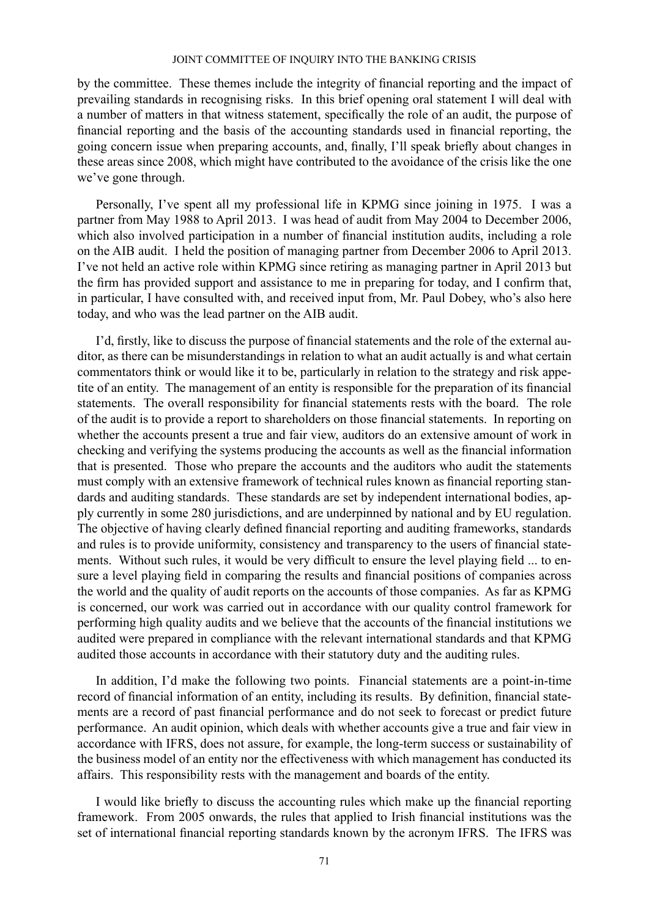by the committee. These themes include the integrity of financial reporting and the impact of prevailing standards in recognising risks. In this brief opening oral statement I will deal with a number of matters in that witness statement, specifically the role of an audit, the purpose of financial reporting and the basis of the accounting standards used in financial reporting, the going concern issue when preparing accounts, and, finally, I'll speak briefly about changes in these areas since 2008, which might have contributed to the avoidance of the crisis like the one we've gone through.

Personally, I've spent all my professional life in KPMG since joining in 1975. I was a partner from May 1988 to April 2013. I was head of audit from May 2004 to December 2006, which also involved participation in a number of financial institution audits, including a role on the AIB audit. I held the position of managing partner from December 2006 to April 2013. I've not held an active role within KPMG since retiring as managing partner in April 2013 but the firm has provided support and assistance to me in preparing for today, and I confirm that, in particular, I have consulted with, and received input from, Mr. Paul Dobey, who's also here today, and who was the lead partner on the AIB audit.

I'd, firstly, like to discuss the purpose of financial statements and the role of the external auditor, as there can be misunderstandings in relation to what an audit actually is and what certain commentators think or would like it to be, particularly in relation to the strategy and risk appetite of an entity. The management of an entity is responsible for the preparation of its financial statements. The overall responsibility for financial statements rests with the board. The role of the audit is to provide a report to shareholders on those financial statements. In reporting on whether the accounts present a true and fair view, auditors do an extensive amount of work in checking and verifying the systems producing the accounts as well as the financial information that is presented. Those who prepare the accounts and the auditors who audit the statements must comply with an extensive framework of technical rules known as financial reporting standards and auditing standards. These standards are set by independent international bodies, apply currently in some 280 jurisdictions, and are underpinned by national and by EU regulation. The objective of having clearly defined financial reporting and auditing frameworks, standards and rules is to provide uniformity, consistency and transparency to the users of financial statements. Without such rules, it would be very difficult to ensure the level playing field ... to ensure a level playing field in comparing the results and financial positions of companies across the world and the quality of audit reports on the accounts of those companies. As far as KPMG is concerned, our work was carried out in accordance with our quality control framework for performing high quality audits and we believe that the accounts of the financial institutions we audited were prepared in compliance with the relevant international standards and that KPMG audited those accounts in accordance with their statutory duty and the auditing rules.

In addition, I'd make the following two points. Financial statements are a point-in-time record of financial information of an entity, including its results. By definition, financial statements are a record of past financial performance and do not seek to forecast or predict future performance. An audit opinion, which deals with whether accounts give a true and fair view in accordance with IFRS, does not assure, for example, the long-term success or sustainability of the business model of an entity nor the effectiveness with which management has conducted its affairs. This responsibility rests with the management and boards of the entity.

I would like briefly to discuss the accounting rules which make up the financial reporting framework. From 2005 onwards, the rules that applied to Irish financial institutions was the set of international financial reporting standards known by the acronym IFRS. The IFRS was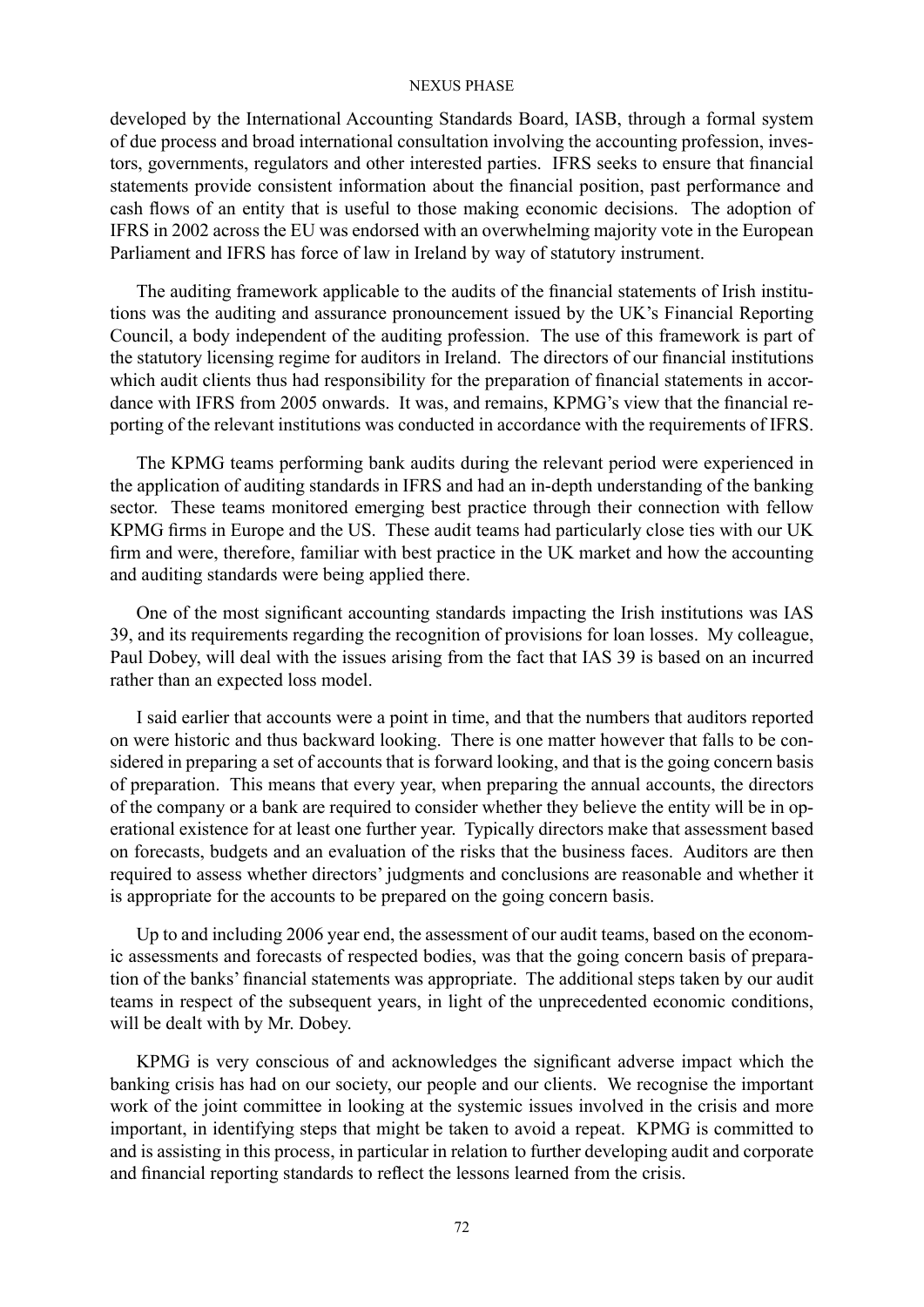developed by the International Accounting Standards Board, IASB, through a formal system of due process and broad international consultation involving the accounting profession, investors, governments, regulators and other interested parties. IFRS seeks to ensure that financial statements provide consistent information about the financial position, past performance and cash flows of an entity that is useful to those making economic decisions. The adoption of IFRS in 2002 across the EU was endorsed with an overwhelming majority vote in the European Parliament and IFRS has force of law in Ireland by way of statutory instrument.

The auditing framework applicable to the audits of the financial statements of Irish institutions was the auditing and assurance pronouncement issued by the UK's Financial Reporting Council, a body independent of the auditing profession. The use of this framework is part of the statutory licensing regime for auditors in Ireland. The directors of our financial institutions which audit clients thus had responsibility for the preparation of financial statements in accordance with IFRS from 2005 onwards. It was, and remains, KPMG's view that the financial reporting of the relevant institutions was conducted in accordance with the requirements of IFRS.

The KPMG teams performing bank audits during the relevant period were experienced in the application of auditing standards in IFRS and had an in-depth understanding of the banking sector. These teams monitored emerging best practice through their connection with fellow KPMG firms in Europe and the US. These audit teams had particularly close ties with our UK firm and were, therefore, familiar with best practice in the UK market and how the accounting and auditing standards were being applied there.

One of the most significant accounting standards impacting the Irish institutions was IAS 39, and its requirements regarding the recognition of provisions for loan losses. My colleague, Paul Dobey, will deal with the issues arising from the fact that IAS 39 is based on an incurred rather than an expected loss model.

I said earlier that accounts were a point in time, and that the numbers that auditors reported on were historic and thus backward looking. There is one matter however that falls to be considered in preparing a set of accounts that is forward looking, and that is the going concern basis of preparation. This means that every year, when preparing the annual accounts, the directors of the company or a bank are required to consider whether they believe the entity will be in operational existence for at least one further year. Typically directors make that assessment based on forecasts, budgets and an evaluation of the risks that the business faces. Auditors are then required to assess whether directors' judgments and conclusions are reasonable and whether it is appropriate for the accounts to be prepared on the going concern basis.

Up to and including 2006 year end, the assessment of our audit teams, based on the economic assessments and forecasts of respected bodies, was that the going concern basis of preparation of the banks' financial statements was appropriate. The additional steps taken by our audit teams in respect of the subsequent years, in light of the unprecedented economic conditions, will be dealt with by Mr. Dobey.

KPMG is very conscious of and acknowledges the significant adverse impact which the banking crisis has had on our society, our people and our clients. We recognise the important work of the joint committee in looking at the systemic issues involved in the crisis and more important, in identifying steps that might be taken to avoid a repeat. KPMG is committed to and is assisting in this process, in particular in relation to further developing audit and corporate and financial reporting standards to reflect the lessons learned from the crisis.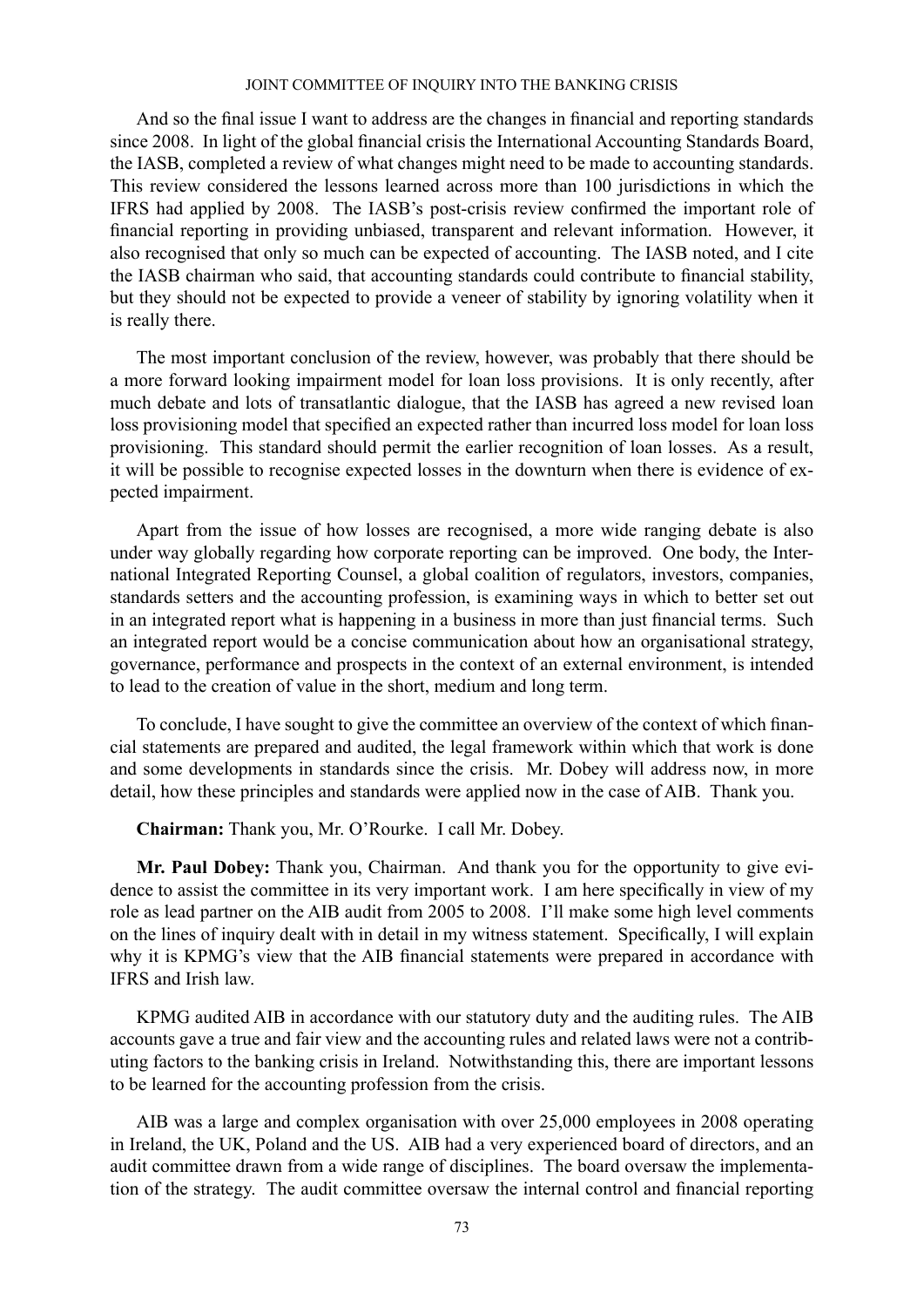And so the final issue I want to address are the changes in financial and reporting standards since 2008. In light of the global financial crisis the International Accounting Standards Board, the IASB, completed a review of what changes might need to be made to accounting standards. This review considered the lessons learned across more than 100 jurisdictions in which the IFRS had applied by 2008. The IASB's post-crisis review confirmed the important role of financial reporting in providing unbiased, transparent and relevant information. However, it also recognised that only so much can be expected of accounting. The IASB noted, and I cite the IASB chairman who said, that accounting standards could contribute to financial stability, but they should not be expected to provide a veneer of stability by ignoring volatility when it is really there.

The most important conclusion of the review, however, was probably that there should be a more forward looking impairment model for loan loss provisions. It is only recently, after much debate and lots of transatlantic dialogue, that the IASB has agreed a new revised loan loss provisioning model that specified an expected rather than incurred loss model for loan loss provisioning. This standard should permit the earlier recognition of loan losses. As a result, it will be possible to recognise expected losses in the downturn when there is evidence of expected impairment.

Apart from the issue of how losses are recognised, a more wide ranging debate is also under way globally regarding how corporate reporting can be improved. One body, the International Integrated Reporting Counsel, a global coalition of regulators, investors, companies, standards setters and the accounting profession, is examining ways in which to better set out in an integrated report what is happening in a business in more than just financial terms. Such an integrated report would be a concise communication about how an organisational strategy, governance, performance and prospects in the context of an external environment, is intended to lead to the creation of value in the short, medium and long term.

To conclude, I have sought to give the committee an overview of the context of which financial statements are prepared and audited, the legal framework within which that work is done and some developments in standards since the crisis. Mr. Dobey will address now, in more detail, how these principles and standards were applied now in the case of AIB. Thank you.

**Chairman:** Thank you, Mr. O'Rourke. I call Mr. Dobey.

**Mr. Paul Dobey:** Thank you, Chairman. And thank you for the opportunity to give evidence to assist the committee in its very important work. I am here specifically in view of my role as lead partner on the AIB audit from 2005 to 2008. I'll make some high level comments on the lines of inquiry dealt with in detail in my witness statement. Specifically, I will explain why it is KPMG's view that the AIB financial statements were prepared in accordance with IFRS and Irish law.

KPMG audited AIB in accordance with our statutory duty and the auditing rules. The AIB accounts gave a true and fair view and the accounting rules and related laws were not a contributing factors to the banking crisis in Ireland. Notwithstanding this, there are important lessons to be learned for the accounting profession from the crisis.

AIB was a large and complex organisation with over 25,000 employees in 2008 operating in Ireland, the UK, Poland and the US. AIB had a very experienced board of directors, and an audit committee drawn from a wide range of disciplines. The board oversaw the implementation of the strategy. The audit committee oversaw the internal control and financial reporting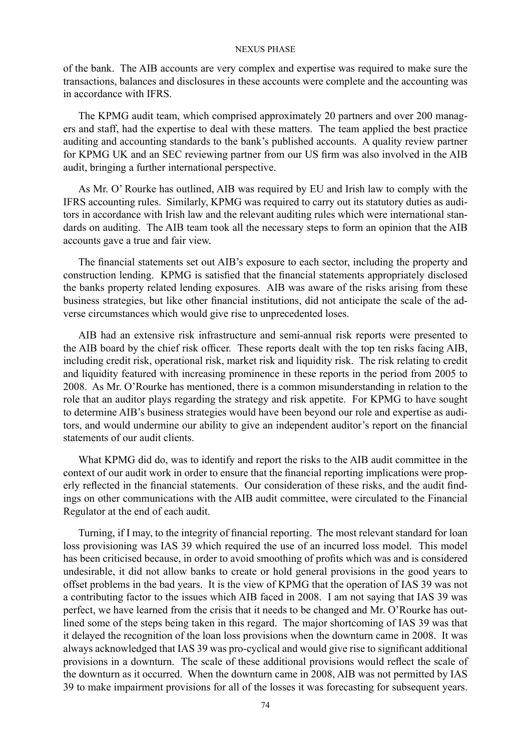of the bank. The AIB accounts are very complex and expertise was required to make sure the transactions, balances and disclosures in these accounts were complete and the accounting was in accordance with IFRS.

The KPMG audit team, which comprised approximately 20 partners and over 200 managers and staff, had the expertise to deal with these matters. The team applied the best practice auditing and accounting standards to the bank's published accounts. A quality review partner for KPMG UK and an SEC reviewing partner from our US firm was also involved in the AIB audit, bringing a further international perspective.

As Mr. O' Rourke has outlined, AIB was required by EU and Irish law to comply with the IFRS accounting rules. Similarly, KPMG was required to carry out its statutory duties as auditors in accordance with Irish law and the relevant auditing rules which were international standards on auditing. The AIB team took all the necessary steps to form an opinion that the AIB accounts gave a true and fair view.

The financial statements set out AIB's exposure to each sector, including the property and construction lending. KPMG is satisfied that the financial statements appropriately disclosed the banks property related lending exposures. AIB was aware of the risks arising from these business strategies, but like other financial institutions, did not anticipate the scale of the adverse circumstances which would give rise to unprecedented loses.

AIB had an extensive risk infrastructure and semi-annual risk reports were presented to the AIB board by the chief risk officer. These reports dealt with the top ten risks facing AIB, including credit risk, operational risk, market risk and liquidity risk. The risk relating to credit and liquidity featured with increasing prominence in these reports in the period from 2005 to 2008. As Mr. O'Rourke has mentioned, there is a common misunderstanding in relation to the role that an auditor plays regarding the strategy and risk appetite. For KPMG to have sought to determine AIB's business strategies would have been beyond our role and expertise as auditors, and would undermine our ability to give an independent auditor's report on the financial statements of our audit clients.

What KPMG did do, was to identify and report the risks to the AIB audit committee in the context of our audit work in order to ensure that the financial reporting implications were properly reflected in the financial statements. Our consideration of these risks, and the audit findings on other communications with the AIB audit committee, were circulated to the Financial Regulator at the end of each audit.

Turning, if I may, to the integrity of financial reporting. The most relevant standard for loan loss provisioning was IAS 39 which required the use of an incurred loss model. This model has been criticised because, in order to avoid smoothing of profits which was and is considered undesirable, it did not allow banks to create or hold general provisions in the good years to offset problems in the bad years. It is the view of KPMG that the operation of IAS 39 was not a contributing factor to the issues which AIB faced in 2008. I am not saying that IAS 39 was perfect, we have learned from the crisis that it needs to be changed and Mr. O'Rourke has outlined some of the steps being taken in this regard. The major shortcoming of IAS 39 was that it delayed the recognition of the loan loss provisions when the downturn came in 2008. It was always acknowledged that IAS 39 was pro-cyclical and would give rise to significant additional provisions in a downturn. The scale of these additional provisions would reflect the scale of the downturn as it occurred. When the downturn came in 2008, AIB was not permitted by IAS 39 to make impairment provisions for all of the losses it was forecasting for subsequent years.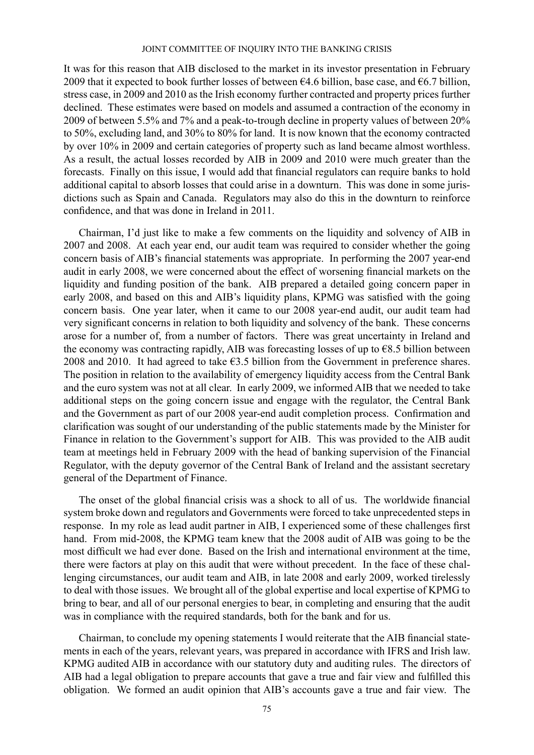It was for this reason that AIB disclosed to the market in its investor presentation in February 2009 that it expected to book further losses of between €4.6 billion, base case, and €6.7 billion, stress case, in 2009 and 2010 as the Irish economy further contracted and property prices further declined. These estimates were based on models and assumed a contraction of the economy in 2009 of between 5.5% and 7% and a peak-to-trough decline in property values of between 20% to 50%, excluding land, and 30% to 80% for land. It is now known that the economy contracted by over 10% in 2009 and certain categories of property such as land became almost worthless. As a result, the actual losses recorded by AIB in 2009 and 2010 were much greater than the forecasts. Finally on this issue, I would add that financial regulators can require banks to hold additional capital to absorb losses that could arise in a downturn. This was done in some jurisdictions such as Spain and Canada. Regulators may also do this in the downturn to reinforce confidence, and that was done in Ireland in 2011.

Chairman, I'd just like to make a few comments on the liquidity and solvency of AIB in 2007 and 2008. At each year end, our audit team was required to consider whether the going concern basis of AIB's financial statements was appropriate. In performing the 2007 year-end audit in early 2008, we were concerned about the effect of worsening financial markets on the liquidity and funding position of the bank. AIB prepared a detailed going concern paper in early 2008, and based on this and AIB's liquidity plans, KPMG was satisfied with the going concern basis. One year later, when it came to our 2008 year-end audit, our audit team had very significant concerns in relation to both liquidity and solvency of the bank. These concerns arose for a number of, from a number of factors. There was great uncertainty in Ireland and the economy was contracting rapidly, AIB was forecasting losses of up to €8.5 billion between 2008 and 2010. It had agreed to take €3.5 billion from the Government in preference shares. The position in relation to the availability of emergency liquidity access from the Central Bank and the euro system was not at all clear. In early 2009, we informed AIB that we needed to take additional steps on the going concern issue and engage with the regulator, the Central Bank and the Government as part of our 2008 year-end audit completion process. Confirmation and clarification was sought of our understanding of the public statements made by the Minister for Finance in relation to the Government's support for AIB. This was provided to the AIB audit team at meetings held in February 2009 with the head of banking supervision of the Financial Regulator, with the deputy governor of the Central Bank of Ireland and the assistant secretary general of the Department of Finance.

The onset of the global financial crisis was a shock to all of us. The worldwide financial system broke down and regulators and Governments were forced to take unprecedented steps in response. In my role as lead audit partner in AIB, I experienced some of these challenges first hand. From mid-2008, the KPMG team knew that the 2008 audit of AIB was going to be the most difficult we had ever done. Based on the Irish and international environment at the time, there were factors at play on this audit that were without precedent. In the face of these challenging circumstances, our audit team and AIB, in late 2008 and early 2009, worked tirelessly to deal with those issues. We brought all of the global expertise and local expertise of KPMG to bring to bear, and all of our personal energies to bear, in completing and ensuring that the audit was in compliance with the required standards, both for the bank and for us.

Chairman, to conclude my opening statements I would reiterate that the AIB financial statements in each of the years, relevant years, was prepared in accordance with IFRS and Irish law. KPMG audited AIB in accordance with our statutory duty and auditing rules. The directors of AIB had a legal obligation to prepare accounts that gave a true and fair view and fulfilled this obligation. We formed an audit opinion that AIB's accounts gave a true and fair view. The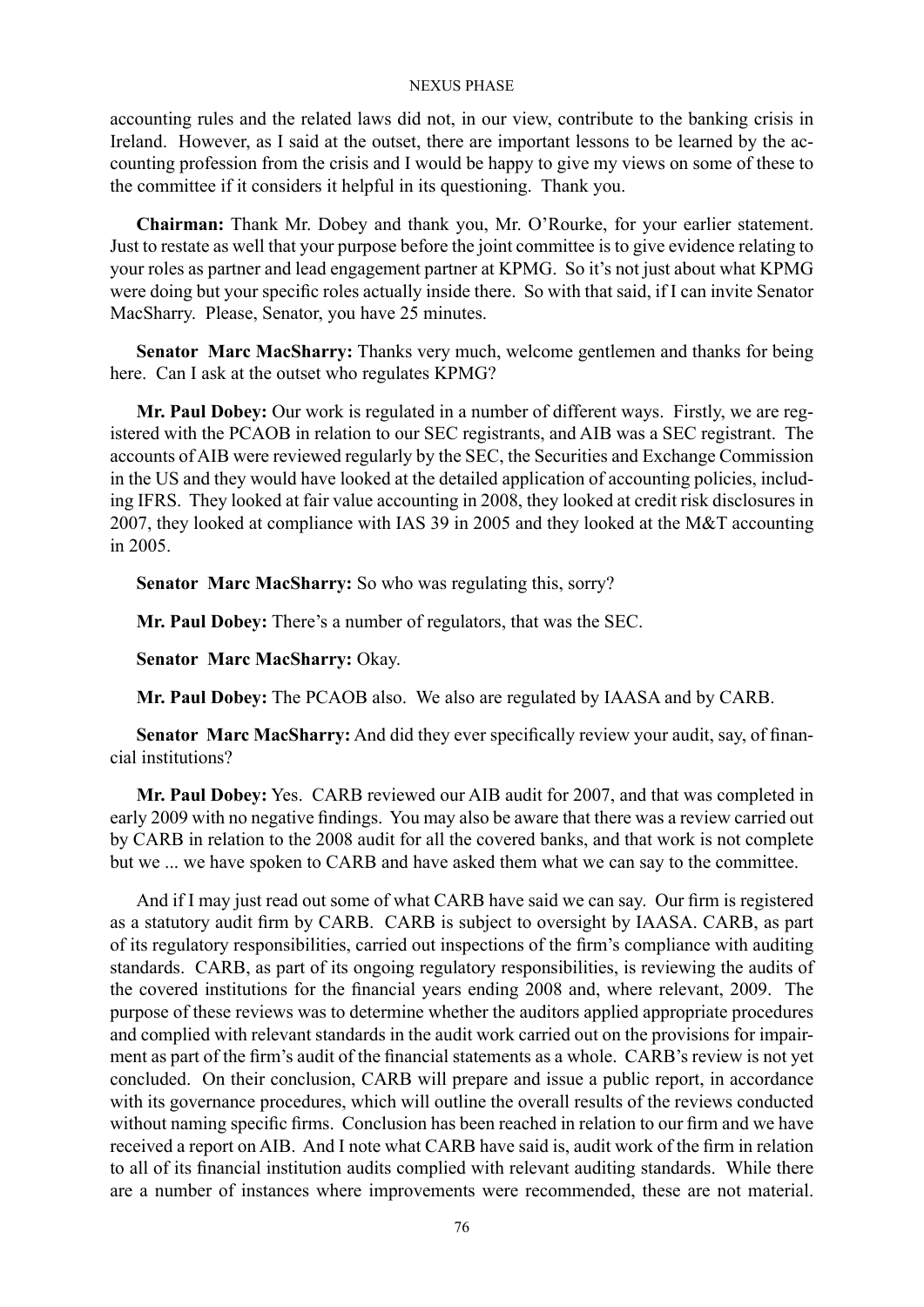accounting rules and the related laws did not, in our view, contribute to the banking crisis in Ireland. However, as I said at the outset, there are important lessons to be learned by the accounting profession from the crisis and I would be happy to give my views on some of these to the committee if it considers it helpful in its questioning. Thank you.

**Chairman:** Thank Mr. Dobey and thank you, Mr. O'Rourke, for your earlier statement. Just to restate as well that your purpose before the joint committee is to give evidence relating to your roles as partner and lead engagement partner at KPMG. So it's not just about what KPMG were doing but your specific roles actually inside there. So with that said, if I can invite Senator MacSharry. Please, Senator, you have 25 minutes.

**Senator Marc MacSharry:** Thanks very much, welcome gentlemen and thanks for being here. Can I ask at the outset who regulates KPMG?

**Mr. Paul Dobey:** Our work is regulated in a number of different ways. Firstly, we are registered with the PCAOB in relation to our SEC registrants, and AIB was a SEC registrant. The accounts of AIB were reviewed regularly by the SEC, the Securities and Exchange Commission in the US and they would have looked at the detailed application of accounting policies, including IFRS. They looked at fair value accounting in 2008, they looked at credit risk disclosures in 2007, they looked at compliance with IAS 39 in 2005 and they looked at the M&T accounting in 2005.

**Senator Marc MacSharry:** So who was regulating this, sorry?

**Mr. Paul Dobey:** There's a number of regulators, that was the SEC.

**Senator Marc MacSharry:** Okay.

**Mr. Paul Dobey:** The PCAOB also. We also are regulated by IAASA and by CARB.

**Senator Marc MacSharry:** And did they ever specifically review your audit, say, of financial institutions?

**Mr. Paul Dobey:** Yes. CARB reviewed our AIB audit for 2007, and that was completed in early 2009 with no negative findings. You may also be aware that there was a review carried out by CARB in relation to the 2008 audit for all the covered banks, and that work is not complete but we ... we have spoken to CARB and have asked them what we can say to the committee.

And if I may just read out some of what CARB have said we can say. Our firm is registered as a statutory audit firm by CARB. CARB is subject to oversight by IAASA. CARB, as part of its regulatory responsibilities, carried out inspections of the firm's compliance with auditing standards. CARB, as part of its ongoing regulatory responsibilities, is reviewing the audits of the covered institutions for the financial years ending 2008 and, where relevant, 2009. The purpose of these reviews was to determine whether the auditors applied appropriate procedures and complied with relevant standards in the audit work carried out on the provisions for impairment as part of the firm's audit of the financial statements as a whole. CARB's review is not yet concluded. On their conclusion, CARB will prepare and issue a public report, in accordance with its governance procedures, which will outline the overall results of the reviews conducted without naming specific firms. Conclusion has been reached in relation to our firm and we have received a report on AIB. And I note what CARB have said is, audit work of the firm in relation to all of its financial institution audits complied with relevant auditing standards. While there are a number of instances where improvements were recommended, these are not material.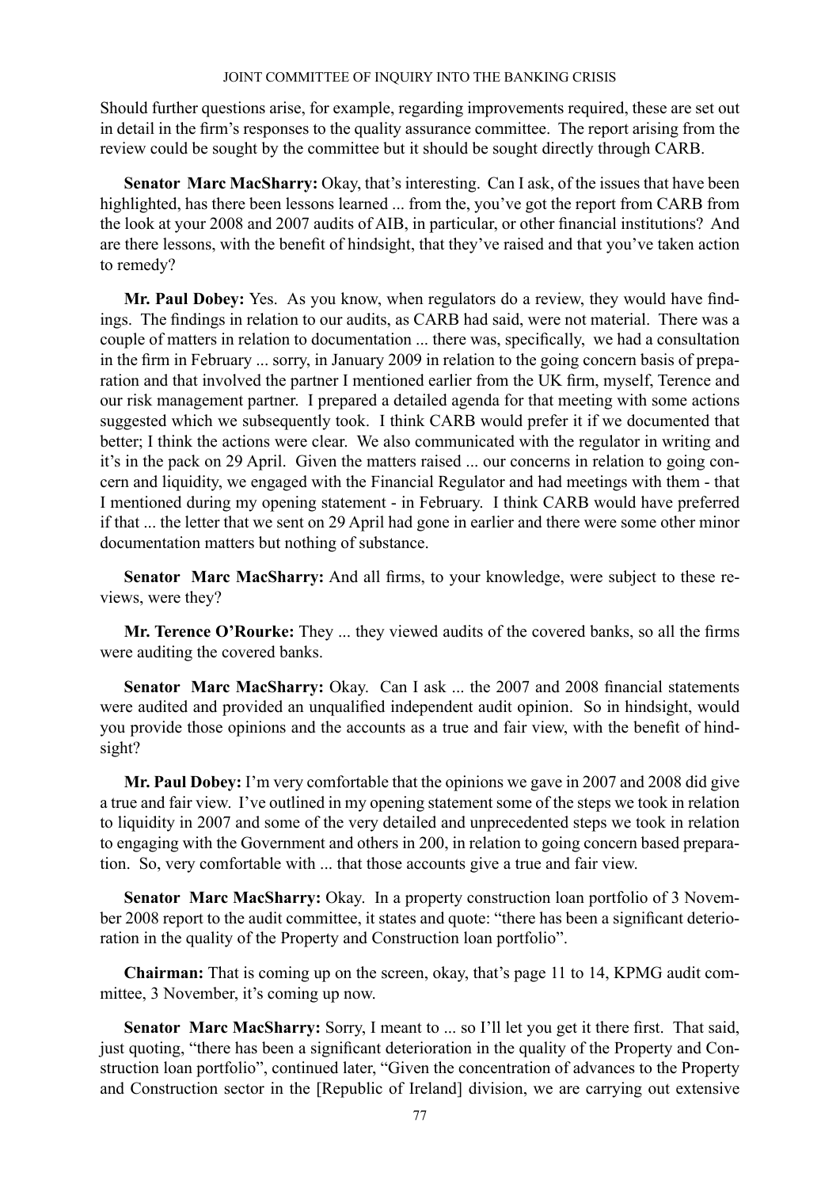Should further questions arise, for example, regarding improvements required, these are set out in detail in the firm's responses to the quality assurance committee. The report arising from the review could be sought by the committee but it should be sought directly through CARB.

**Senator Marc MacSharry:** Okay, that's interesting. Can I ask, of the issues that have been highlighted, has there been lessons learned ... from the, you've got the report from CARB from the look at your 2008 and 2007 audits of AIB, in particular, or other financial institutions? And are there lessons, with the benefit of hindsight, that they've raised and that you've taken action to remedy?

**Mr. Paul Dobey:** Yes. As you know, when regulators do a review, they would have findings. The findings in relation to our audits, as CARB had said, were not material. There was a couple of matters in relation to documentation ... there was, specifically, we had a consultation in the firm in February ... sorry, in January 2009 in relation to the going concern basis of preparation and that involved the partner I mentioned earlier from the UK firm, myself, Terence and our risk management partner. I prepared a detailed agenda for that meeting with some actions suggested which we subsequently took. I think CARB would prefer it if we documented that better; I think the actions were clear. We also communicated with the regulator in writing and it's in the pack on 29 April. Given the matters raised ... our concerns in relation to going concern and liquidity, we engaged with the Financial Regulator and had meetings with them - that I mentioned during my opening statement - in February. I think CARB would have preferred if that ... the letter that we sent on 29 April had gone in earlier and there were some other minor documentation matters but nothing of substance.

**Senator Marc MacSharry:** And all firms, to your knowledge, were subject to these reviews, were they?

**Mr. Terence O'Rourke:** They ... they viewed audits of the covered banks, so all the firms were auditing the covered banks.

**Senator Marc MacSharry:** Okay. Can I ask ... the 2007 and 2008 financial statements were audited and provided an unqualified independent audit opinion. So in hindsight, would you provide those opinions and the accounts as a true and fair view, with the benefit of hindsight?

**Mr. Paul Dobey:** I'm very comfortable that the opinions we gave in 2007 and 2008 did give a true and fair view. I've outlined in my opening statement some of the steps we took in relation to liquidity in 2007 and some of the very detailed and unprecedented steps we took in relation to engaging with the Government and others in 200, in relation to going concern based preparation. So, very comfortable with ... that those accounts give a true and fair view.

**Senator Marc MacSharry:** Okay. In a property construction loan portfolio of 3 November 2008 report to the audit committee, it states and quote: "there has been a significant deterioration in the quality of the Property and Construction loan portfolio".

**Chairman:** That is coming up on the screen, okay, that's page 11 to 14, KPMG audit committee, 3 November, it's coming up now.

**Senator Marc MacSharry:** Sorry, I meant to ... so I'll let you get it there first. That said, just quoting, "there has been a significant deterioration in the quality of the Property and Construction loan portfolio", continued later, "Given the concentration of advances to the Property and Construction sector in the [Republic of Ireland] division, we are carrying out extensive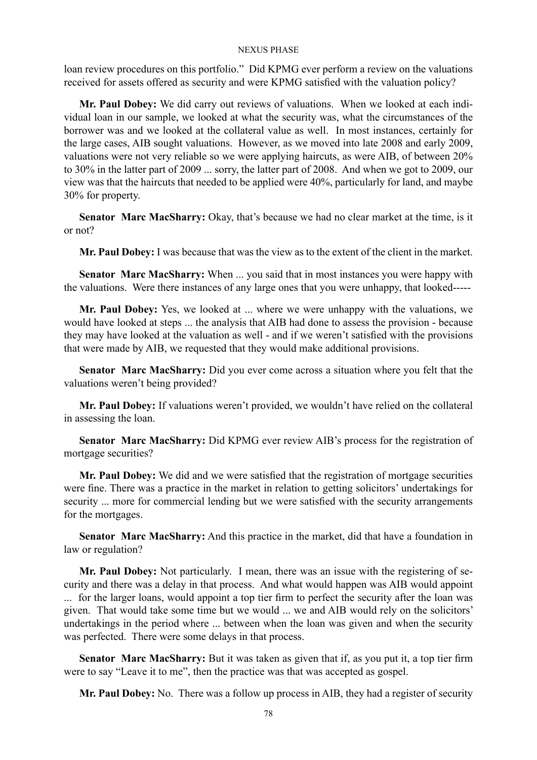loan review procedures on this portfolio." Did KPMG ever perform a review on the valuations received for assets offered as security and were KPMG satisfied with the valuation policy?

**Mr. Paul Dobey:** We did carry out reviews of valuations. When we looked at each individual loan in our sample, we looked at what the security was, what the circumstances of the borrower was and we looked at the collateral value as well. In most instances, certainly for the large cases, AIB sought valuations. However, as we moved into late 2008 and early 2009, valuations were not very reliable so we were applying haircuts, as were AIB, of between 20% to 30% in the latter part of 2009 ... sorry, the latter part of 2008. And when we got to 2009, our view was that the haircuts that needed to be applied were 40%, particularly for land, and maybe 30% for property.

**Senator Marc MacSharry:** Okay, that's because we had no clear market at the time, is it or not?

**Mr. Paul Dobey:** I was because that was the view as to the extent of the client in the market.

**Senator Marc MacSharry:** When ... you said that in most instances you were happy with the valuations. Were there instances of any large ones that you were unhappy, that looked-----

**Mr. Paul Dobey:** Yes, we looked at ... where we were unhappy with the valuations, we would have looked at steps ... the analysis that AIB had done to assess the provision - because they may have looked at the valuation as well - and if we weren't satisfied with the provisions that were made by AIB, we requested that they would make additional provisions.

**Senator Marc MacSharry:** Did you ever come across a situation where you felt that the valuations weren't being provided?

**Mr. Paul Dobey:** If valuations weren't provided, we wouldn't have relied on the collateral in assessing the loan.

**Senator Marc MacSharry:** Did KPMG ever review AIB's process for the registration of mortgage securities?

**Mr. Paul Dobey:** We did and we were satisfied that the registration of mortgage securities were fine. There was a practice in the market in relation to getting solicitors' undertakings for security ... more for commercial lending but we were satisfied with the security arrangements for the mortgages.

**Senator Marc MacSharry:** And this practice in the market, did that have a foundation in law or regulation?

**Mr. Paul Dobey:** Not particularly. I mean, there was an issue with the registering of security and there was a delay in that process. And what would happen was AIB would appoint ... for the larger loans, would appoint a top tier firm to perfect the security after the loan was given. That would take some time but we would ... we and AIB would rely on the solicitors' undertakings in the period where ... between when the loan was given and when the security was perfected. There were some delays in that process.

**Senator Marc MacSharry:** But it was taken as given that if, as you put it, a top tier firm were to say "Leave it to me", then the practice was that was accepted as gospel.

**Mr. Paul Dobey:** No. There was a follow up process in AIB, they had a register of security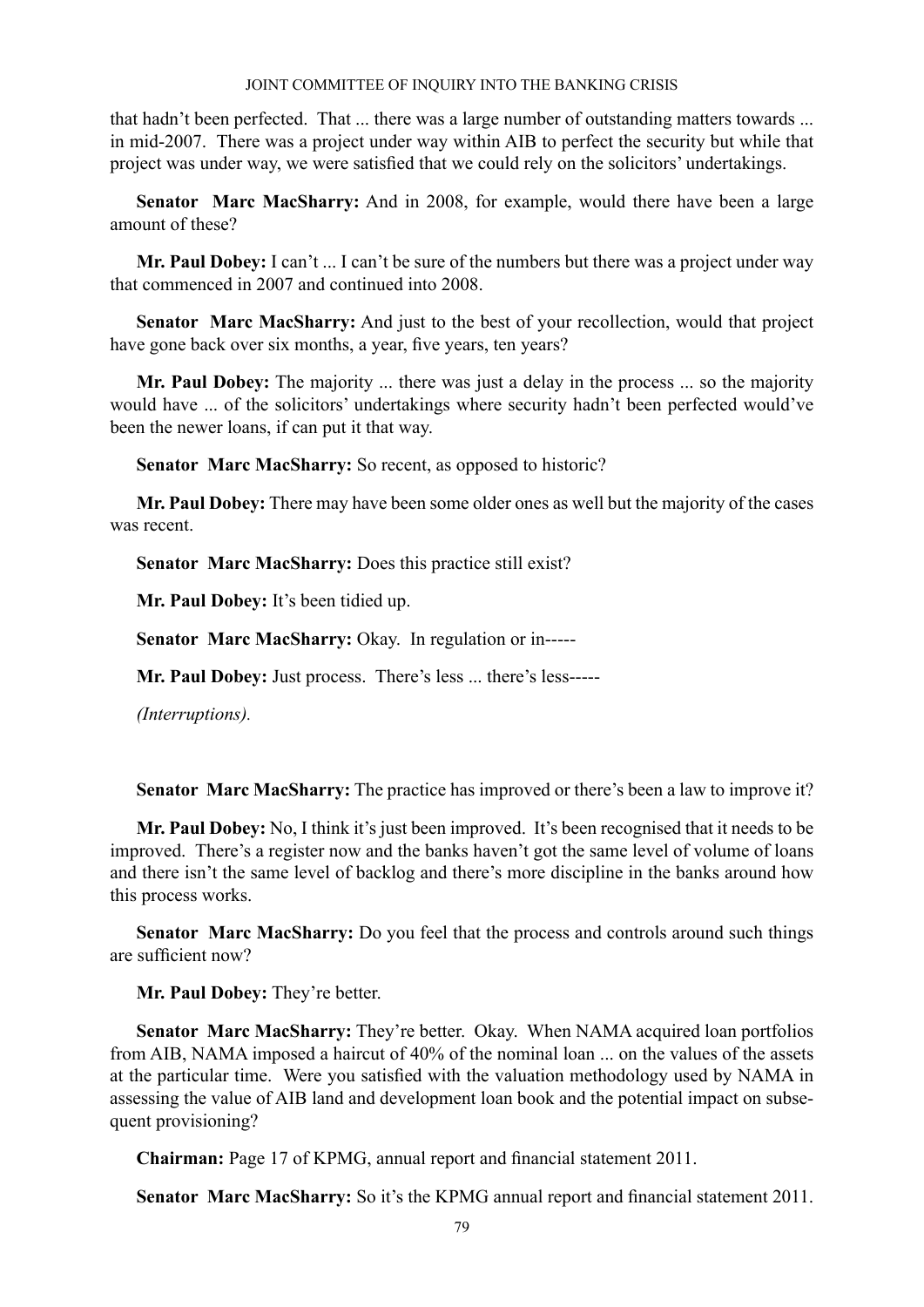that hadn't been perfected. That ... there was a large number of outstanding matters towards ... in mid-2007. There was a project under way within AIB to perfect the security but while that project was under way, we were satisfied that we could rely on the solicitors' undertakings.

**Senator Marc MacSharry:** And in 2008, for example, would there have been a large amount of these?

**Mr. Paul Dobey:** I can't ... I can't be sure of the numbers but there was a project under way that commenced in 2007 and continued into 2008.

**Senator Marc MacSharry:** And just to the best of your recollection, would that project have gone back over six months, a year, five years, ten years?

**Mr. Paul Dobey:** The majority ... there was just a delay in the process ... so the majority would have ... of the solicitors' undertakings where security hadn't been perfected would've been the newer loans, if can put it that way.

**Senator Marc MacSharry:** So recent, as opposed to historic?

**Mr. Paul Dobey:** There may have been some older ones as well but the majority of the cases was recent.

**Senator Marc MacSharry:** Does this practice still exist?

**Mr. Paul Dobey:** It's been tidied up.

**Senator Marc MacSharry:** Okay. In regulation or in-----

**Mr. Paul Dobey:** Just process. There's less ... there's less-----

*(Interruptions).*

**Senator Marc MacSharry:** The practice has improved or there's been a law to improve it?

**Mr. Paul Dobey:** No, I think it's just been improved. It's been recognised that it needs to be improved. There's a register now and the banks haven't got the same level of volume of loans and there isn't the same level of backlog and there's more discipline in the banks around how this process works.

**Senator Marc MacSharry:** Do you feel that the process and controls around such things are sufficient now?

**Mr. Paul Dobey:** They're better.

**Senator Marc MacSharry:** They're better. Okay. When NAMA acquired loan portfolios from AIB, NAMA imposed a haircut of 40% of the nominal loan ... on the values of the assets at the particular time. Were you satisfied with the valuation methodology used by NAMA in assessing the value of AIB land and development loan book and the potential impact on subsequent provisioning?

**Chairman:** Page 17 of KPMG, annual report and financial statement 2011.

**Senator Marc MacSharry:** So it's the KPMG annual report and financial statement 2011.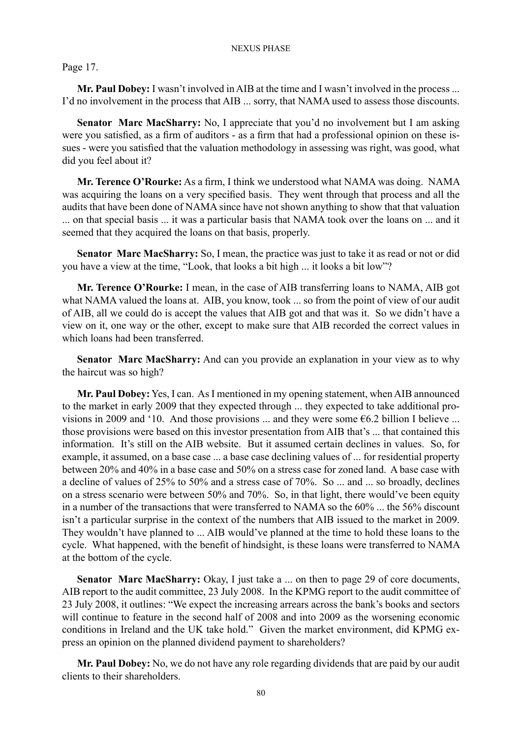Page 17.

**Mr. Paul Dobey:** I wasn't involved in AIB at the time and I wasn't involved in the process ... I'd no involvement in the process that AIB ... sorry, that NAMA used to assess those discounts.

**Senator Marc MacSharry:** No, I appreciate that you'd no involvement but I am asking were you satisfied, as a firm of auditors - as a firm that had a professional opinion on these issues - were you satisfied that the valuation methodology in assessing was right, was good, what did you feel about it?

**Mr. Terence O'Rourke:** As a firm, I think we understood what NAMA was doing. NAMA was acquiring the loans on a very specified basis. They went through that process and all the audits that have been done of NAMA since have not shown anything to show that that valuation ... on that special basis ... it was a particular basis that NAMA took over the loans on ... and it seemed that they acquired the loans on that basis, properly.

**Senator Marc MacSharry:** So, I mean, the practice was just to take it as read or not or did you have a view at the time, "Look, that looks a bit high ... it looks a bit low"?

**Mr. Terence O'Rourke:** I mean, in the case of AIB transferring loans to NAMA, AIB got what NAMA valued the loans at. AIB, you know, took ... so from the point of view of our audit of AIB, all we could do is accept the values that AIB got and that was it. So we didn't have a view on it, one way or the other, except to make sure that AIB recorded the correct values in which loans had been transferred.

**Senator Marc MacSharry:** And can you provide an explanation in your view as to why the haircut was so high?

**Mr. Paul Dobey:** Yes, I can. As I mentioned in my opening statement, when AIB announced to the market in early 2009 that they expected through ... they expected to take additional provisions in 2009 and '10. And those provisions ... and they were some €6.2 billion I believe ... those provisions were based on this investor presentation from AIB that's ... that contained this information. It's still on the AIB website. But it assumed certain declines in values. So, for example, it assumed, on a base case ... a base case declining values of ... for residential property between 20% and 40% in a base case and 50% on a stress case for zoned land. A base case with a decline of values of 25% to 50% and a stress case of 70%. So ... and ... so broadly, declines on a stress scenario were between 50% and 70%. So, in that light, there would've been equity in a number of the transactions that were transferred to NAMA so the 60% ... the 56% discount isn't a particular surprise in the context of the numbers that AIB issued to the market in 2009. They wouldn't have planned to ... AIB would've planned at the time to hold these loans to the cycle. What happened, with the benefit of hindsight, is these loans were transferred to NAMA at the bottom of the cycle.

**Senator Marc MacSharry:** Okay, I just take a ... on then to page 29 of core documents, AIB report to the audit committee, 23 July 2008. In the KPMG report to the audit committee of 23 July 2008, it outlines: "We expect the increasing arrears across the bank's books and sectors will continue to feature in the second half of 2008 and into 2009 as the worsening economic conditions in Ireland and the UK take hold." Given the market environment, did KPMG express an opinion on the planned dividend payment to shareholders?

**Mr. Paul Dobey:** No, we do not have any role regarding dividends that are paid by our audit clients to their shareholders.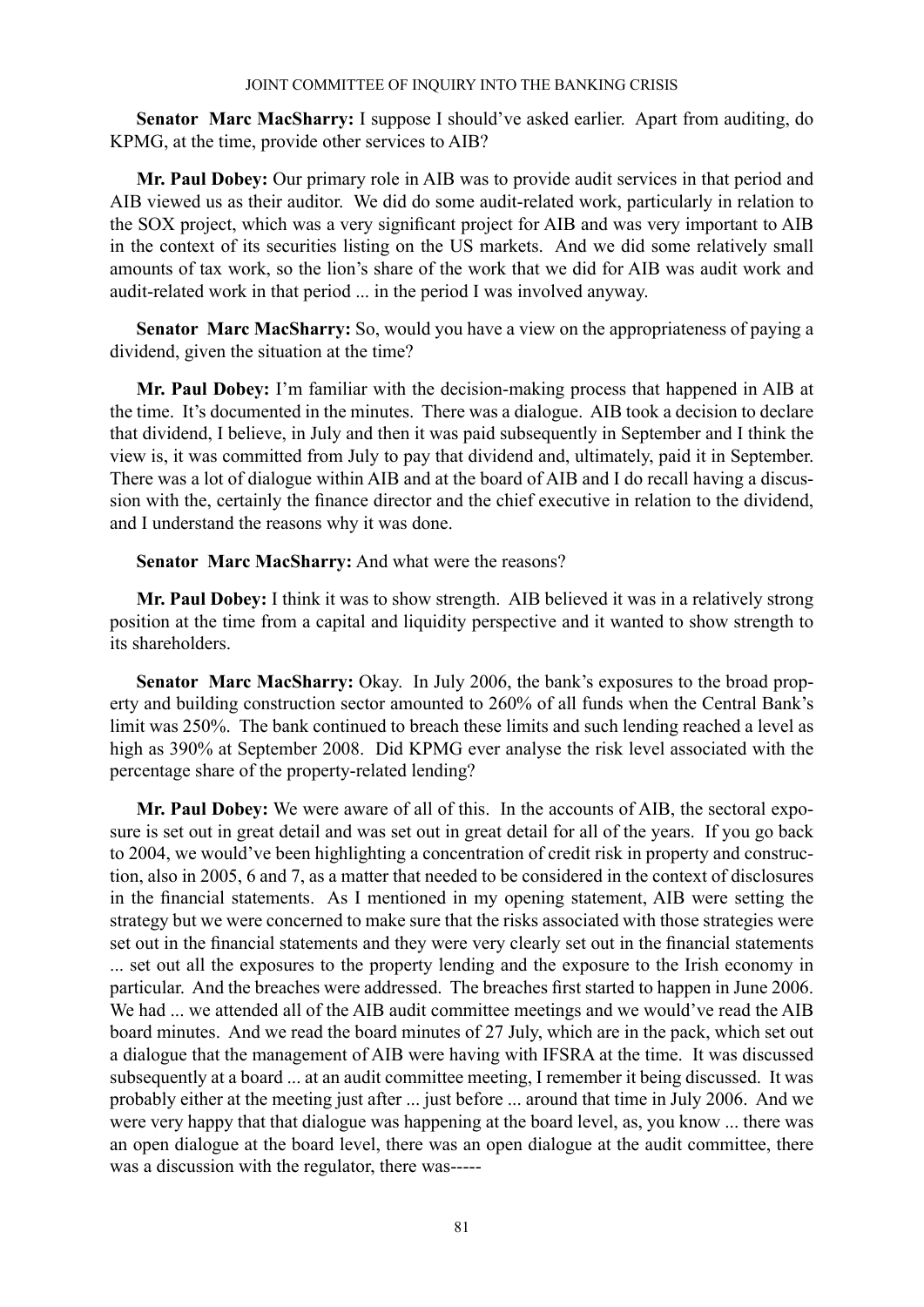**Senator Marc MacSharry:** I suppose I should've asked earlier. Apart from auditing, do KPMG, at the time, provide other services to AIB?

**Mr. Paul Dobey:** Our primary role in AIB was to provide audit services in that period and AIB viewed us as their auditor. We did do some audit-related work, particularly in relation to the SOX project, which was a very significant project for AIB and was very important to AIB in the context of its securities listing on the US markets. And we did some relatively small amounts of tax work, so the lion's share of the work that we did for AIB was audit work and audit-related work in that period ... in the period I was involved anyway.

**Senator Marc MacSharry:** So, would you have a view on the appropriateness of paying a dividend, given the situation at the time?

**Mr. Paul Dobey:** I'm familiar with the decision-making process that happened in AIB at the time. It's documented in the minutes. There was a dialogue. AIB took a decision to declare that dividend, I believe, in July and then it was paid subsequently in September and I think the view is, it was committed from July to pay that dividend and, ultimately, paid it in September. There was a lot of dialogue within AIB and at the board of AIB and I do recall having a discussion with the, certainly the finance director and the chief executive in relation to the dividend, and I understand the reasons why it was done.

**Senator Marc MacSharry:** And what were the reasons?

**Mr. Paul Dobey:** I think it was to show strength. AIB believed it was in a relatively strong position at the time from a capital and liquidity perspective and it wanted to show strength to its shareholders.

**Senator Marc MacSharry:** Okay. In July 2006, the bank's exposures to the broad property and building construction sector amounted to 260% of all funds when the Central Bank's limit was 250%. The bank continued to breach these limits and such lending reached a level as high as 390% at September 2008. Did KPMG ever analyse the risk level associated with the percentage share of the property-related lending?

**Mr. Paul Dobey:** We were aware of all of this. In the accounts of AIB, the sectoral exposure is set out in great detail and was set out in great detail for all of the years. If you go back to 2004, we would've been highlighting a concentration of credit risk in property and construction, also in 2005, 6 and 7, as a matter that needed to be considered in the context of disclosures in the financial statements. As I mentioned in my opening statement, AIB were setting the strategy but we were concerned to make sure that the risks associated with those strategies were set out in the financial statements and they were very clearly set out in the financial statements ... set out all the exposures to the property lending and the exposure to the Irish economy in particular. And the breaches were addressed. The breaches first started to happen in June 2006. We had ... we attended all of the AIB audit committee meetings and we would've read the AIB board minutes. And we read the board minutes of 27 July, which are in the pack, which set out a dialogue that the management of AIB were having with IFSRA at the time. It was discussed subsequently at a board ... at an audit committee meeting, I remember it being discussed. It was probably either at the meeting just after ... just before ... around that time in July 2006. And we were very happy that that dialogue was happening at the board level, as, you know ... there was an open dialogue at the board level, there was an open dialogue at the audit committee, there was a discussion with the regulator, there was-----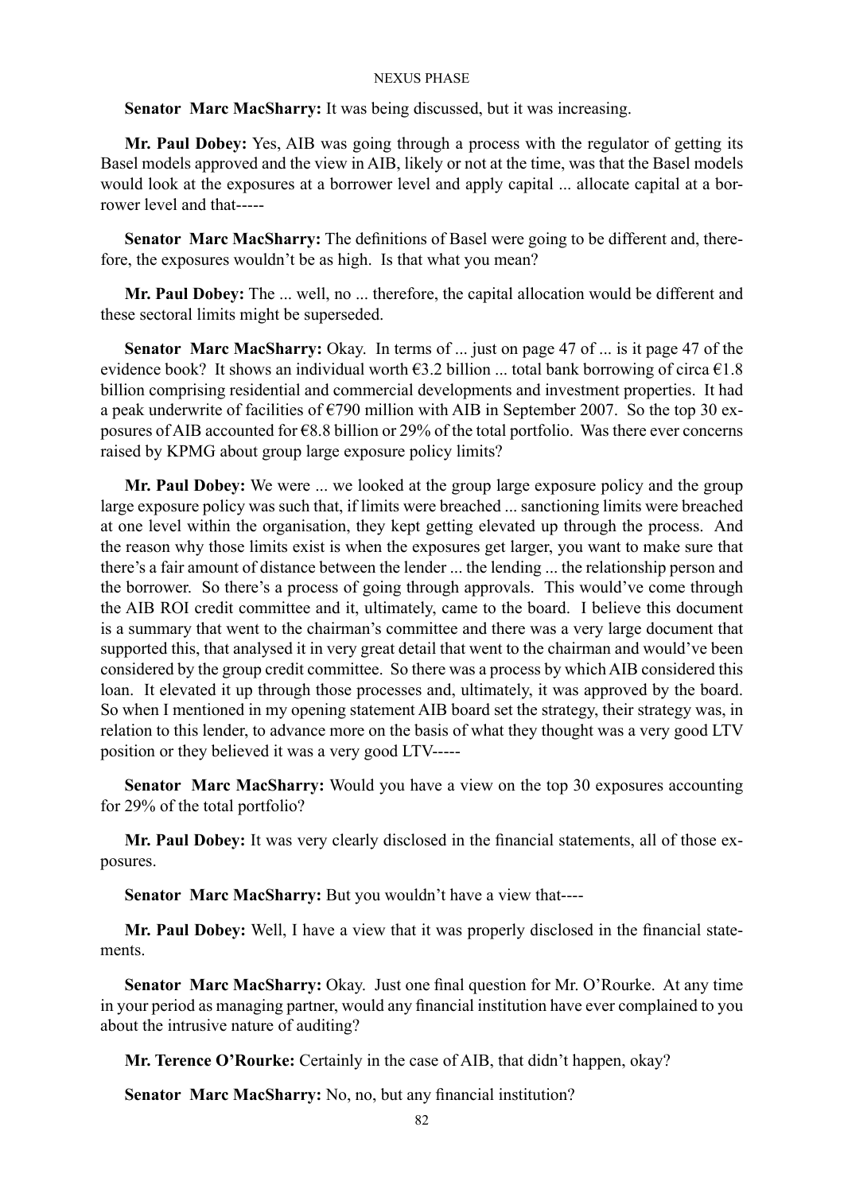**Senator Marc MacSharry:** It was being discussed, but it was increasing.

**Mr. Paul Dobey:** Yes, AIB was going through a process with the regulator of getting its Basel models approved and the view in AIB, likely or not at the time, was that the Basel models would look at the exposures at a borrower level and apply capital ... allocate capital at a borrower level and that-----

**Senator Marc MacSharry:** The definitions of Basel were going to be different and, therefore, the exposures wouldn't be as high. Is that what you mean?

**Mr. Paul Dobey:** The ... well, no ... therefore, the capital allocation would be different and these sectoral limits might be superseded.

**Senator Marc MacSharry:** Okay. In terms of ... just on page 47 of ... is it page 47 of the evidence book? It shows an individual worth €3.2 billion ... total bank borrowing of circa €1.8 billion comprising residential and commercial developments and investment properties. It had a peak underwrite of facilities of €790 million with AIB in September 2007. So the top 30 exposures of AIB accounted for €8.8 billion or 29% of the total portfolio. Was there ever concerns raised by KPMG about group large exposure policy limits?

**Mr. Paul Dobey:** We were ... we looked at the group large exposure policy and the group large exposure policy was such that, if limits were breached ... sanctioning limits were breached at one level within the organisation, they kept getting elevated up through the process. And the reason why those limits exist is when the exposures get larger, you want to make sure that there's a fair amount of distance between the lender ... the lending ... the relationship person and the borrower. So there's a process of going through approvals. This would've come through the AIB ROI credit committee and it, ultimately, came to the board. I believe this document is a summary that went to the chairman's committee and there was a very large document that supported this, that analysed it in very great detail that went to the chairman and would've been considered by the group credit committee. So there was a process by which AIB considered this loan. It elevated it up through those processes and, ultimately, it was approved by the board. So when I mentioned in my opening statement AIB board set the strategy, their strategy was, in relation to this lender, to advance more on the basis of what they thought was a very good LTV position or they believed it was a very good LTV-----

**Senator Marc MacSharry:** Would you have a view on the top 30 exposures accounting for 29% of the total portfolio?

**Mr. Paul Dobey:** It was very clearly disclosed in the financial statements, all of those exposures.

**Senator Marc MacSharry:** But you wouldn't have a view that----

**Mr. Paul Dobey:** Well, I have a view that it was properly disclosed in the financial statements.

**Senator Marc MacSharry:** Okay. Just one final question for Mr. O'Rourke. At any time in your period as managing partner, would any financial institution have ever complained to you about the intrusive nature of auditing?

**Mr. Terence O'Rourke:** Certainly in the case of AIB, that didn't happen, okay?

**Senator Marc MacSharry:** No, no, but any financial institution?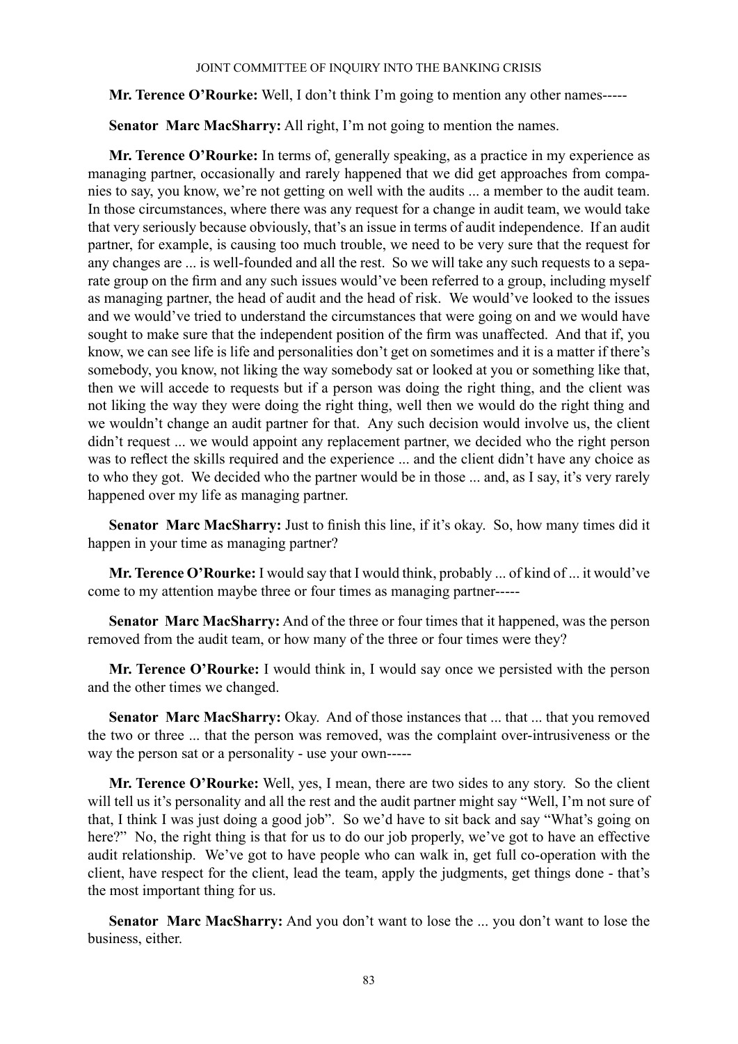**Mr. Terence O'Rourke:** Well, I don't think I'm going to mention any other names-----

**Senator Marc MacSharry:** All right, I'm not going to mention the names.

**Mr. Terence O'Rourke:** In terms of, generally speaking, as a practice in my experience as managing partner, occasionally and rarely happened that we did get approaches from companies to say, you know, we're not getting on well with the audits ... a member to the audit team. In those circumstances, where there was any request for a change in audit team, we would take that very seriously because obviously, that's an issue in terms of audit independence. If an audit partner, for example, is causing too much trouble, we need to be very sure that the request for any changes are ... is well-founded and all the rest. So we will take any such requests to a separate group on the firm and any such issues would've been referred to a group, including myself as managing partner, the head of audit and the head of risk. We would've looked to the issues and we would've tried to understand the circumstances that were going on and we would have sought to make sure that the independent position of the firm was unaffected. And that if, you know, we can see life is life and personalities don't get on sometimes and it is a matter if there's somebody, you know, not liking the way somebody sat or looked at you or something like that, then we will accede to requests but if a person was doing the right thing, and the client was not liking the way they were doing the right thing, well then we would do the right thing and we wouldn't change an audit partner for that. Any such decision would involve us, the client didn't request ... we would appoint any replacement partner, we decided who the right person was to reflect the skills required and the experience ... and the client didn't have any choice as to who they got. We decided who the partner would be in those ... and, as I say, it's very rarely happened over my life as managing partner.

**Senator Marc MacSharry:** Just to finish this line, if it's okay. So, how many times did it happen in your time as managing partner?

**Mr. Terence O'Rourke:** I would say that I would think, probably ... of kind of ... it would've come to my attention maybe three or four times as managing partner-----

**Senator Marc MacSharry:** And of the three or four times that it happened, was the person removed from the audit team, or how many of the three or four times were they?

**Mr. Terence O'Rourke:** I would think in, I would say once we persisted with the person and the other times we changed.

**Senator Marc MacSharry:** Okay. And of those instances that ... that ... that you removed the two or three ... that the person was removed, was the complaint over-intrusiveness or the way the person sat or a personality - use your own-----

**Mr. Terence O'Rourke:** Well, yes, I mean, there are two sides to any story. So the client will tell us it's personality and all the rest and the audit partner might say "Well, I'm not sure of that, I think I was just doing a good job". So we'd have to sit back and say "What's going on here?" No, the right thing is that for us to do our job properly, we've got to have an effective audit relationship. We've got to have people who can walk in, get full co-operation with the client, have respect for the client, lead the team, apply the judgments, get things done - that's the most important thing for us.

**Senator Marc MacSharry:** And you don't want to lose the ... you don't want to lose the business, either.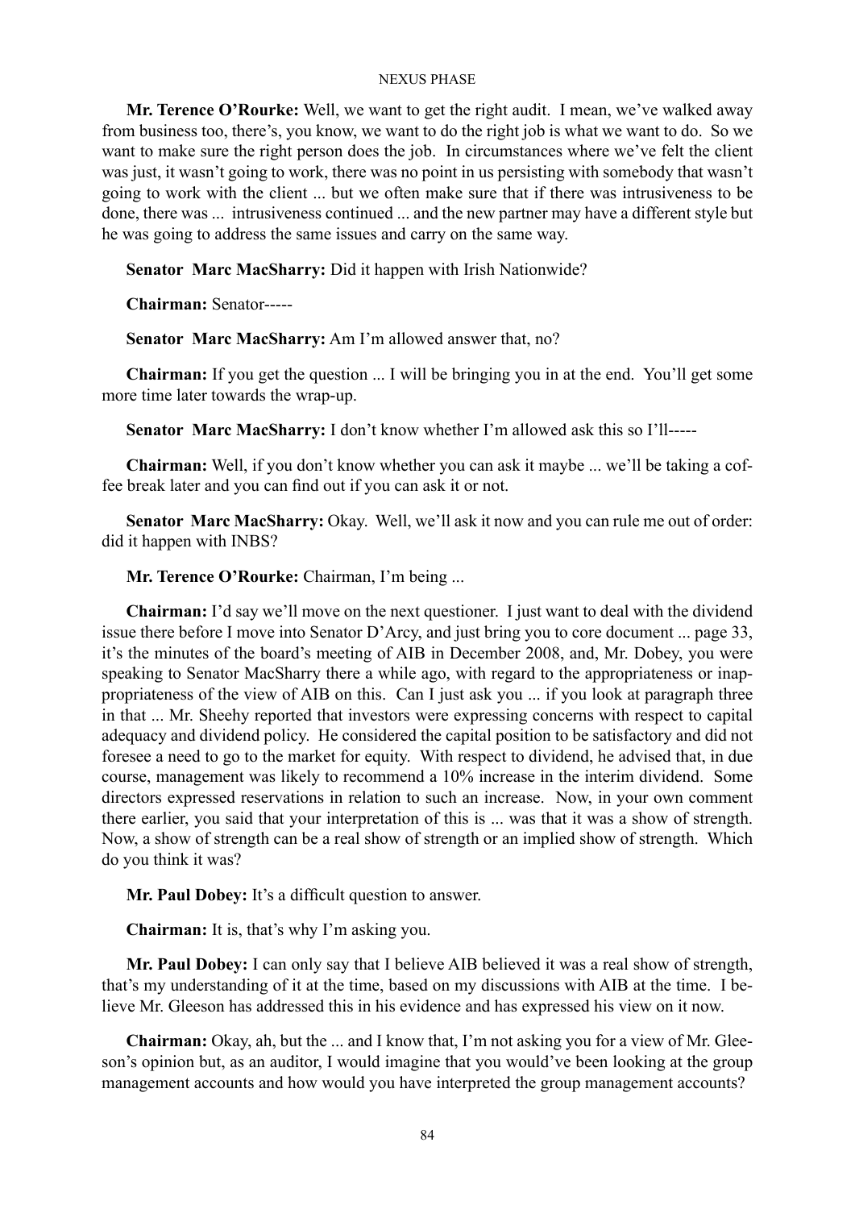**Mr. Terence O'Rourke:** Well, we want to get the right audit. I mean, we've walked away from business too, there's, you know, we want to do the right job is what we want to do. So we want to make sure the right person does the job. In circumstances where we've felt the client was just, it wasn't going to work, there was no point in us persisting with somebody that wasn't going to work with the client ... but we often make sure that if there was intrusiveness to be done, there was ... intrusiveness continued ... and the new partner may have a different style but he was going to address the same issues and carry on the same way.

**Senator Marc MacSharry:** Did it happen with Irish Nationwide?

**Chairman:** Senator-----

**Senator Marc MacSharry:** Am I'm allowed answer that, no?

**Chairman:** If you get the question ... I will be bringing you in at the end. You'll get some more time later towards the wrap-up.

**Senator Marc MacSharry:** I don't know whether I'm allowed ask this so I'll-----

**Chairman:** Well, if you don't know whether you can ask it maybe ... we'll be taking a coffee break later and you can find out if you can ask it or not.

**Senator Marc MacSharry:** Okay. Well, we'll ask it now and you can rule me out of order: did it happen with INBS?

**Mr. Terence O'Rourke:** Chairman, I'm being ...

**Chairman:** I'd say we'll move on the next questioner. I just want to deal with the dividend issue there before I move into Senator D'Arcy, and just bring you to core document ... page 33, it's the minutes of the board's meeting of AIB in December 2008, and, Mr. Dobey, you were speaking to Senator MacSharry there a while ago, with regard to the appropriateness or inappropriateness of the view of AIB on this. Can I just ask you ... if you look at paragraph three in that ... Mr. Sheehy reported that investors were expressing concerns with respect to capital adequacy and dividend policy. He considered the capital position to be satisfactory and did not foresee a need to go to the market for equity. With respect to dividend, he advised that, in due course, management was likely to recommend a 10% increase in the interim dividend. Some directors expressed reservations in relation to such an increase. Now, in your own comment there earlier, you said that your interpretation of this is ... was that it was a show of strength. Now, a show of strength can be a real show of strength or an implied show of strength. Which do you think it was?

**Mr. Paul Dobey:** It's a difficult question to answer.

**Chairman:** It is, that's why I'm asking you.

**Mr. Paul Dobey:** I can only say that I believe AIB believed it was a real show of strength, that's my understanding of it at the time, based on my discussions with AIB at the time. I believe Mr. Gleeson has addressed this in his evidence and has expressed his view on it now.

**Chairman:** Okay, ah, but the ... and I know that, I'm not asking you for a view of Mr. Gleeson's opinion but, as an auditor, I would imagine that you would've been looking at the group management accounts and how would you have interpreted the group management accounts?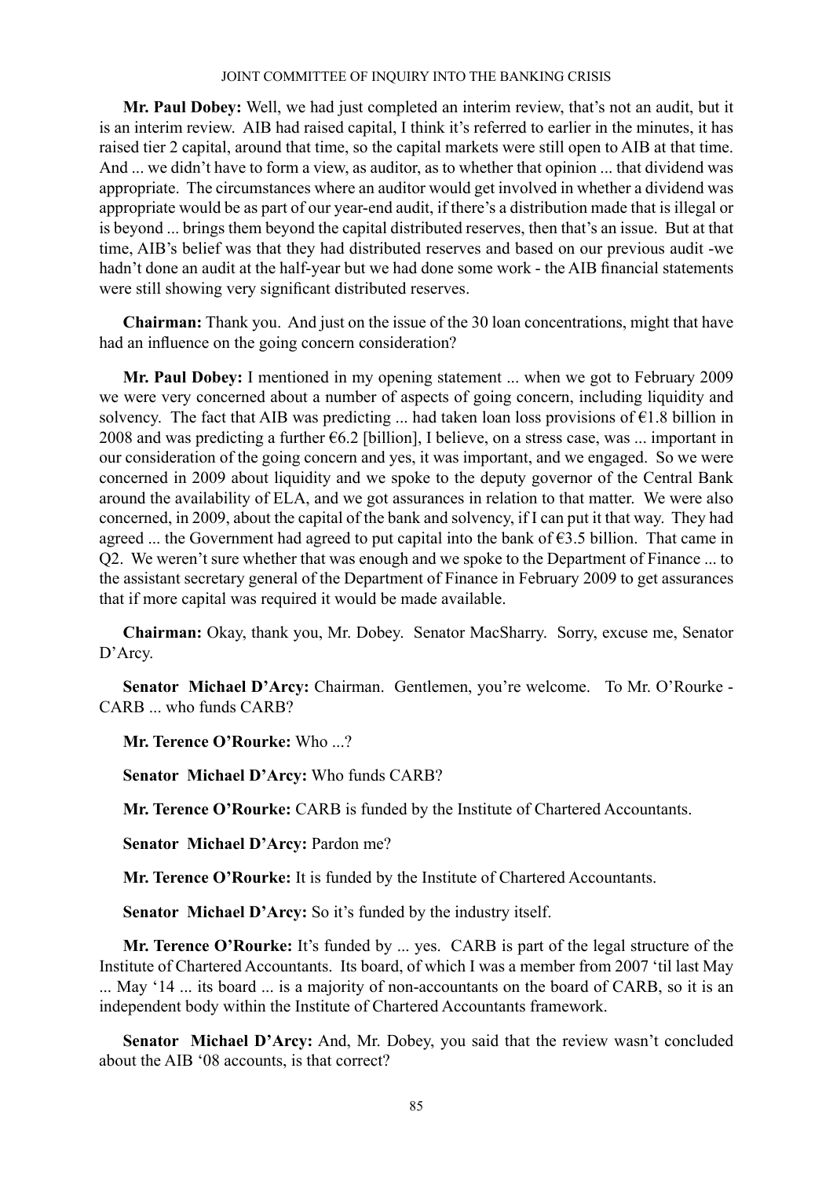**Mr. Paul Dobey:** Well, we had just completed an interim review, that's not an audit, but it is an interim review. AIB had raised capital, I think it's referred to earlier in the minutes, it has raised tier 2 capital, around that time, so the capital markets were still open to AIB at that time. And ... we didn't have to form a view, as auditor, as to whether that opinion ... that dividend was appropriate. The circumstances where an auditor would get involved in whether a dividend was appropriate would be as part of our year-end audit, if there's a distribution made that is illegal or is beyond ... brings them beyond the capital distributed reserves, then that's an issue. But at that time, AIB's belief was that they had distributed reserves and based on our previous audit -we hadn't done an audit at the half-year but we had done some work - the AIB financial statements were still showing very significant distributed reserves.

**Chairman:** Thank you. And just on the issue of the 30 loan concentrations, might that have had an influence on the going concern consideration?

**Mr. Paul Dobey:** I mentioned in my opening statement ... when we got to February 2009 we were very concerned about a number of aspects of going concern, including liquidity and solvency. The fact that AIB was predicting ... had taken loan loss provisions of €1.8 billion in 2008 and was predicting a further €6.2 [billion], I believe, on a stress case, was ... important in our consideration of the going concern and yes, it was important, and we engaged. So we were concerned in 2009 about liquidity and we spoke to the deputy governor of the Central Bank around the availability of ELA, and we got assurances in relation to that matter. We were also concerned, in 2009, about the capital of the bank and solvency, if I can put it that way. They had agreed ... the Government had agreed to put capital into the bank of €3.5 billion. That came in Q2. We weren't sure whether that was enough and we spoke to the Department of Finance ... to the assistant secretary general of the Department of Finance in February 2009 to get assurances that if more capital was required it would be made available.

**Chairman:** Okay, thank you, Mr. Dobey. Senator MacSharry. Sorry, excuse me, Senator D'Arcy.

**Senator Michael D'Arcy:** Chairman. Gentlemen, you're welcome. To Mr. O'Rourke - CARB ... who funds CARB?

**Mr. Terence O'Rourke:** Who ...?

**Senator Michael D'Arcy:** Who funds CARB?

**Mr. Terence O'Rourke:** CARB is funded by the Institute of Chartered Accountants.

**Senator Michael D'Arcy:** Pardon me?

**Mr. Terence O'Rourke:** It is funded by the Institute of Chartered Accountants.

**Senator Michael D'Arcy:** So it's funded by the industry itself.

**Mr. Terence O'Rourke:** It's funded by ... yes. CARB is part of the legal structure of the Institute of Chartered Accountants. Its board, of which I was a member from 2007 'til last May ... May '14 ... its board ... is a majority of non-accountants on the board of CARB, so it is an independent body within the Institute of Chartered Accountants framework.

**Senator Michael D'Arcy:** And, Mr. Dobey, you said that the review wasn't concluded about the AIB '08 accounts, is that correct?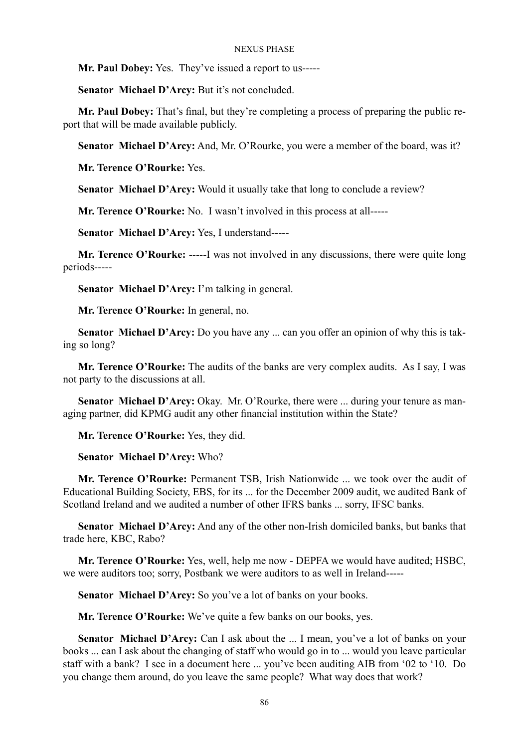**Mr. Paul Dobey:** Yes. They've issued a report to us-----

**Senator Michael D'Arcy:** But it's not concluded.

**Mr. Paul Dobey:** That's final, but they're completing a process of preparing the public report that will be made available publicly.

**Senator Michael D'Arcy:** And, Mr. O'Rourke, you were a member of the board, was it?

**Mr. Terence O'Rourke:** Yes.

**Senator Michael D'Arcy:** Would it usually take that long to conclude a review?

**Mr. Terence O'Rourke:** No. I wasn't involved in this process at all-----

**Senator Michael D'Arcy:** Yes, I understand-----

**Mr. Terence O'Rourke:** -----I was not involved in any discussions, there were quite long periods-----

**Senator Michael D'Arcy:** I'm talking in general.

**Mr. Terence O'Rourke:** In general, no.

**Senator Michael D'Arcy:** Do you have any ... can you offer an opinion of why this is taking so long?

**Mr. Terence O'Rourke:** The audits of the banks are very complex audits. As I say, I was not party to the discussions at all.

**Senator Michael D'Arcy:** Okay. Mr. O'Rourke, there were ... during your tenure as managing partner, did KPMG audit any other financial institution within the State?

**Mr. Terence O'Rourke:** Yes, they did.

**Senator Michael D'Arcy:** Who?

**Mr. Terence O'Rourke:** Permanent TSB, Irish Nationwide ... we took over the audit of Educational Building Society, EBS, for its ... for the December 2009 audit, we audited Bank of Scotland Ireland and we audited a number of other IFRS banks ... sorry, IFSC banks.

**Senator Michael D'Arcy:** And any of the other non-Irish domiciled banks, but banks that trade here, KBC, Rabo?

**Mr. Terence O'Rourke:** Yes, well, help me now - DEPFA we would have audited; HSBC, we were auditors too; sorry, Postbank we were auditors to as well in Ireland-----

**Senator Michael D'Arcy:** So you've a lot of banks on your books.

**Mr. Terence O'Rourke:** We've quite a few banks on our books, yes.

**Senator Michael D'Arcy:** Can I ask about the ... I mean, you've a lot of banks on your books ... can I ask about the changing of staff who would go in to ... would you leave particular staff with a bank? I see in a document here ... you've been auditing AIB from '02 to '10. Do you change them around, do you leave the same people? What way does that work?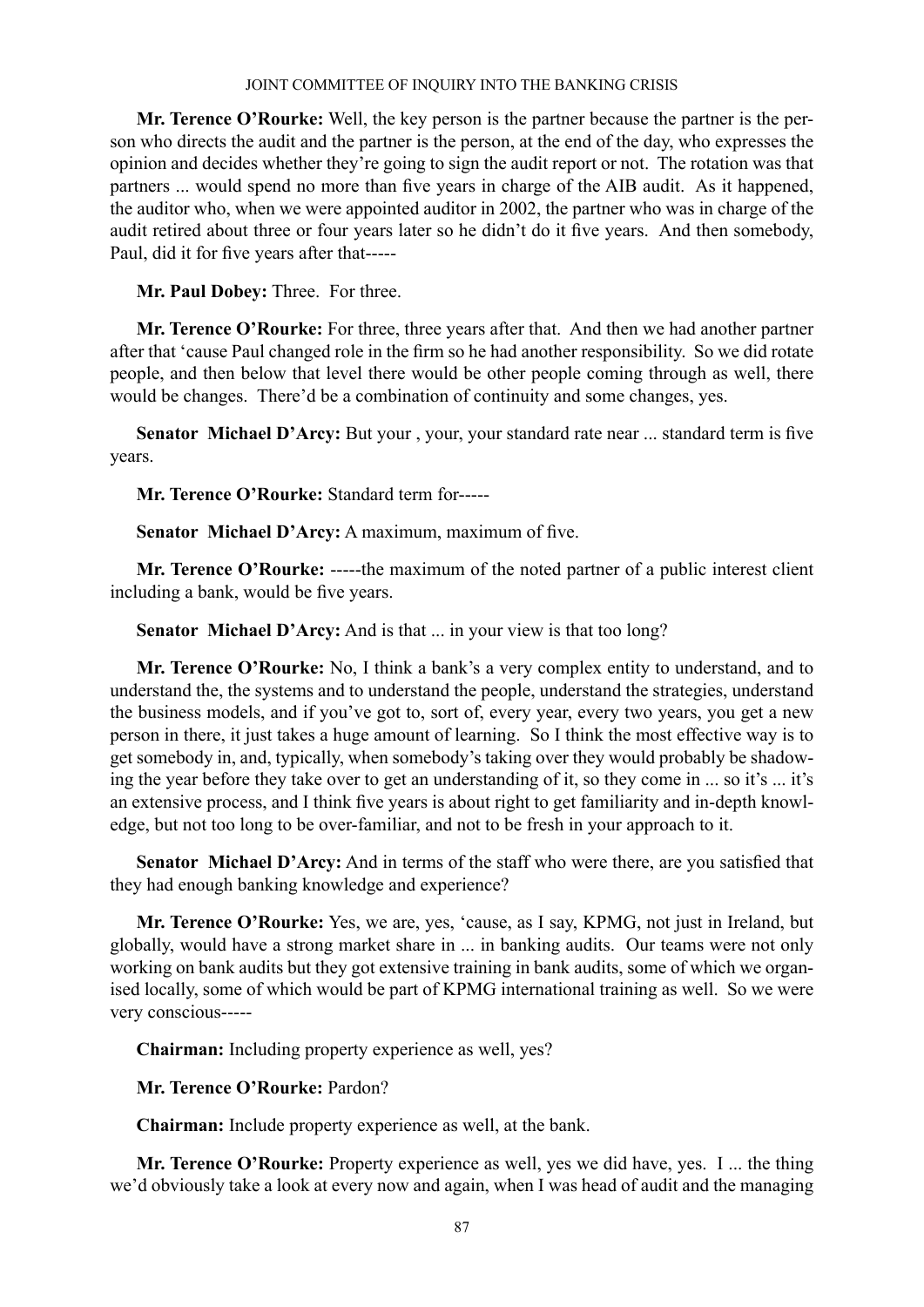**Mr. Terence O'Rourke:** Well, the key person is the partner because the partner is the person who directs the audit and the partner is the person, at the end of the day, who expresses the opinion and decides whether they're going to sign the audit report or not. The rotation was that partners ... would spend no more than five years in charge of the AIB audit. As it happened, the auditor who, when we were appointed auditor in 2002, the partner who was in charge of the audit retired about three or four years later so he didn't do it five years. And then somebody, Paul, did it for five years after that-----

**Mr. Paul Dobey:** Three. For three.

**Mr. Terence O'Rourke:** For three, three years after that. And then we had another partner after that 'cause Paul changed role in the firm so he had another responsibility. So we did rotate people, and then below that level there would be other people coming through as well, there would be changes. There'd be a combination of continuity and some changes, yes.

**Senator Michael D'Arcy:** But your , your, your standard rate near ... standard term is five years.

**Mr. Terence O'Rourke:** Standard term for-----

**Senator Michael D'Arcy:** A maximum, maximum of five.

**Mr. Terence O'Rourke:** -----the maximum of the noted partner of a public interest client including a bank, would be five years.

**Senator Michael D'Arcy:** And is that ... in your view is that too long?

**Mr. Terence O'Rourke:** No, I think a bank's a very complex entity to understand, and to understand the, the systems and to understand the people, understand the strategies, understand the business models, and if you've got to, sort of, every year, every two years, you get a new person in there, it just takes a huge amount of learning. So I think the most effective way is to get somebody in, and, typically, when somebody's taking over they would probably be shadowing the year before they take over to get an understanding of it, so they come in ... so it's ... it's an extensive process, and I think five years is about right to get familiarity and in-depth knowledge, but not too long to be over-familiar, and not to be fresh in your approach to it.

**Senator Michael D'Arcy:** And in terms of the staff who were there, are you satisfied that they had enough banking knowledge and experience?

**Mr. Terence O'Rourke:** Yes, we are, yes, 'cause, as I say, KPMG, not just in Ireland, but globally, would have a strong market share in ... in banking audits. Our teams were not only working on bank audits but they got extensive training in bank audits, some of which we organised locally, some of which would be part of KPMG international training as well. So we were very conscious-----

**Chairman:** Including property experience as well, yes?

**Mr. Terence O'Rourke:** Pardon?

**Chairman:** Include property experience as well, at the bank.

**Mr. Terence O'Rourke:** Property experience as well, yes we did have, yes. I ... the thing we'd obviously take a look at every now and again, when I was head of audit and the managing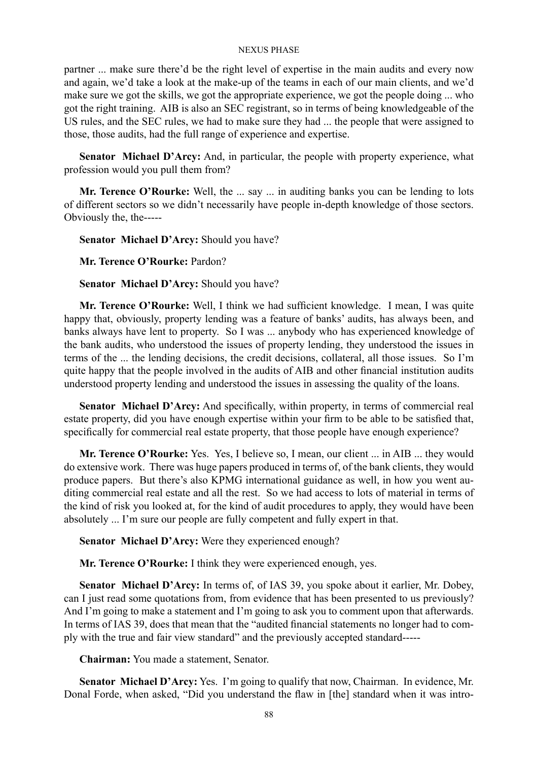partner ... make sure there'd be the right level of expertise in the main audits and every now and again, we'd take a look at the make-up of the teams in each of our main clients, and we'd make sure we got the skills, we got the appropriate experience, we got the people doing ... who got the right training. AIB is also an SEC registrant, so in terms of being knowledgeable of the US rules, and the SEC rules, we had to make sure they had ... the people that were assigned to those, those audits, had the full range of experience and expertise.

**Senator Michael D'Arcy:** And, in particular, the people with property experience, what profession would you pull them from?

**Mr. Terence O'Rourke:** Well, the ... say ... in auditing banks you can be lending to lots of different sectors so we didn't necessarily have people in-depth knowledge of those sectors. Obviously the, the-----

**Senator Michael D'Arcy:** Should you have?

**Mr. Terence O'Rourke:** Pardon?

**Senator Michael D'Arcy:** Should you have?

**Mr. Terence O'Rourke:** Well, I think we had sufficient knowledge. I mean, I was quite happy that, obviously, property lending was a feature of banks' audits, has always been, and banks always have lent to property. So I was ... anybody who has experienced knowledge of the bank audits, who understood the issues of property lending, they understood the issues in terms of the ... the lending decisions, the credit decisions, collateral, all those issues. So I'm quite happy that the people involved in the audits of AIB and other financial institution audits understood property lending and understood the issues in assessing the quality of the loans.

**Senator Michael D'Arcy:** And specifically, within property, in terms of commercial real estate property, did you have enough expertise within your firm to be able to be satisfied that, specifically for commercial real estate property, that those people have enough experience?

**Mr. Terence O'Rourke:** Yes. Yes, I believe so, I mean, our client ... in AIB ... they would do extensive work. There was huge papers produced in terms of, of the bank clients, they would produce papers. But there's also KPMG international guidance as well, in how you went auditing commercial real estate and all the rest. So we had access to lots of material in terms of the kind of risk you looked at, for the kind of audit procedures to apply, they would have been absolutely ... I'm sure our people are fully competent and fully expert in that.

**Senator Michael D'Arcy:** Were they experienced enough?

**Mr. Terence O'Rourke:** I think they were experienced enough, yes.

**Senator Michael D'Arcy:** In terms of, of IAS 39, you spoke about it earlier, Mr. Dobey, can I just read some quotations from, from evidence that has been presented to us previously? And I'm going to make a statement and I'm going to ask you to comment upon that afterwards. In terms of IAS 39, does that mean that the "audited financial statements no longer had to comply with the true and fair view standard" and the previously accepted standard-----

**Chairman:** You made a statement, Senator.

**Senator Michael D'Arcy:** Yes. I'm going to qualify that now, Chairman. In evidence, Mr. Donal Forde, when asked, "Did you understand the flaw in [the] standard when it was intro-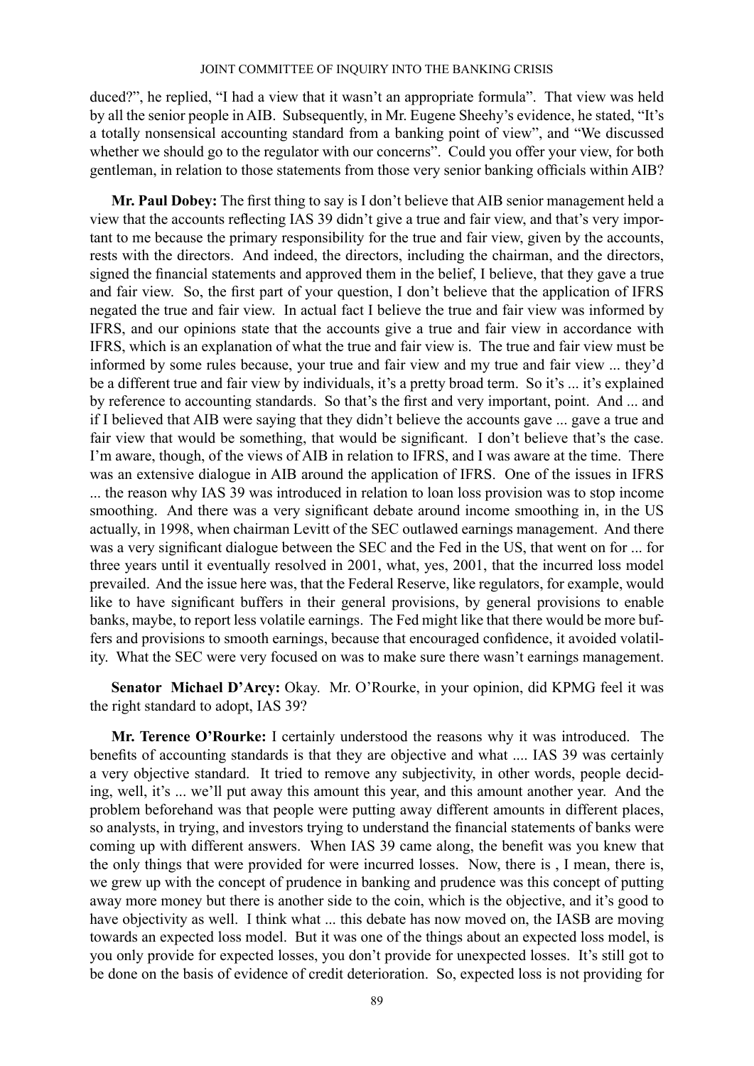duced?", he replied, "I had a view that it wasn't an appropriate formula". That view was held by all the senior people in AIB. Subsequently, in Mr. Eugene Sheehy's evidence, he stated, "It's a totally nonsensical accounting standard from a banking point of view", and "We discussed whether we should go to the regulator with our concerns". Could you offer your view, for both gentleman, in relation to those statements from those very senior banking officials within AIB?

**Mr. Paul Dobey:** The first thing to say is I don't believe that AIB senior management held a view that the accounts reflecting IAS 39 didn't give a true and fair view, and that's very important to me because the primary responsibility for the true and fair view, given by the accounts, rests with the directors. And indeed, the directors, including the chairman, and the directors, signed the financial statements and approved them in the belief, I believe, that they gave a true and fair view. So, the first part of your question, I don't believe that the application of IFRS negated the true and fair view. In actual fact I believe the true and fair view was informed by IFRS, and our opinions state that the accounts give a true and fair view in accordance with IFRS, which is an explanation of what the true and fair view is. The true and fair view must be informed by some rules because, your true and fair view and my true and fair view ... they'd be a different true and fair view by individuals, it's a pretty broad term. So it's ... it's explained by reference to accounting standards. So that's the first and very important, point. And ... and if I believed that AIB were saying that they didn't believe the accounts gave ... gave a true and fair view that would be something, that would be significant. I don't believe that's the case. I'm aware, though, of the views of AIB in relation to IFRS, and I was aware at the time. There was an extensive dialogue in AIB around the application of IFRS. One of the issues in IFRS ... the reason why IAS 39 was introduced in relation to loan loss provision was to stop income smoothing. And there was a very significant debate around income smoothing in, in the US actually, in 1998, when chairman Levitt of the SEC outlawed earnings management. And there was a very significant dialogue between the SEC and the Fed in the US, that went on for ... for three years until it eventually resolved in 2001, what, yes, 2001, that the incurred loss model prevailed. And the issue here was, that the Federal Reserve, like regulators, for example, would like to have significant buffers in their general provisions, by general provisions to enable banks, maybe, to report less volatile earnings. The Fed might like that there would be more buffers and provisions to smooth earnings, because that encouraged confidence, it avoided volatility. What the SEC were very focused on was to make sure there wasn't earnings management.

**Senator Michael D'Arcy:** Okay. Mr. O'Rourke, in your opinion, did KPMG feel it was the right standard to adopt, IAS 39?

**Mr. Terence O'Rourke:** I certainly understood the reasons why it was introduced. The benefits of accounting standards is that they are objective and what .... IAS 39 was certainly a very objective standard. It tried to remove any subjectivity, in other words, people deciding, well, it's ... we'll put away this amount this year, and this amount another year. And the problem beforehand was that people were putting away different amounts in different places, so analysts, in trying, and investors trying to understand the financial statements of banks were coming up with different answers. When IAS 39 came along, the benefit was you knew that the only things that were provided for were incurred losses. Now, there is , I mean, there is, we grew up with the concept of prudence in banking and prudence was this concept of putting away more money but there is another side to the coin, which is the objective, and it's good to have objectivity as well. I think what ... this debate has now moved on, the IASB are moving towards an expected loss model. But it was one of the things about an expected loss model, is you only provide for expected losses, you don't provide for unexpected losses. It's still got to be done on the basis of evidence of credit deterioration. So, expected loss is not providing for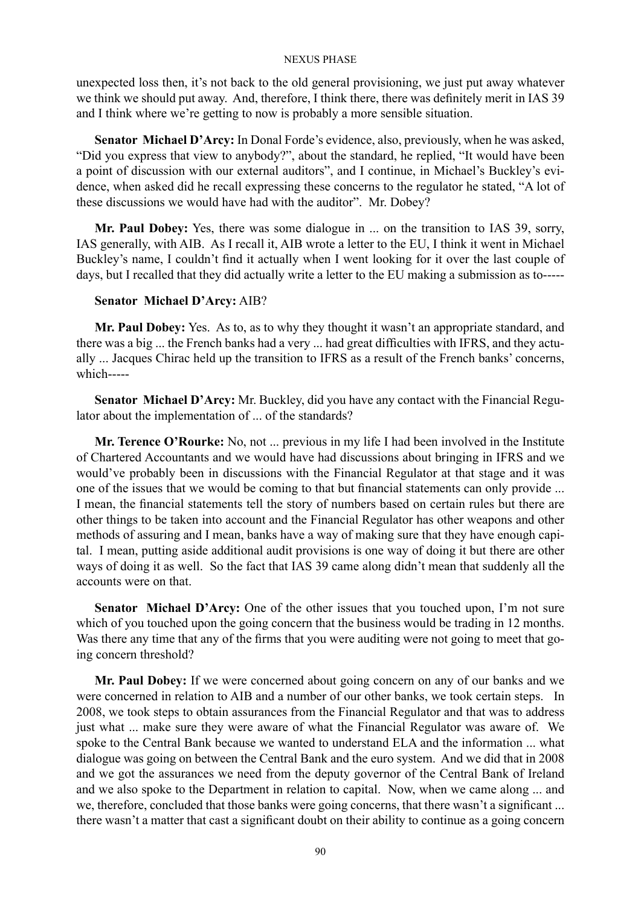unexpected loss then, it's not back to the old general provisioning, we just put away whatever we think we should put away. And, therefore, I think there, there was definitely merit in IAS 39 and I think where we're getting to now is probably a more sensible situation.

**Senator Michael D'Arcy:** In Donal Forde's evidence, also, previously, when he was asked, "Did you express that view to anybody?", about the standard, he replied, "It would have been a point of discussion with our external auditors", and I continue, in Michael's Buckley's evidence, when asked did he recall expressing these concerns to the regulator he stated, "A lot of these discussions we would have had with the auditor". Mr. Dobey?

**Mr. Paul Dobey:** Yes, there was some dialogue in ... on the transition to IAS 39, sorry, IAS generally, with AIB. As I recall it, AIB wrote a letter to the EU, I think it went in Michael Buckley's name, I couldn't find it actually when I went looking for it over the last couple of days, but I recalled that they did actually write a letter to the EU making a submission as to-----

**Senator Michael D'Arcy:** AIB?

**Mr. Paul Dobey:** Yes. As to, as to why they thought it wasn't an appropriate standard, and there was a big ... the French banks had a very ... had great difficulties with IFRS, and they actually ... Jacques Chirac held up the transition to IFRS as a result of the French banks' concerns, which-----

**Senator Michael D'Arcy:** Mr. Buckley, did you have any contact with the Financial Regulator about the implementation of ... of the standards?

**Mr. Terence O'Rourke:** No, not ... previous in my life I had been involved in the Institute of Chartered Accountants and we would have had discussions about bringing in IFRS and we would've probably been in discussions with the Financial Regulator at that stage and it was one of the issues that we would be coming to that but financial statements can only provide ... I mean, the financial statements tell the story of numbers based on certain rules but there are other things to be taken into account and the Financial Regulator has other weapons and other methods of assuring and I mean, banks have a way of making sure that they have enough capital. I mean, putting aside additional audit provisions is one way of doing it but there are other ways of doing it as well. So the fact that IAS 39 came along didn't mean that suddenly all the accounts were on that.

**Senator Michael D'Arcy:** One of the other issues that you touched upon, I'm not sure which of you touched upon the going concern that the business would be trading in 12 months. Was there any time that any of the firms that you were auditing were not going to meet that going concern threshold?

**Mr. Paul Dobey:** If we were concerned about going concern on any of our banks and we were concerned in relation to AIB and a number of our other banks, we took certain steps. In 2008, we took steps to obtain assurances from the Financial Regulator and that was to address just what ... make sure they were aware of what the Financial Regulator was aware of. We spoke to the Central Bank because we wanted to understand ELA and the information ... what dialogue was going on between the Central Bank and the euro system. And we did that in 2008 and we got the assurances we need from the deputy governor of the Central Bank of Ireland and we also spoke to the Department in relation to capital. Now, when we came along ... and we, therefore, concluded that those banks were going concerns, that there wasn't a significant ... there wasn't a matter that cast a significant doubt on their ability to continue as a going concern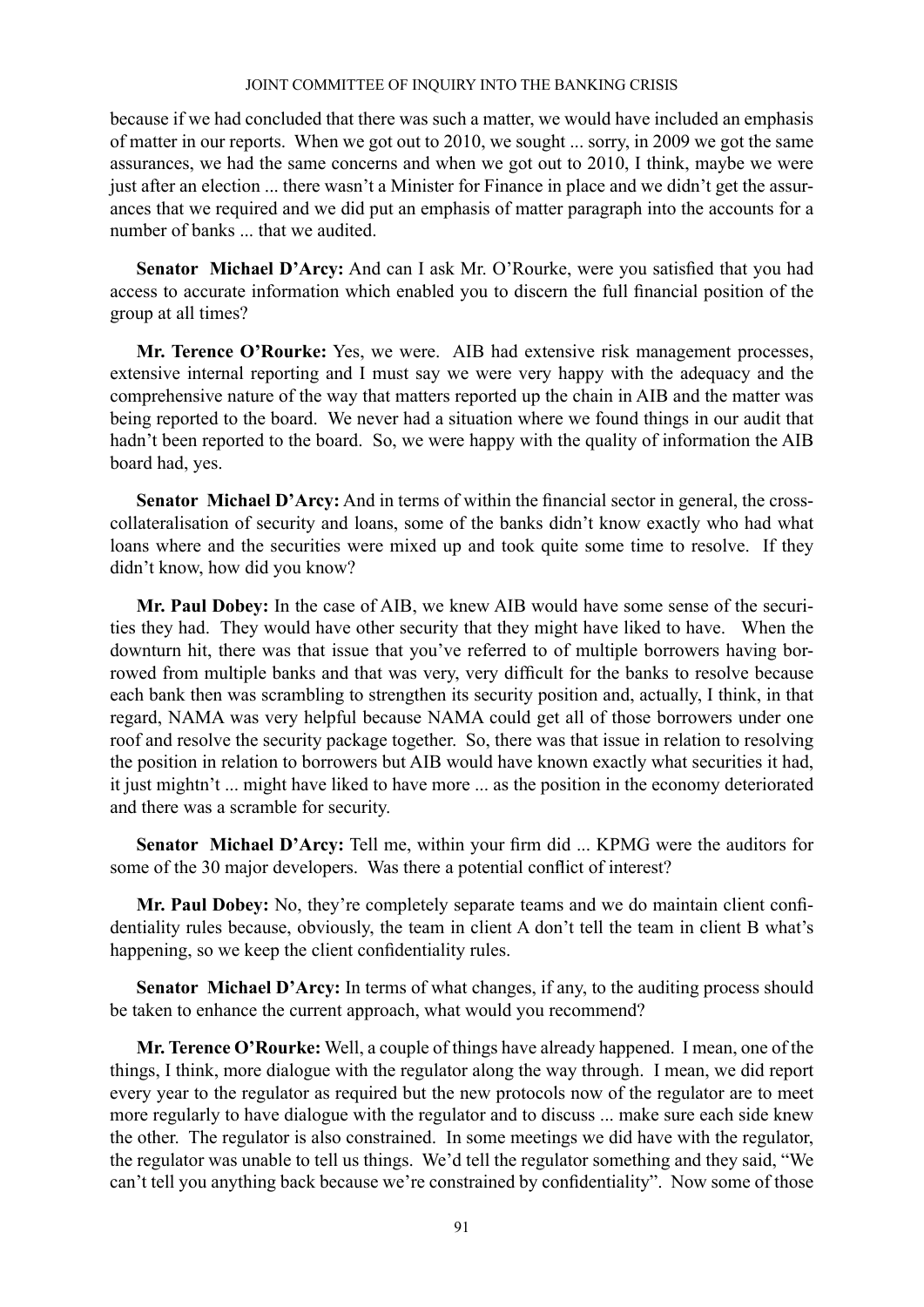because if we had concluded that there was such a matter, we would have included an emphasis of matter in our reports. When we got out to 2010, we sought ... sorry, in 2009 we got the same assurances, we had the same concerns and when we got out to 2010, I think, maybe we were just after an election ... there wasn't a Minister for Finance in place and we didn't get the assurances that we required and we did put an emphasis of matter paragraph into the accounts for a number of banks ... that we audited.

**Senator Michael D'Arcy:** And can I ask Mr. O'Rourke, were you satisfied that you had access to accurate information which enabled you to discern the full financial position of the group at all times?

**Mr. Terence O'Rourke:** Yes, we were. AIB had extensive risk management processes, extensive internal reporting and I must say we were very happy with the adequacy and the comprehensive nature of the way that matters reported up the chain in AIB and the matter was being reported to the board. We never had a situation where we found things in our audit that hadn't been reported to the board. So, we were happy with the quality of information the AIB board had, yes.

**Senator Michael D'Arcy:** And in terms of within the financial sector in general, the cross-collateralisation of security and loans, some of the banks didn't know exactly who had what loans where and the securities were mixed up and took quite some time to resolve. If they didn't know, how did you know?

**Mr. Paul Dobey:** In the case of AIB, we knew AIB would have some sense of the securities they had. They would have other security that they might have liked to have. When the downturn hit, there was that issue that you've referred to of multiple borrowers having borrowed from multiple banks and that was very, very difficult for the banks to resolve because each bank then was scrambling to strengthen its security position and, actually, I think, in that regard, NAMA was very helpful because NAMA could get all of those borrowers under one roof and resolve the security package together. So, there was that issue in relation to resolving the position in relation to borrowers but AIB would have known exactly what securities it had, it just mightn't ... might have liked to have more ... as the position in the economy deteriorated and there was a scramble for security.

**Senator Michael D'Arcy:** Tell me, within your firm did ... KPMG were the auditors for some of the 30 major developers. Was there a potential conflict of interest?

**Mr. Paul Dobey:** No, they're completely separate teams and we do maintain client confidentiality rules because, obviously, the team in client A don't tell the team in client B what's happening, so we keep the client confidentiality rules.

**Senator Michael D'Arcy:** In terms of what changes, if any, to the auditing process should be taken to enhance the current approach, what would you recommend?

**Mr. Terence O'Rourke:** Well, a couple of things have already happened. I mean, one of the things, I think, more dialogue with the regulator along the way through. I mean, we did report every year to the regulator as required but the new protocols now of the regulator are to meet more regularly to have dialogue with the regulator and to discuss ... make sure each side knew the other. The regulator is also constrained. In some meetings we did have with the regulator, the regulator was unable to tell us things. We'd tell the regulator something and they said, "We can't tell you anything back because we're constrained by confidentiality". Now some of those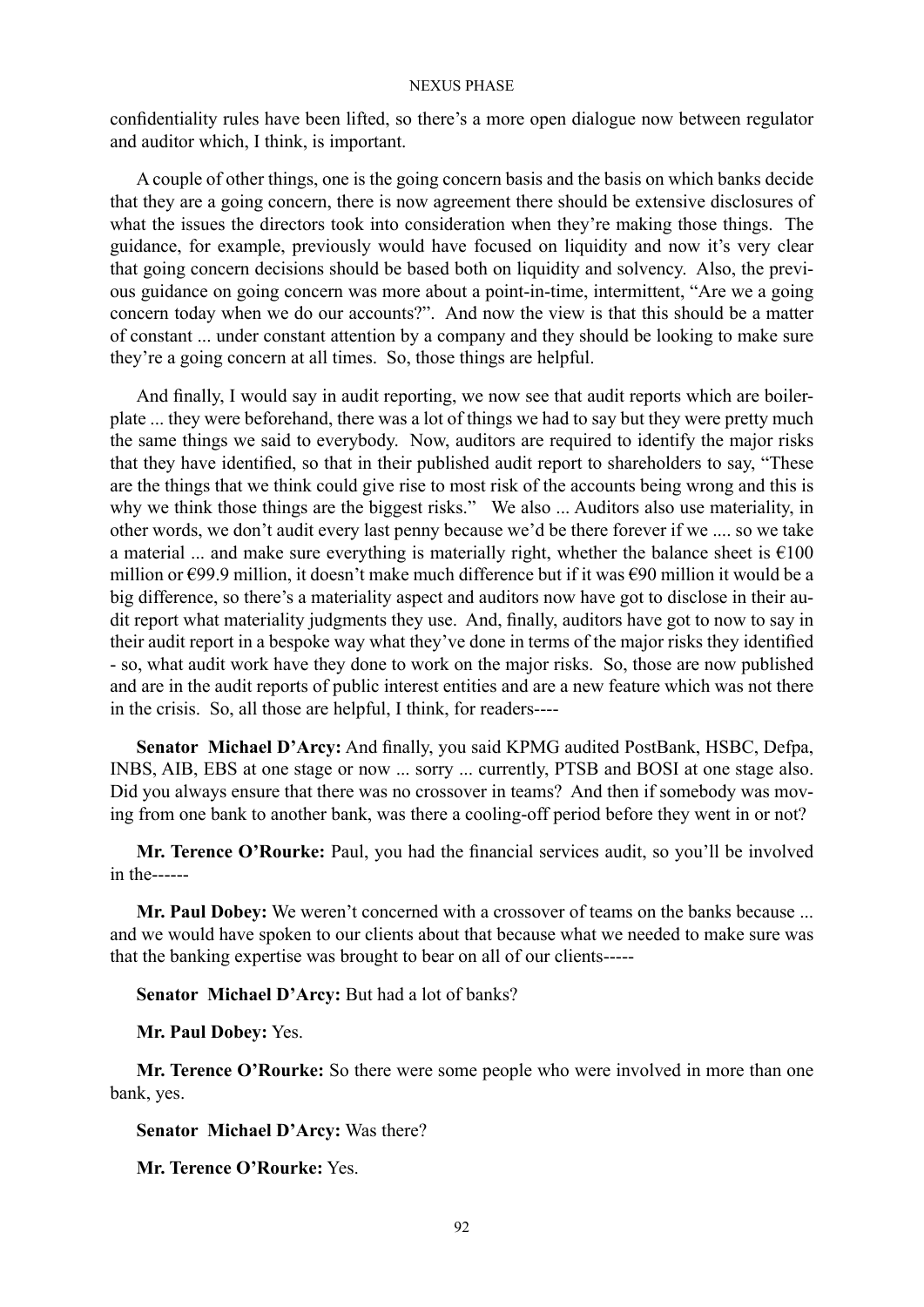confidentiality rules have been lifted, so there's a more open dialogue now between regulator and auditor which, I think, is important.

A couple of other things, one is the going concern basis and the basis on which banks decide that they are a going concern, there is now agreement there should be extensive disclosures of what the issues the directors took into consideration when they're making those things. The guidance, for example, previously would have focused on liquidity and now it's very clear that going concern decisions should be based both on liquidity and solvency. Also, the previous guidance on going concern was more about a point-in-time, intermittent, "Are we a going concern today when we do our accounts?". And now the view is that this should be a matter of constant ... under constant attention by a company and they should be looking to make sure they're a going concern at all times. So, those things are helpful.

And finally, I would say in audit reporting, we now see that audit reports which are boilerplate ... they were beforehand, there was a lot of things we had to say but they were pretty much the same things we said to everybody. Now, auditors are required to identify the major risks that they have identified, so that in their published audit report to shareholders to say, "These are the things that we think could give rise to most risk of the accounts being wrong and this is why we think those things are the biggest risks." We also ... Auditors also use materiality, in other words, we don't audit every last penny because we'd be there forever if we .... so we take a material ... and make sure everything is materially right, whether the balance sheet is €100 million or €99.9 million, it doesn't make much difference but if it was €90 million it would be a big difference, so there's a materiality aspect and auditors now have got to disclose in their audit report what materiality judgments they use. And, finally, auditors have got to now to say in their audit report in a bespoke way what they've done in terms of the major risks they identified - so, what audit work have they done to work on the major risks. So, those are now published and are in the audit reports of public interest entities and are a new feature which was not there in the crisis. So, all those are helpful, I think, for readers----

**Senator Michael D'Arcy:** And finally, you said KPMG audited PostBank, HSBC, Defpa, INBS, AIB, EBS at one stage or now ... sorry ... currently, PTSB and BOSI at one stage also. Did you always ensure that there was no crossover in teams? And then if somebody was moving from one bank to another bank, was there a cooling-off period before they went in or not?

**Mr. Terence O'Rourke:** Paul, you had the financial services audit, so you'll be involved in the------

**Mr. Paul Dobey:** We weren't concerned with a crossover of teams on the banks because ... and we would have spoken to our clients about that because what we needed to make sure was that the banking expertise was brought to bear on all of our clients-----

**Senator Michael D'Arcy:** But had a lot of banks?

**Mr. Paul Dobey:** Yes.

**Mr. Terence O'Rourke:** So there were some people who were involved in more than one bank, yes.

**Senator Michael D'Arcy:** Was there?

**Mr. Terence O'Rourke:** Yes.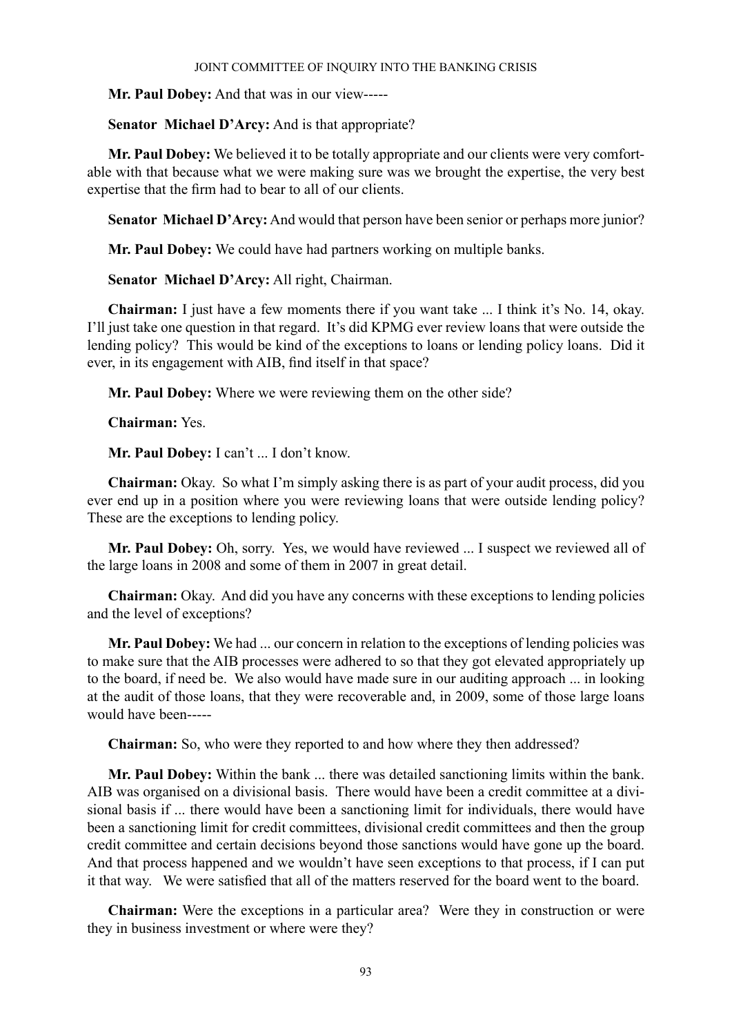**Mr. Paul Dobey:** And that was in our view-----

**Senator Michael D'Arcy:** And is that appropriate?

**Mr. Paul Dobey:** We believed it to be totally appropriate and our clients were very comfortable with that because what we were making sure was we brought the expertise, the very best expertise that the firm had to bear to all of our clients.

**Senator Michael D'Arcy:** And would that person have been senior or perhaps more junior?

**Mr. Paul Dobey:** We could have had partners working on multiple banks.

**Senator Michael D'Arcy:** All right, Chairman.

**Chairman:** I just have a few moments there if you want take ... I think it's No. 14, okay. I'll just take one question in that regard. It's did KPMG ever review loans that were outside the lending policy? This would be kind of the exceptions to loans or lending policy loans. Did it ever, in its engagement with AIB, find itself in that space?

**Mr. Paul Dobey:** Where we were reviewing them on the other side?

**Chairman:** Yes.

**Mr. Paul Dobey:** I can't ... I don't know.

**Chairman:** Okay. So what I'm simply asking there is as part of your audit process, did you ever end up in a position where you were reviewing loans that were outside lending policy? These are the exceptions to lending policy.

**Mr. Paul Dobey:** Oh, sorry. Yes, we would have reviewed ... I suspect we reviewed all of the large loans in 2008 and some of them in 2007 in great detail.

**Chairman:** Okay. And did you have any concerns with these exceptions to lending policies and the level of exceptions?

**Mr. Paul Dobey:** We had ... our concern in relation to the exceptions of lending policies was to make sure that the AIB processes were adhered to so that they got elevated appropriately up to the board, if need be. We also would have made sure in our auditing approach ... in looking at the audit of those loans, that they were recoverable and, in 2009, some of those large loans would have been-----

**Chairman:** So, who were they reported to and how where they then addressed?

**Mr. Paul Dobey:** Within the bank ... there was detailed sanctioning limits within the bank. AIB was organised on a divisional basis. There would have been a credit committee at a divisional basis if ... there would have been a sanctioning limit for individuals, there would have been a sanctioning limit for credit committees, divisional credit committees and then the group credit committee and certain decisions beyond those sanctions would have gone up the board. And that process happened and we wouldn't have seen exceptions to that process, if I can put it that way. We were satisfied that all of the matters reserved for the board went to the board.

**Chairman:** Were the exceptions in a particular area? Were they in construction or were they in business investment or where were they?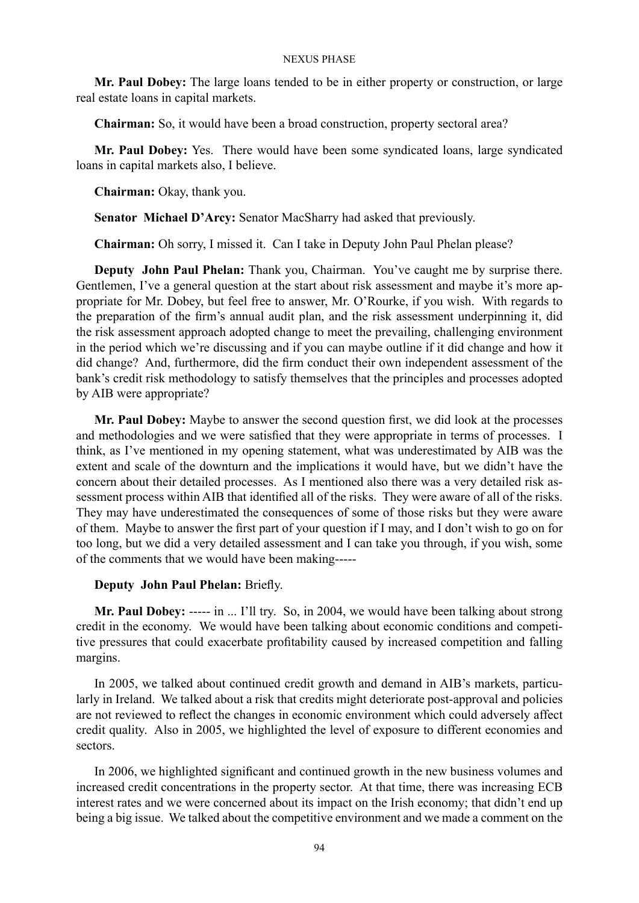**Mr. Paul Dobey:** The large loans tended to be in either property or construction, or large real estate loans in capital markets.

**Chairman:** So, it would have been a broad construction, property sectoral area?

**Mr. Paul Dobey:** Yes. There would have been some syndicated loans, large syndicated loans in capital markets also, I believe.

**Chairman:** Okay, thank you.

**Senator Michael D'Arcy:** Senator MacSharry had asked that previously.

**Chairman:** Oh sorry, I missed it. Can I take in Deputy John Paul Phelan please?

**Deputy John Paul Phelan:** Thank you, Chairman. You've caught me by surprise there. Gentlemen, I've a general question at the start about risk assessment and maybe it's more appropriate for Mr. Dobey, but feel free to answer, Mr. O'Rourke, if you wish. With regards to the preparation of the firm's annual audit plan, and the risk assessment underpinning it, did the risk assessment approach adopted change to meet the prevailing, challenging environment in the period which we're discussing and if you can maybe outline if it did change and how it did change? And, furthermore, did the firm conduct their own independent assessment of the bank's credit risk methodology to satisfy themselves that the principles and processes adopted by AIB were appropriate?

**Mr. Paul Dobey:** Maybe to answer the second question first, we did look at the processes and methodologies and we were satisfied that they were appropriate in terms of processes. I think, as I've mentioned in my opening statement, what was underestimated by AIB was the extent and scale of the downturn and the implications it would have, but we didn't have the concern about their detailed processes. As I mentioned also there was a very detailed risk assessment process within AIB that identified all of the risks. They were aware of all of the risks. They may have underestimated the consequences of some of those risks but they were aware of them. Maybe to answer the first part of your question if I may, and I don't wish to go on for too long, but we did a very detailed assessment and I can take you through, if you wish, some of the comments that we would have been making-----

**Deputy John Paul Phelan:** Briefly.

**Mr. Paul Dobey:** ----- in ... I'll try. So, in 2004, we would have been talking about strong credit in the economy. We would have been talking about economic conditions and competitive pressures that could exacerbate profitability caused by increased competition and falling margins.

In 2005, we talked about continued credit growth and demand in AIB's markets, particularly in Ireland. We talked about a risk that credits might deteriorate post-approval and policies are not reviewed to reflect the changes in economic environment which could adversely affect credit quality. Also in 2005, we highlighted the level of exposure to different economies and sectors.

In 2006, we highlighted significant and continued growth in the new business volumes and increased credit concentrations in the property sector. At that time, there was increasing ECB interest rates and we were concerned about its impact on the Irish economy; that didn't end up being a big issue. We talked about the competitive environment and we made a comment on the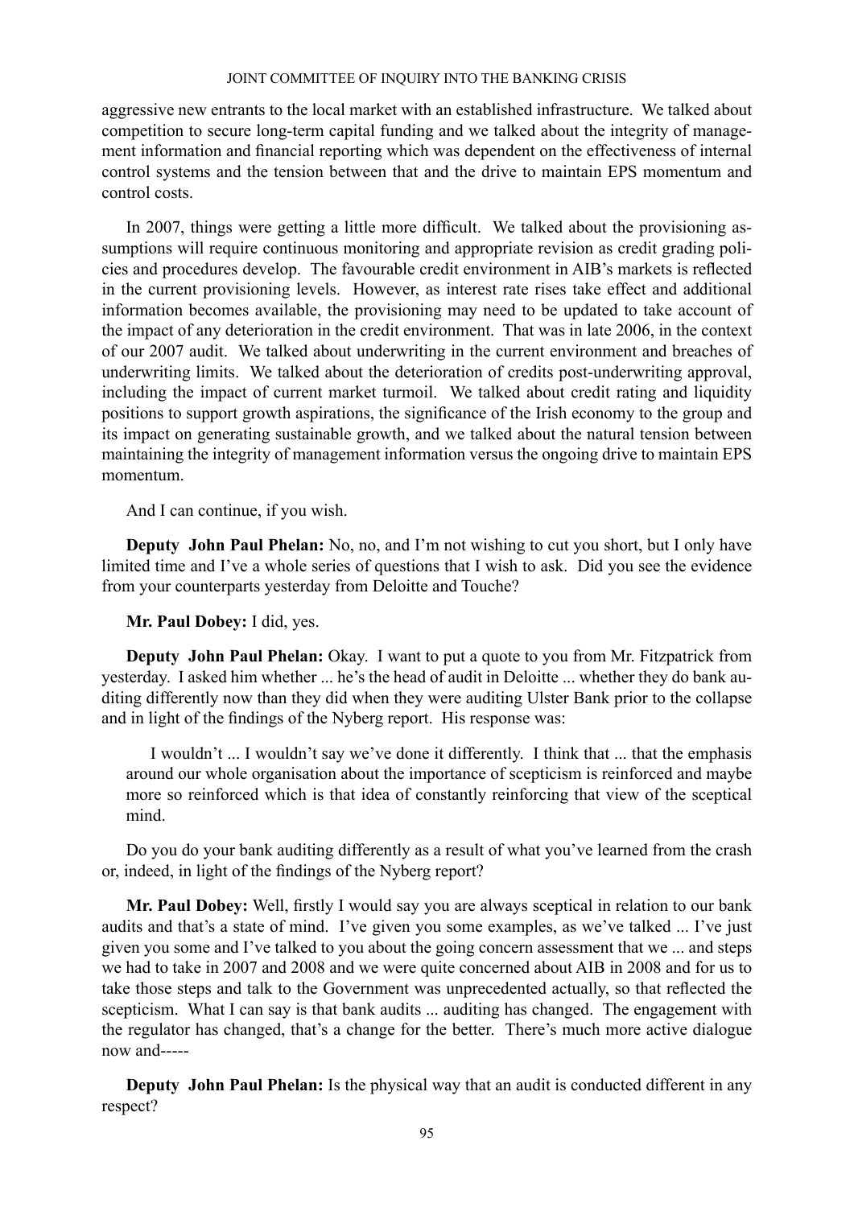aggressive new entrants to the local market with an established infrastructure. We talked about competition to secure long-term capital funding and we talked about the integrity of management information and financial reporting which was dependent on the effectiveness of internal control systems and the tension between that and the drive to maintain EPS momentum and control costs.

In 2007, things were getting a little more difficult. We talked about the provisioning assumptions will require continuous monitoring and appropriate revision as credit grading policies and procedures develop. The favourable credit environment in AIB's markets is reflected in the current provisioning levels. However, as interest rate rises take effect and additional information becomes available, the provisioning may need to be updated to take account of the impact of any deterioration in the credit environment. That was in late 2006, in the context of our 2007 audit. We talked about underwriting in the current environment and breaches of underwriting limits. We talked about the deterioration of credits post-underwriting approval, including the impact of current market turmoil. We talked about credit rating and liquidity positions to support growth aspirations, the significance of the Irish economy to the group and its impact on generating sustainable growth, and we talked about the natural tension between maintaining the integrity of management information versus the ongoing drive to maintain EPS momentum.

And I can continue, if you wish.

**Deputy John Paul Phelan:** No, no, and I'm not wishing to cut you short, but I only have limited time and I've a whole series of questions that I wish to ask. Did you see the evidence from your counterparts yesterday from Deloitte and Touche?

**Mr. Paul Dobey:** I did, yes.

**Deputy John Paul Phelan:** Okay. I want to put a quote to you from Mr. Fitzpatrick from yesterday. I asked him whether ... he's the head of audit in Deloitte ... whether they do bank auditing differently now than they did when they were auditing Ulster Bank prior to the collapse and in light of the findings of the Nyberg report. His response was:

> I wouldn't ... I wouldn't say we've done it differently. I think that ... that the emphasis around our whole organisation about the importance of scepticism is reinforced and maybe more so reinforced which is that idea of constantly reinforcing that view of the sceptical mind.

Do you do your bank auditing differently as a result of what you've learned from the crash or, indeed, in light of the findings of the Nyberg report?

**Mr. Paul Dobey:** Well, firstly I would say you are always sceptical in relation to our bank audits and that's a state of mind. I've given you some examples, as we've talked ... I've just given you some and I've talked to you about the going concern assessment that we ... and steps we had to take in 2007 and 2008 and we were quite concerned about AIB in 2008 and for us to take those steps and talk to the Government was unprecedented actually, so that reflected the scepticism. What I can say is that bank audits ... auditing has changed. The engagement with the regulator has changed, that's a change for the better. There's much more active dialogue now and-----

**Deputy John Paul Phelan:** Is the physical way that an audit is conducted different in any respect?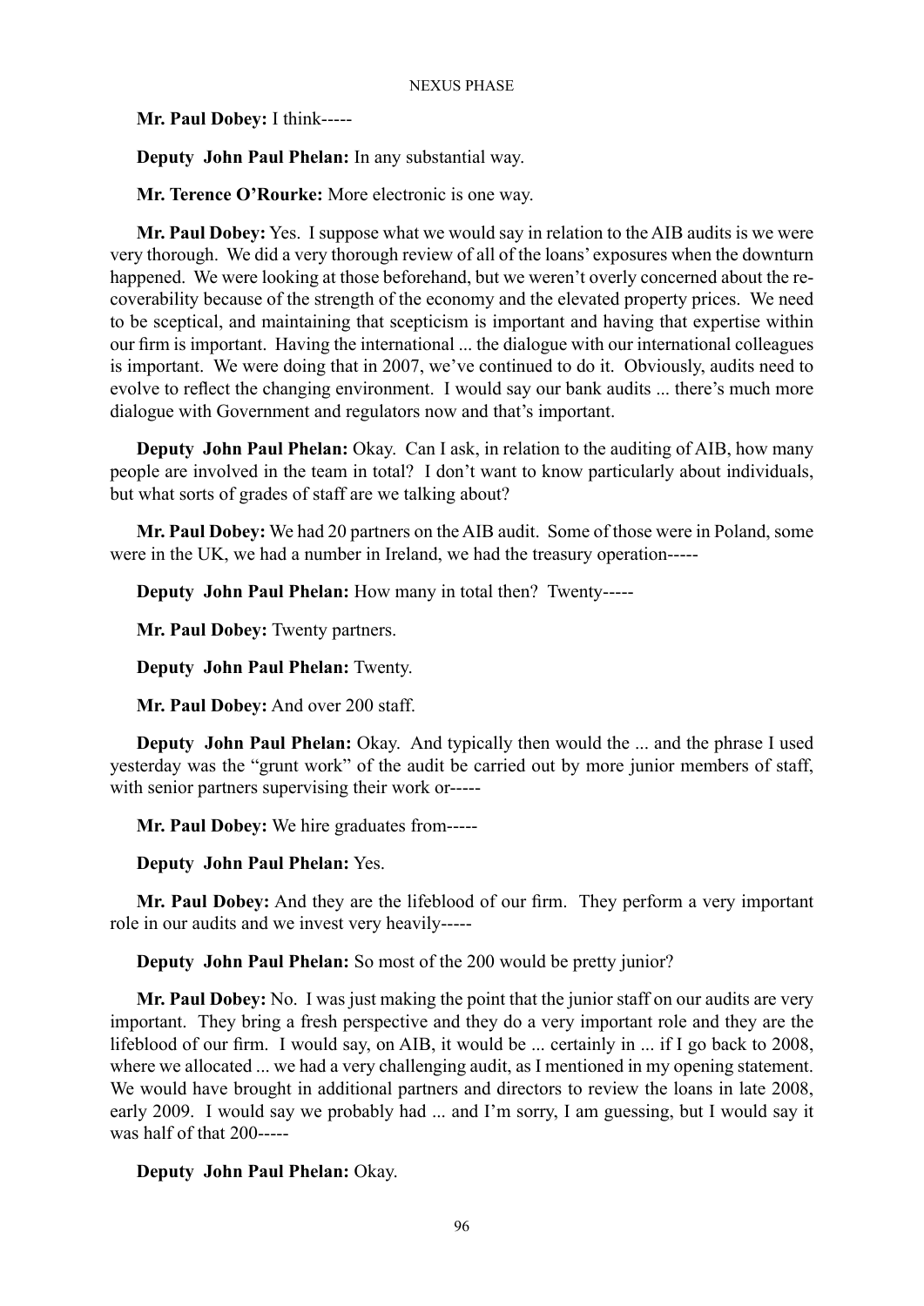**Mr. Paul Dobey:** I think-----

**Deputy John Paul Phelan:** In any substantial way.

**Mr. Terence O'Rourke:** More electronic is one way.

**Mr. Paul Dobey:** Yes. I suppose what we would say in relation to the AIB audits is we were very thorough. We did a very thorough review of all of the loans' exposures when the downturn happened. We were looking at those beforehand, but we weren't overly concerned about the re-coverability because of the strength of the economy and the elevated property prices. We need to be sceptical, and maintaining that scepticism is important and having that expertise within our firm is important. Having the international ... the dialogue with our international colleagues is important. We were doing that in 2007, we've continued to do it. Obviously, audits need to evolve to reflect the changing environment. I would say our bank audits ... there's much more dialogue with Government and regulators now and that's important.

**Deputy John Paul Phelan:** Okay. Can I ask, in relation to the auditing of AIB, how many people are involved in the team in total? I don't want to know particularly about individuals, but what sorts of grades of staff are we talking about?

**Mr. Paul Dobey:** We had 20 partners on the AIB audit. Some of those were in Poland, some were in the UK, we had a number in Ireland, we had the treasury operation-----

**Deputy John Paul Phelan:** How many in total then? Twenty-----

**Mr. Paul Dobey:** Twenty partners.

**Deputy John Paul Phelan:** Twenty.

**Mr. Paul Dobey:** And over 200 staff.

**Deputy John Paul Phelan:** Okay. And typically then would the ... and the phrase I used yesterday was the "grunt work" of the audit be carried out by more junior members of staff, with senior partners supervising their work or-----

**Mr. Paul Dobey:** We hire graduates from-----

**Deputy John Paul Phelan:** Yes.

**Mr. Paul Dobey:** And they are the lifeblood of our firm. They perform a very important role in our audits and we invest very heavily-----

**Deputy John Paul Phelan:** So most of the 200 would be pretty junior?

**Mr. Paul Dobey:** No. I was just making the point that the junior staff on our audits are very important. They bring a fresh perspective and they do a very important role and they are the lifeblood of our firm. I would say, on AIB, it would be ... certainly in ... if I go back to 2008, where we allocated ... we had a very challenging audit, as I mentioned in my opening statement. We would have brought in additional partners and directors to review the loans in late 2008, early 2009. I would say we probably had ... and I'm sorry, I am guessing, but I would say it was half of that 200-----

**Deputy John Paul Phelan:** Okay.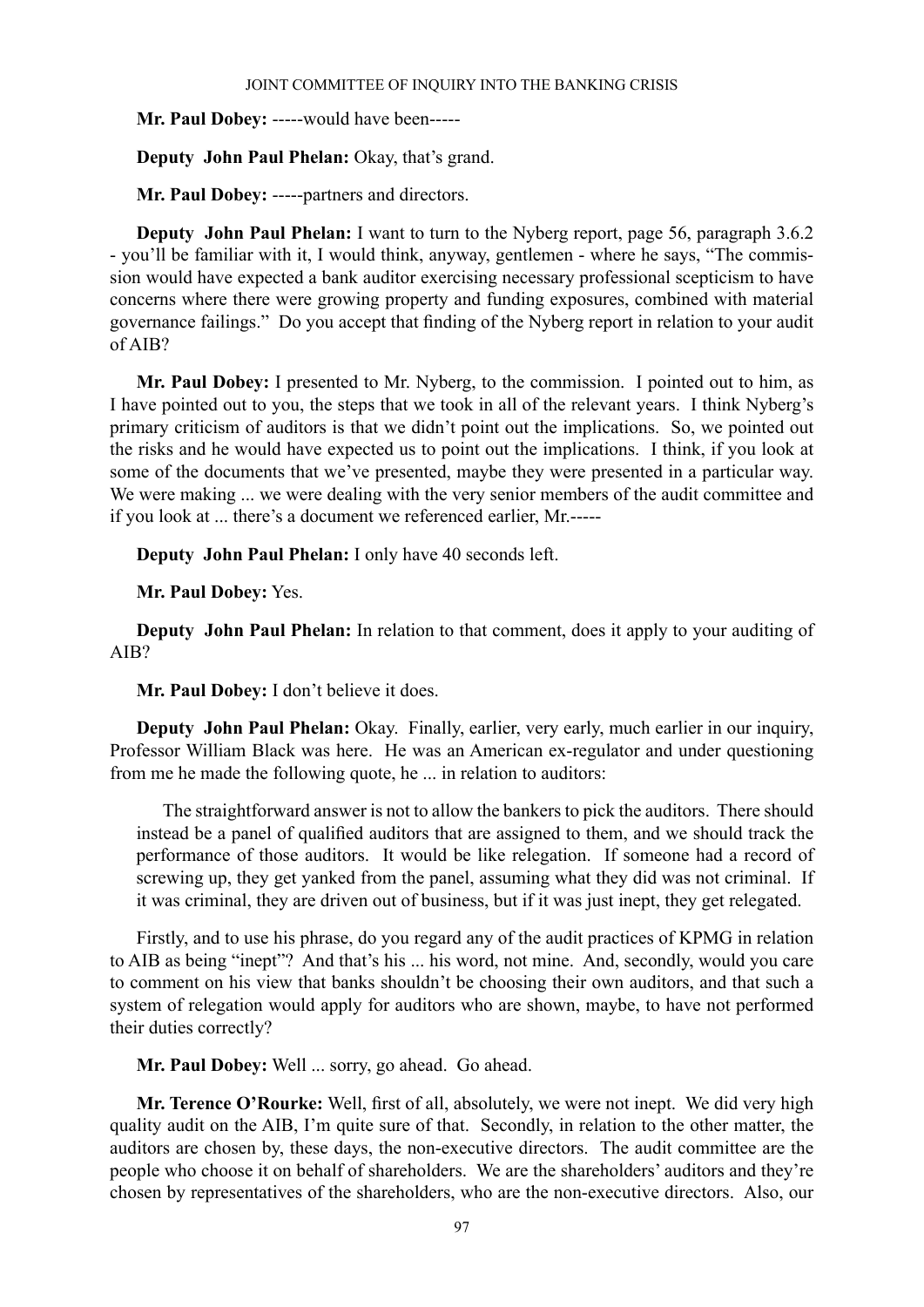**Mr. Paul Dobey:** -----would have been-----

**Deputy John Paul Phelan:** Okay, that's grand.

**Mr. Paul Dobey:** -----partners and directors.

**Deputy John Paul Phelan:** I want to turn to the Nyberg report, page 56, paragraph 3.6.2 - you'll be familiar with it, I would think, anyway, gentlemen - where he says, "The commission would have expected a bank auditor exercising necessary professional scepticism to have concerns where there were growing property and funding exposures, combined with material governance failings." Do you accept that finding of the Nyberg report in relation to your audit of AIB?

**Mr. Paul Dobey:** I presented to Mr. Nyberg, to the commission. I pointed out to him, as I have pointed out to you, the steps that we took in all of the relevant years. I think Nyberg's primary criticism of auditors is that we didn't point out the implications. So, we pointed out the risks and he would have expected us to point out the implications. I think, if you look at some of the documents that we've presented, maybe they were presented in a particular way. We were making ... we were dealing with the very senior members of the audit committee and if you look at ... there's a document we referenced earlier, Mr.-----

**Deputy John Paul Phelan:** I only have 40 seconds left.

**Mr. Paul Dobey:** Yes.

**Deputy John Paul Phelan:** In relation to that comment, does it apply to your auditing of AIB?

**Mr. Paul Dobey:** I don't believe it does.

**Deputy John Paul Phelan:** Okay. Finally, earlier, very early, much earlier in our inquiry, Professor William Black was here. He was an American ex-regulator and under questioning from me he made the following quote, he ... in relation to auditors:

> The straightforward answer is not to allow the bankers to pick the auditors. There should instead be a panel of qualified auditors that are assigned to them, and we should track the performance of those auditors. It would be like relegation. If someone had a record of screwing up, they get yanked from the panel, assuming what they did was not criminal. If it was criminal, they are driven out of business, but if it was just inept, they get relegated.

Firstly, and to use his phrase, do you regard any of the audit practices of KPMG in relation to AIB as being "inept"? And that's his ... his word, not mine. And, secondly, would you care to comment on his view that banks shouldn't be choosing their own auditors, and that such a system of relegation would apply for auditors who are shown, maybe, to have not performed their duties correctly?

**Mr. Paul Dobey:** Well ... sorry, go ahead. Go ahead.

**Mr. Terence O'Rourke:** Well, first of all, absolutely, we were not inept. We did very high quality audit on the AIB, I'm quite sure of that. Secondly, in relation to the other matter, the auditors are chosen by, these days, the non-executive directors. The audit committee are the people who choose it on behalf of shareholders. We are the shareholders' auditors and they're chosen by representatives of the shareholders, who are the non-executive directors. Also, our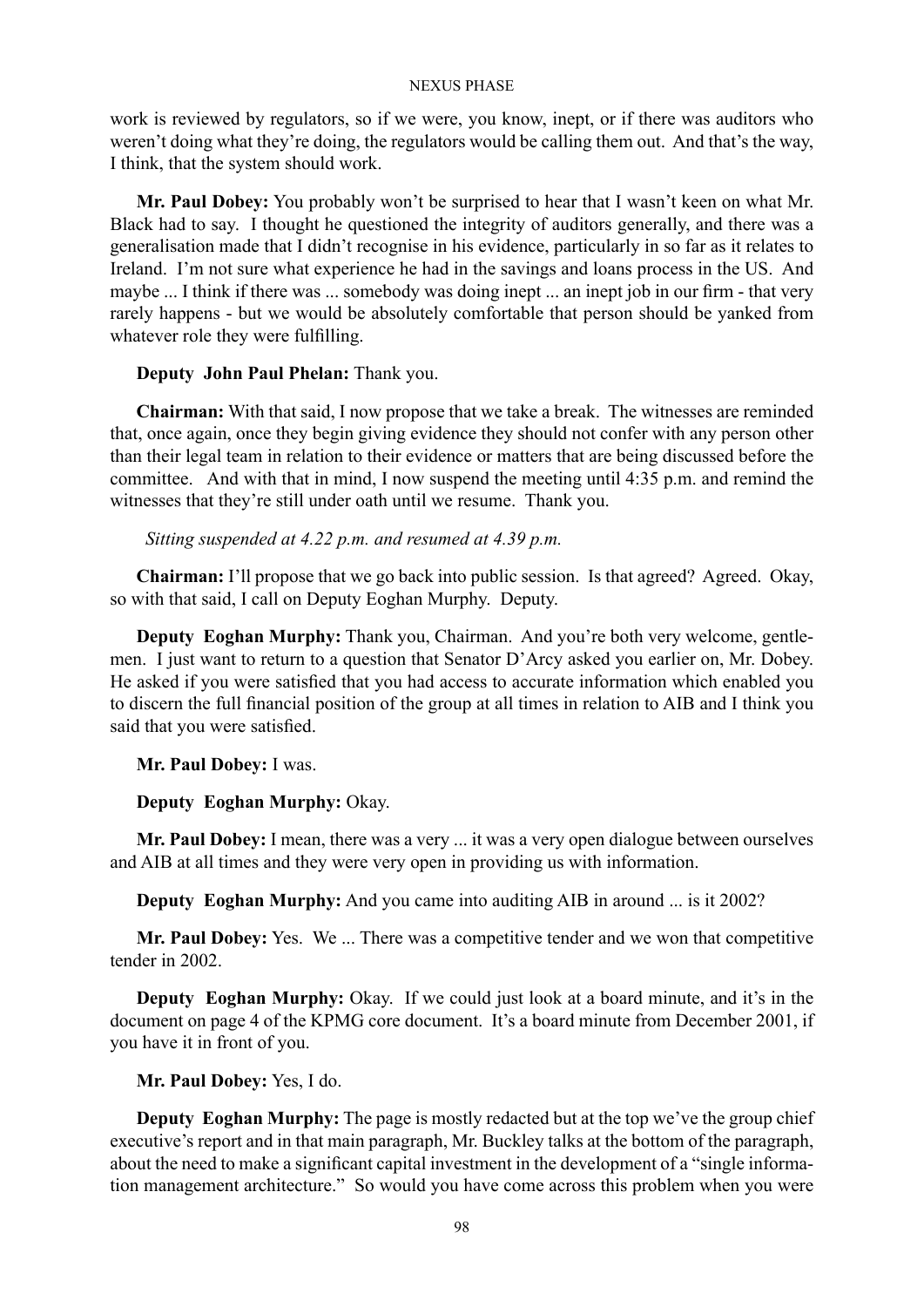work is reviewed by regulators, so if we were, you know, inept, or if there was auditors who weren't doing what they're doing, the regulators would be calling them out. And that's the way, I think, that the system should work.

**Mr. Paul Dobey:** You probably won't be surprised to hear that I wasn't keen on what Mr. Black had to say. I thought he questioned the integrity of auditors generally, and there was a generalisation made that I didn't recognise in his evidence, particularly in so far as it relates to Ireland. I'm not sure what experience he had in the savings and loans process in the US. And maybe ... I think if there was ... somebody was doing inept ... an inept job in our firm - that very rarely happens - but we would be absolutely comfortable that person should be yanked from whatever role they were fulfilling.

**Deputy John Paul Phelan:** Thank you.

**Chairman:** With that said, I now propose that we take a break. The witnesses are reminded that, once again, once they begin giving evidence they should not confer with any person other than their legal team in relation to their evidence or matters that are being discussed before the committee. And with that in mind, I now suspend the meeting until 4:35 p.m. and remind the witnesses that they're still under oath until we resume. Thank you.

*Sitting suspended at 4.22 p.m. and resumed at 4.39 p.m.*

**Chairman:** I'll propose that we go back into public session. Is that agreed? Agreed. Okay, so with that said, I call on Deputy Eoghan Murphy. Deputy.

**Deputy Eoghan Murphy:** Thank you, Chairman. And you're both very welcome, gentlemen. I just want to return to a question that Senator D'Arcy asked you earlier on, Mr. Dobey. He asked if you were satisfied that you had access to accurate information which enabled you to discern the full financial position of the group at all times in relation to AIB and I think you said that you were satisfied.

**Mr. Paul Dobey:** I was.

**Deputy Eoghan Murphy:** Okay.

**Mr. Paul Dobey:** I mean, there was a very ... it was a very open dialogue between ourselves and AIB at all times and they were very open in providing us with information.

**Deputy Eoghan Murphy:** And you came into auditing AIB in around ... is it 2002?

**Mr. Paul Dobey:** Yes. We ... There was a competitive tender and we won that competitive tender in 2002.

**Deputy Eoghan Murphy:** Okay. If we could just look at a board minute, and it's in the document on page 4 of the KPMG core document. It's a board minute from December 2001, if you have it in front of you.

**Mr. Paul Dobey:** Yes, I do.

**Deputy Eoghan Murphy:** The page is mostly redacted but at the top we've the group chief executive's report and in that main paragraph, Mr. Buckley talks at the bottom of the paragraph, about the need to make a significant capital investment in the development of a "single information management architecture." So would you have come across this problem when you were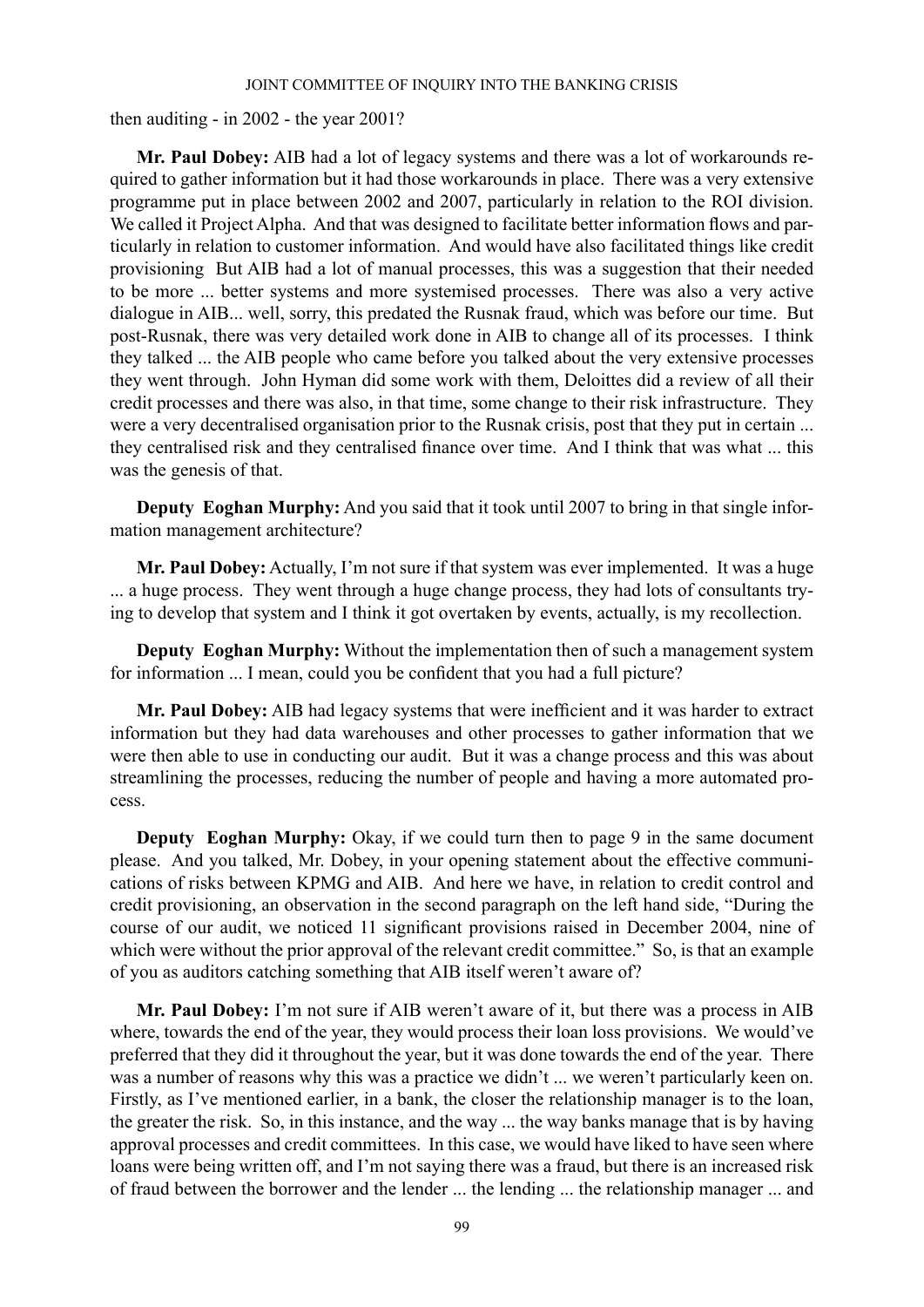then auditing - in 2002 - the year 2001?

**Mr. Paul Dobey:** AIB had a lot of legacy systems and there was a lot of workarounds required to gather information but it had those workarounds in place. There was a very extensive programme put in place between 2002 and 2007, particularly in relation to the ROI division. We called it Project Alpha. And that was designed to facilitate better information flows and particularly in relation to customer information. And would have also facilitated things like credit provisioning But AIB had a lot of manual processes, this was a suggestion that their needed to be more ... better systems and more systemised processes. There was also a very active dialogue in AIB... well, sorry, this predated the Rusnak fraud, which was before our time. But post-Rusnak, there was very detailed work done in AIB to change all of its processes. I think they talked ... the AIB people who came before you talked about the very extensive processes they went through. John Hyman did some work with them, Deloittes did a review of all their credit processes and there was also, in that time, some change to their risk infrastructure. They were a very decentralised organisation prior to the Rusnak crisis, post that they put in certain ... they centralised risk and they centralised finance over time. And I think that was what ... this was the genesis of that.

**Deputy Eoghan Murphy:** And you said that it took until 2007 to bring in that single information management architecture?

**Mr. Paul Dobey:** Actually, I'm not sure if that system was ever implemented. It was a huge ... a huge process. They went through a huge change process, they had lots of consultants trying to develop that system and I think it got overtaken by events, actually, is my recollection.

**Deputy Eoghan Murphy:** Without the implementation then of such a management system for information ... I mean, could you be confident that you had a full picture?

**Mr. Paul Dobey:** AIB had legacy systems that were inefficient and it was harder to extract information but they had data warehouses and other processes to gather information that we were then able to use in conducting our audit. But it was a change process and this was about streamlining the processes, reducing the number of people and having a more automated process.

**Deputy Eoghan Murphy:** Okay, if we could turn then to page 9 in the same document please. And you talked, Mr. Dobey, in your opening statement about the effective communications of risks between KPMG and AIB. And here we have, in relation to credit control and credit provisioning, an observation in the second paragraph on the left hand side, "During the course of our audit, we noticed 11 significant provisions raised in December 2004, nine of which were without the prior approval of the relevant credit committee." So, is that an example of you as auditors catching something that AIB itself weren't aware of?

**Mr. Paul Dobey:** I'm not sure if AIB weren't aware of it, but there was a process in AIB where, towards the end of the year, they would process their loan loss provisions. We would've preferred that they did it throughout the year, but it was done towards the end of the year. There was a number of reasons why this was a practice we didn't ... we weren't particularly keen on. Firstly, as I've mentioned earlier, in a bank, the closer the relationship manager is to the loan, the greater the risk. So, in this instance, and the way ... the way banks manage that is by having approval processes and credit committees. In this case, we would have liked to have seen where loans were being written off, and I'm not saying there was a fraud, but there is an increased risk of fraud between the borrower and the lender ... the lending ... the relationship manager ... and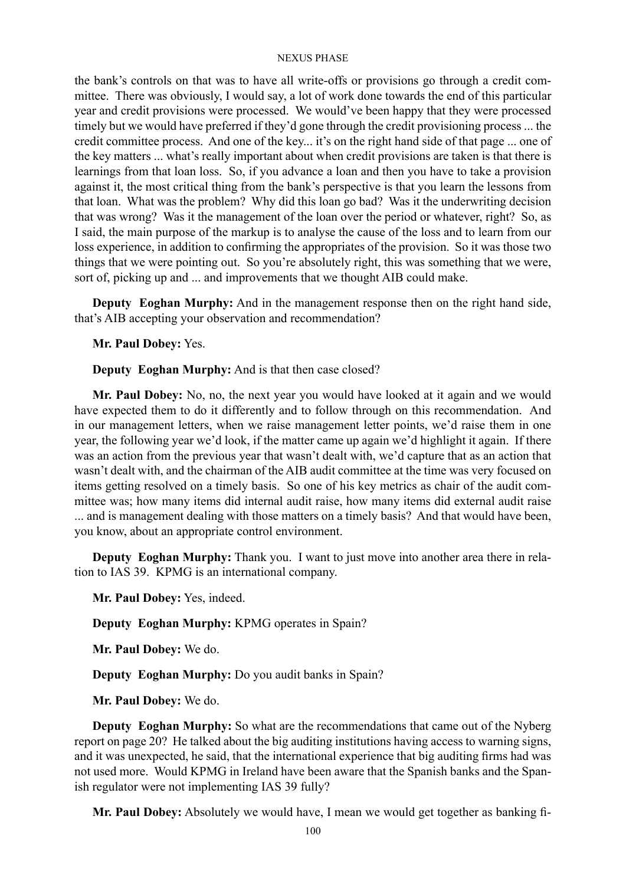the bank's controls on that was to have all write-offs or provisions go through a credit committee. There was obviously, I would say, a lot of work done towards the end of this particular year and credit provisions were processed. We would've been happy that they were processed timely but we would have preferred if they'd gone through the credit provisioning process ... the credit committee process. And one of the key... it's on the right hand side of that page ... one of the key matters ... what's really important about when credit provisions are taken is that there is learnings from that loan loss. So, if you advance a loan and then you have to take a provision against it, the most critical thing from the bank's perspective is that you learn the lessons from that loan. What was the problem? Why did this loan go bad? Was it the underwriting decision that was wrong? Was it the management of the loan over the period or whatever, right? So, as I said, the main purpose of the markup is to analyse the cause of the loss and to learn from our loss experience, in addition to confirming the appropriates of the provision. So it was those two things that we were pointing out. So you're absolutely right, this was something that we were, sort of, picking up and ... and improvements that we thought AIB could make.

**Deputy Eoghan Murphy:** And in the management response then on the right hand side, that's AIB accepting your observation and recommendation?

**Mr. Paul Dobey:** Yes.

**Deputy Eoghan Murphy:** And is that then case closed?

**Mr. Paul Dobey:** No, no, the next year you would have looked at it again and we would have expected them to do it differently and to follow through on this recommendation. And in our management letters, when we raise management letter points, we'd raise them in one year, the following year we'd look, if the matter came up again we'd highlight it again. If there was an action from the previous year that wasn't dealt with, we'd capture that as an action that wasn't dealt with, and the chairman of the AIB audit committee at the time was very focused on items getting resolved on a timely basis. So one of his key metrics as chair of the audit committee was; how many items did internal audit raise, how many items did external audit raise ... and is management dealing with those matters on a timely basis? And that would have been, you know, about an appropriate control environment.

**Deputy Eoghan Murphy:** Thank you. I want to just move into another area there in relation to IAS 39. KPMG is an international company.

**Mr. Paul Dobey:** Yes, indeed.

**Deputy Eoghan Murphy:** KPMG operates in Spain?

**Mr. Paul Dobey:** We do.

**Deputy Eoghan Murphy:** Do you audit banks in Spain?

**Mr. Paul Dobey:** We do.

**Deputy Eoghan Murphy:** So what are the recommendations that came out of the Nyberg report on page 20? He talked about the big auditing institutions having access to warning signs, and it was unexpected, he said, that the international experience that big auditing firms had was not used more. Would KPMG in Ireland have been aware that the Spanish banks and the Spanish regulator were not implementing IAS 39 fully?

**Mr. Paul Dobey:** Absolutely we would have, I mean we would get together as banking fi-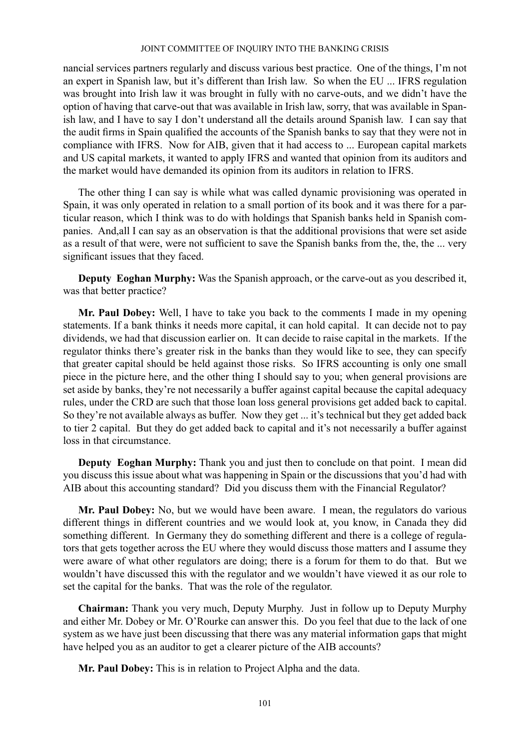nancial services partners regularly and discuss various best practice. One of the things, I'm not an expert in Spanish law, but it's different than Irish law. So when the EU ... IFRS regulation was brought into Irish law it was brought in fully with no carve-outs, and we didn't have the option of having that carve-out that was available in Irish law, sorry, that was available in Spanish law, and I have to say I don't understand all the details around Spanish law. I can say that the audit firms in Spain qualified the accounts of the Spanish banks to say that they were not in compliance with IFRS. Now for AIB, given that it had access to ... European capital markets and US capital markets, it wanted to apply IFRS and wanted that opinion from its auditors and the market would have demanded its opinion from its auditors in relation to IFRS.

The other thing I can say is while what was called dynamic provisioning was operated in Spain, it was only operated in relation to a small portion of its book and it was there for a particular reason, which I think was to do with holdings that Spanish banks held in Spanish companies. And,all I can say as an observation is that the additional provisions that were set aside as a result of that were, were not sufficient to save the Spanish banks from the, the, the ... very significant issues that they faced.

**Deputy Eoghan Murphy:** Was the Spanish approach, or the carve-out as you described it, was that better practice?

**Mr. Paul Dobey:** Well, I have to take you back to the comments I made in my opening statements. If a bank thinks it needs more capital, it can hold capital. It can decide not to pay dividends, we had that discussion earlier on. It can decide to raise capital in the markets. If the regulator thinks there's greater risk in the banks than they would like to see, they can specify that greater capital should be held against those risks. So IFRS accounting is only one small piece in the picture here, and the other thing I should say to you; when general provisions are set aside by banks, they're not necessarily a buffer against capital because the capital adequacy rules, under the CRD are such that those loan loss general provisions get added back to capital. So they're not available always as buffer. Now they get ... it's technical but they get added back to tier 2 capital. But they do get added back to capital and it's not necessarily a buffer against loss in that circumstance.

**Deputy Eoghan Murphy:** Thank you and just then to conclude on that point. I mean did you discuss this issue about what was happening in Spain or the discussions that you'd had with AIB about this accounting standard? Did you discuss them with the Financial Regulator?

**Mr. Paul Dobey:** No, but we would have been aware. I mean, the regulators do various different things in different countries and we would look at, you know, in Canada they did something different. In Germany they do something different and there is a college of regulators that gets together across the EU where they would discuss those matters and I assume they were aware of what other regulators are doing; there is a forum for them to do that. But we wouldn't have discussed this with the regulator and we wouldn't have viewed it as our role to set the capital for the banks. That was the role of the regulator.

**Chairman:** Thank you very much, Deputy Murphy. Just in follow up to Deputy Murphy and either Mr. Dobey or Mr. O'Rourke can answer this. Do you feel that due to the lack of one system as we have just been discussing that there was any material information gaps that might have helped you as an auditor to get a clearer picture of the AIB accounts?

**Mr. Paul Dobey:** This is in relation to Project Alpha and the data.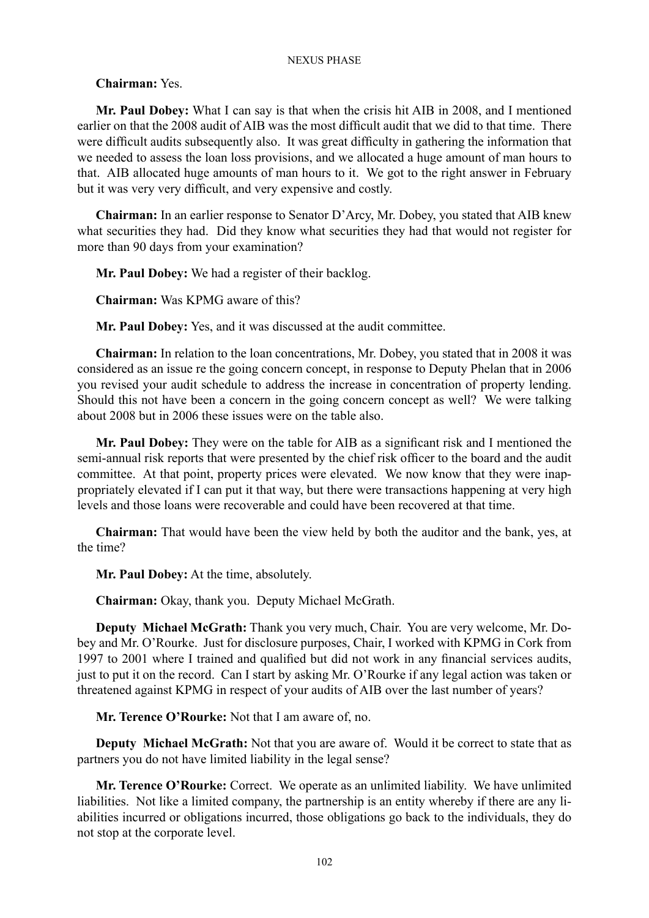**Chairman:** Yes.

**Mr. Paul Dobey:** What I can say is that when the crisis hit AIB in 2008, and I mentioned earlier on that the 2008 audit of AIB was the most difficult audit that we did to that time. There were difficult audits subsequently also. It was great difficulty in gathering the information that we needed to assess the loan loss provisions, and we allocated a huge amount of man hours to that. AIB allocated huge amounts of man hours to it. We got to the right answer in February but it was very very difficult, and very expensive and costly.

**Chairman:** In an earlier response to Senator D'Arcy, Mr. Dobey, you stated that AIB knew what securities they had. Did they know what securities they had that would not register for more than 90 days from your examination?

**Mr. Paul Dobey:** We had a register of their backlog.

**Chairman:** Was KPMG aware of this?

**Mr. Paul Dobey:** Yes, and it was discussed at the audit committee.

**Chairman:** In relation to the loan concentrations, Mr. Dobey, you stated that in 2008 it was considered as an issue re the going concern concept, in response to Deputy Phelan that in 2006 you revised your audit schedule to address the increase in concentration of property lending. Should this not have been a concern in the going concern concept as well? We were talking about 2008 but in 2006 these issues were on the table also.

**Mr. Paul Dobey:** They were on the table for AIB as a significant risk and I mentioned the semi-annual risk reports that were presented by the chief risk officer to the board and the audit committee. At that point, property prices were elevated. We now know that they were inappropriately elevated if I can put it that way, but there were transactions happening at very high levels and those loans were recoverable and could have been recovered at that time.

**Chairman:** That would have been the view held by both the auditor and the bank, yes, at the time?

**Mr. Paul Dobey:** At the time, absolutely.

**Chairman:** Okay, thank you. Deputy Michael McGrath.

**Deputy Michael McGrath:** Thank you very much, Chair. You are very welcome, Mr. Dobey and Mr. O'Rourke. Just for disclosure purposes, Chair, I worked with KPMG in Cork from 1997 to 2001 where I trained and qualified but did not work in any financial services audits, just to put it on the record. Can I start by asking Mr. O'Rourke if any legal action was taken or threatened against KPMG in respect of your audits of AIB over the last number of years?

**Mr. Terence O'Rourke:** Not that I am aware of, no.

**Deputy Michael McGrath:** Not that you are aware of. Would it be correct to state that as partners you do not have limited liability in the legal sense?

**Mr. Terence O'Rourke:** Correct. We operate as an unlimited liability. We have unlimited liabilities. Not like a limited company, the partnership is an entity whereby if there are any liabilities incurred or obligations incurred, those obligations go back to the individuals, they do not stop at the corporate level.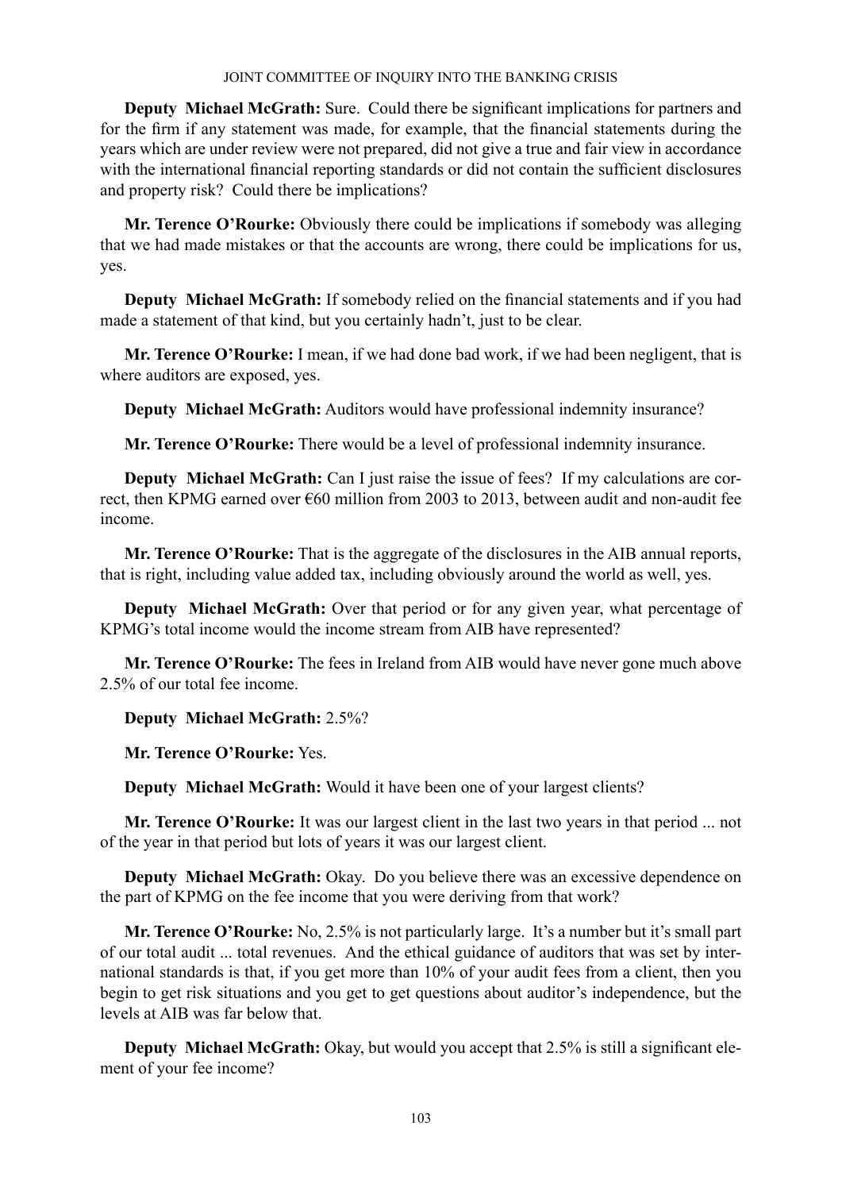**Deputy Michael McGrath:** Sure. Could there be significant implications for partners and for the firm if any statement was made, for example, that the financial statements during the years which are under review were not prepared, did not give a true and fair view in accordance with the international financial reporting standards or did not contain the sufficient disclosures and property risk? Could there be implications?

**Mr. Terence O'Rourke:** Obviously there could be implications if somebody was alleging that we had made mistakes or that the accounts are wrong, there could be implications for us, yes.

**Deputy Michael McGrath:** If somebody relied on the financial statements and if you had made a statement of that kind, but you certainly hadn't, just to be clear.

**Mr. Terence O'Rourke:** I mean, if we had done bad work, if we had been negligent, that is where auditors are exposed, yes.

**Deputy Michael McGrath:** Auditors would have professional indemnity insurance?

**Mr. Terence O'Rourke:** There would be a level of professional indemnity insurance.

**Deputy Michael McGrath:** Can I just raise the issue of fees? If my calculations are correct, then KPMG earned over €60 million from 2003 to 2013, between audit and non-audit fee income.

**Mr. Terence O'Rourke:** That is the aggregate of the disclosures in the AIB annual reports, that is right, including value added tax, including obviously around the world as well, yes.

**Deputy Michael McGrath:** Over that period or for any given year, what percentage of KPMG's total income would the income stream from AIB have represented?

**Mr. Terence O'Rourke:** The fees in Ireland from AIB would have never gone much above 2.5% of our total fee income.

**Deputy Michael McGrath:** 2.5%?

**Mr. Terence O'Rourke:** Yes.

**Deputy Michael McGrath:** Would it have been one of your largest clients?

**Mr. Terence O'Rourke:** It was our largest client in the last two years in that period ... not of the year in that period but lots of years it was our largest client.

**Deputy Michael McGrath:** Okay. Do you believe there was an excessive dependence on the part of KPMG on the fee income that you were deriving from that work?

**Mr. Terence O'Rourke:** No, 2.5% is not particularly large. It's a number but it's small part of our total audit ... total revenues. And the ethical guidance of auditors that was set by international standards is that, if you get more than 10% of your audit fees from a client, then you begin to get risk situations and you get to get questions about auditor's independence, but the levels at AIB was far below that.

**Deputy Michael McGrath:** Okay, but would you accept that 2.5% is still a significant element of your fee income?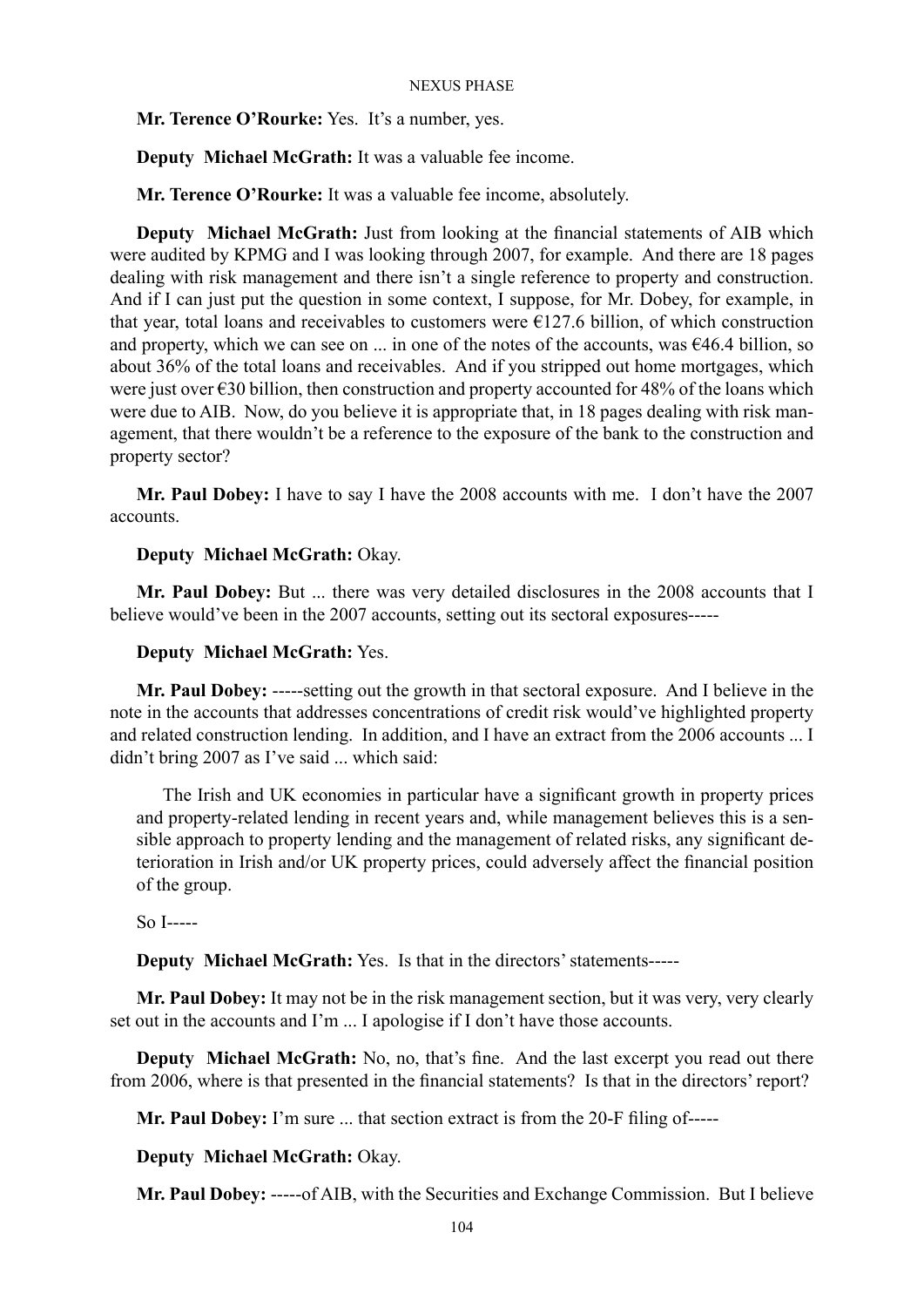**Mr. Terence O'Rourke:** Yes. It's a number, yes.

**Deputy Michael McGrath:** It was a valuable fee income.

**Mr. Terence O'Rourke:** It was a valuable fee income, absolutely.

**Deputy Michael McGrath:** Just from looking at the financial statements of AIB which were audited by KPMG and I was looking through 2007, for example. And there are 18 pages dealing with risk management and there isn't a single reference to property and construction. And if I can just put the question in some context, I suppose, for Mr. Dobey, for example, in that year, total loans and receivables to customers were €127.6 billion, of which construction and property, which we can see on ... in one of the notes of the accounts, was €46.4 billion, so about 36% of the total loans and receivables. And if you stripped out home mortgages, which were just over €30 billion, then construction and property accounted for 48% of the loans which were due to AIB. Now, do you believe it is appropriate that, in 18 pages dealing with risk management, that there wouldn't be a reference to the exposure of the bank to the construction and property sector?

**Mr. Paul Dobey:** I have to say I have the 2008 accounts with me. I don't have the 2007 accounts.

**Deputy Michael McGrath:** Okay.

**Mr. Paul Dobey:** But ... there was very detailed disclosures in the 2008 accounts that I believe would've been in the 2007 accounts, setting out its sectoral exposures-----

**Deputy Michael McGrath:** Yes.

**Mr. Paul Dobey:** -----setting out the growth in that sectoral exposure. And I believe in the note in the accounts that addresses concentrations of credit risk would've highlighted property and related construction lending. In addition, and I have an extract from the 2006 accounts ... I didn't bring 2007 as I've said ... which said:

> The Irish and UK economies in particular have a significant growth in property prices and property-related lending in recent years and, while management believes this is a sensible approach to property lending and the management of related risks, any significant deterioration in Irish and/or UK property prices, could adversely affect the financial position of the group.

So I-----

**Deputy Michael McGrath:** Yes. Is that in the directors' statements-----

**Mr. Paul Dobey:** It may not be in the risk management section, but it was very, very clearly set out in the accounts and I'm ... I apologise if I don't have those accounts.

**Deputy Michael McGrath:** No, no, that's fine. And the last excerpt you read out there from 2006, where is that presented in the financial statements? Is that in the directors' report?

**Mr. Paul Dobey:** I'm sure ... that section extract is from the 20-F filing of-----

**Deputy Michael McGrath:** Okay.

**Mr. Paul Dobey:** -----of AIB, with the Securities and Exchange Commission. But I believe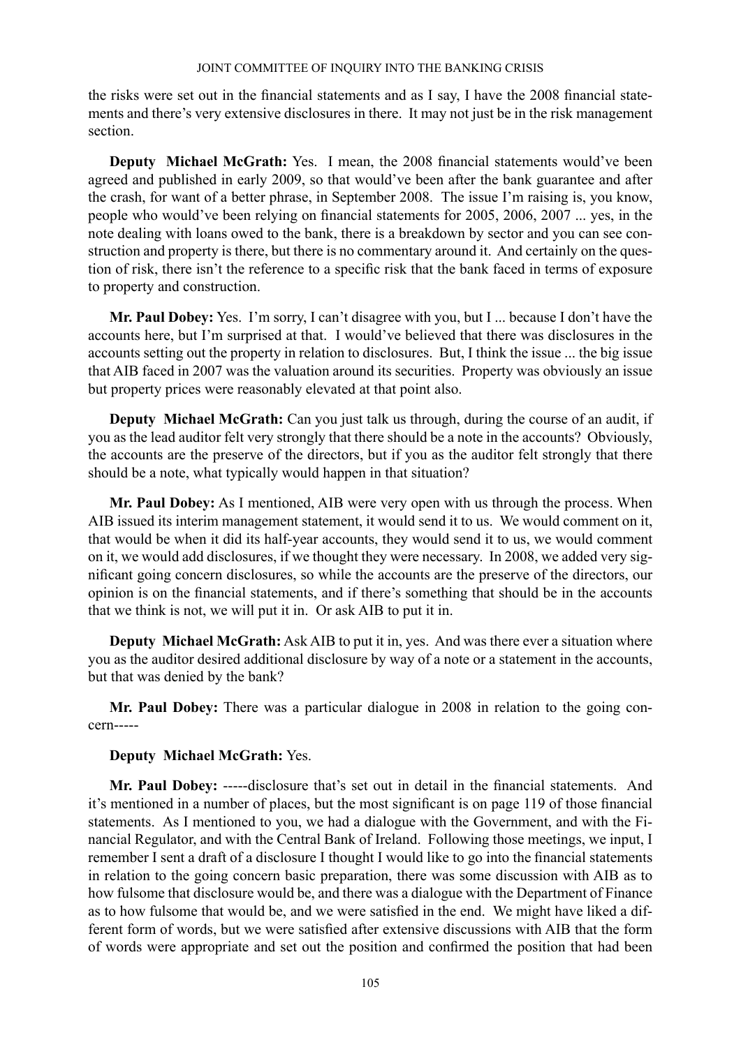the risks were set out in the financial statements and as I say, I have the 2008 financial statements and there's very extensive disclosures in there. It may not just be in the risk management section.

**Deputy Michael McGrath:** Yes. I mean, the 2008 financial statements would've been agreed and published in early 2009, so that would've been after the bank guarantee and after the crash, for want of a better phrase, in September 2008. The issue I'm raising is, you know, people who would've been relying on financial statements for 2005, 2006, 2007 ... yes, in the note dealing with loans owed to the bank, there is a breakdown by sector and you can see construction and property is there, but there is no commentary around it. And certainly on the question of risk, there isn't the reference to a specific risk that the bank faced in terms of exposure to property and construction.

**Mr. Paul Dobey:** Yes. I'm sorry, I can't disagree with you, but I ... because I don't have the accounts here, but I'm surprised at that. I would've believed that there was disclosures in the accounts setting out the property in relation to disclosures. But, I think the issue ... the big issue that AIB faced in 2007 was the valuation around its securities. Property was obviously an issue but property prices were reasonably elevated at that point also.

**Deputy Michael McGrath:** Can you just talk us through, during the course of an audit, if you as the lead auditor felt very strongly that there should be a note in the accounts? Obviously, the accounts are the preserve of the directors, but if you as the auditor felt strongly that there should be a note, what typically would happen in that situation?

**Mr. Paul Dobey:** As I mentioned, AIB were very open with us through the process. When AIB issued its interim management statement, it would send it to us. We would comment on it, that would be when it did its half-year accounts, they would send it to us, we would comment on it, we would add disclosures, if we thought they were necessary. In 2008, we added very significant going concern disclosures, so while the accounts are the preserve of the directors, our opinion is on the financial statements, and if there's something that should be in the accounts that we think is not, we will put it in. Or ask AIB to put it in.

**Deputy Michael McGrath:** Ask AIB to put it in, yes. And was there ever a situation where you as the auditor desired additional disclosure by way of a note or a statement in the accounts, but that was denied by the bank?

**Mr. Paul Dobey:** There was a particular dialogue in 2008 in relation to the going concern-----

**Deputy Michael McGrath:** Yes.

**Mr. Paul Dobey:** -----disclosure that's set out in detail in the financial statements. And it's mentioned in a number of places, but the most significant is on page 119 of those financial statements. As I mentioned to you, we had a dialogue with the Government, and with the Financial Regulator, and with the Central Bank of Ireland. Following those meetings, we input, I remember I sent a draft of a disclosure I thought I would like to go into the financial statements in relation to the going concern basic preparation, there was some discussion with AIB as to how fulsome that disclosure would be, and there was a dialogue with the Department of Finance as to how fulsome that would be, and we were satisfied in the end. We might have liked a different form of words, but we were satisfied after extensive discussions with AIB that the form of words were appropriate and set out the position and confirmed the position that had been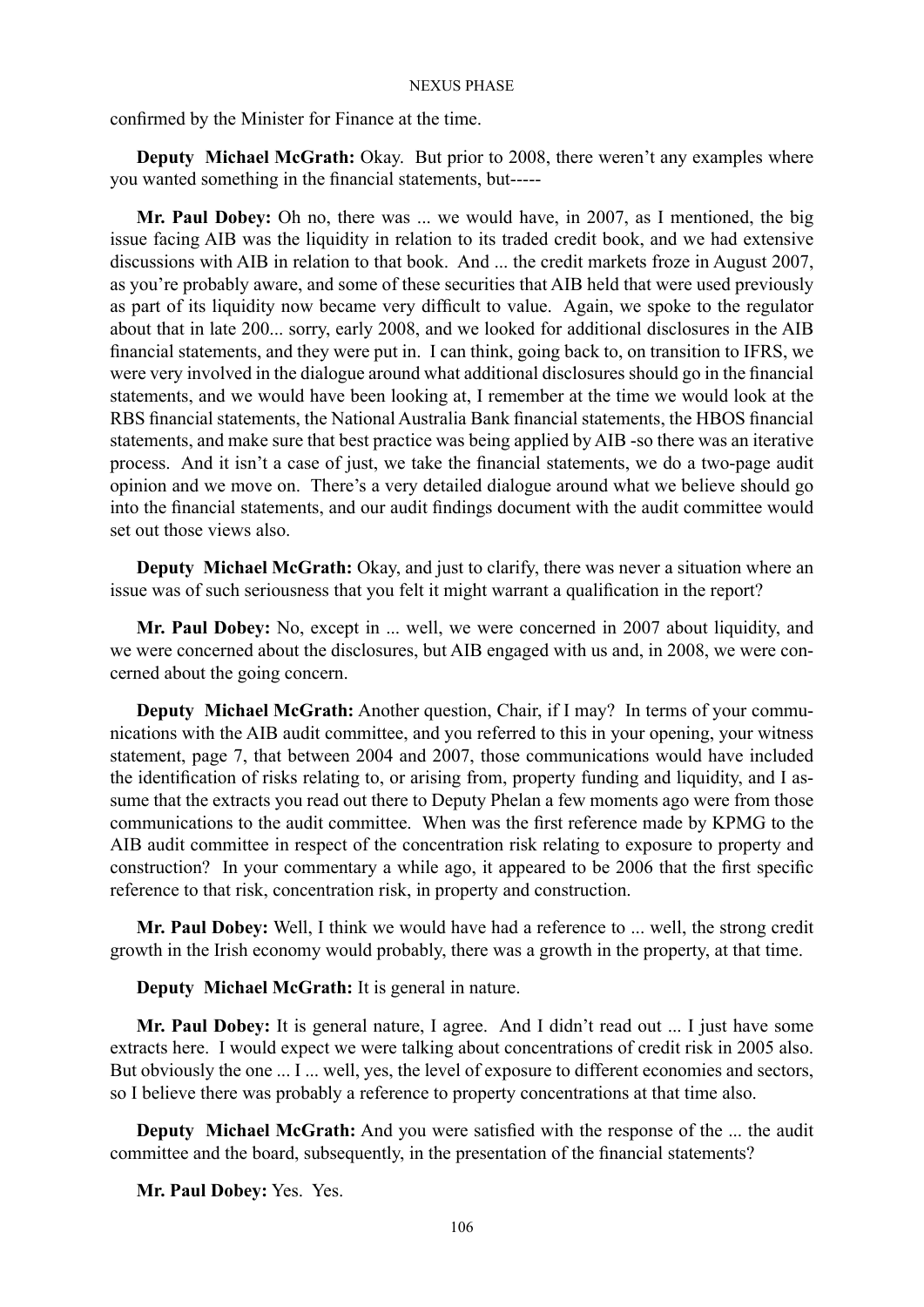confirmed by the Minister for Finance at the time.

**Deputy Michael McGrath:** Okay. But prior to 2008, there weren't any examples where you wanted something in the financial statements, but-----

**Mr. Paul Dobey:** Oh no, there was ... we would have, in 2007, as I mentioned, the big issue facing AIB was the liquidity in relation to its traded credit book, and we had extensive discussions with AIB in relation to that book. And ... the credit markets froze in August 2007, as you're probably aware, and some of these securities that AIB held that were used previously as part of its liquidity now became very difficult to value. Again, we spoke to the regulator about that in late 200... sorry, early 2008, and we looked for additional disclosures in the AIB financial statements, and they were put in. I can think, going back to, on transition to IFRS, we were very involved in the dialogue around what additional disclosures should go in the financial statements, and we would have been looking at, I remember at the time we would look at the RBS financial statements, the National Australia Bank financial statements, the HBOS financial statements, and make sure that best practice was being applied by AIB -so there was an iterative process. And it isn't a case of just, we take the financial statements, we do a two-page audit opinion and we move on. There's a very detailed dialogue around what we believe should go into the financial statements, and our audit findings document with the audit committee would set out those views also.

**Deputy Michael McGrath:** Okay, and just to clarify, there was never a situation where an issue was of such seriousness that you felt it might warrant a qualification in the report?

**Mr. Paul Dobey:** No, except in ... well, we were concerned in 2007 about liquidity, and we were concerned about the disclosures, but AIB engaged with us and, in 2008, we were concerned about the going concern.

**Deputy Michael McGrath:** Another question, Chair, if I may? In terms of your communications with the AIB audit committee, and you referred to this in your opening, your witness statement, page 7, that between 2004 and 2007, those communications would have included the identification of risks relating to, or arising from, property funding and liquidity, and I assume that the extracts you read out there to Deputy Phelan a few moments ago were from those communications to the audit committee. When was the first reference made by KPMG to the AIB audit committee in respect of the concentration risk relating to exposure to property and construction? In your commentary a while ago, it appeared to be 2006 that the first specific reference to that risk, concentration risk, in property and construction.

**Mr. Paul Dobey:** Well, I think we would have had a reference to ... well, the strong credit growth in the Irish economy would probably, there was a growth in the property, at that time.

**Deputy Michael McGrath:** It is general in nature.

**Mr. Paul Dobey:** It is general nature, I agree. And I didn't read out ... I just have some extracts here. I would expect we were talking about concentrations of credit risk in 2005 also. But obviously the one ... I ... well, yes, the level of exposure to different economies and sectors, so I believe there was probably a reference to property concentrations at that time also.

**Deputy Michael McGrath:** And you were satisfied with the response of the ... the audit committee and the board, subsequently, in the presentation of the financial statements?

**Mr. Paul Dobey:** Yes. Yes.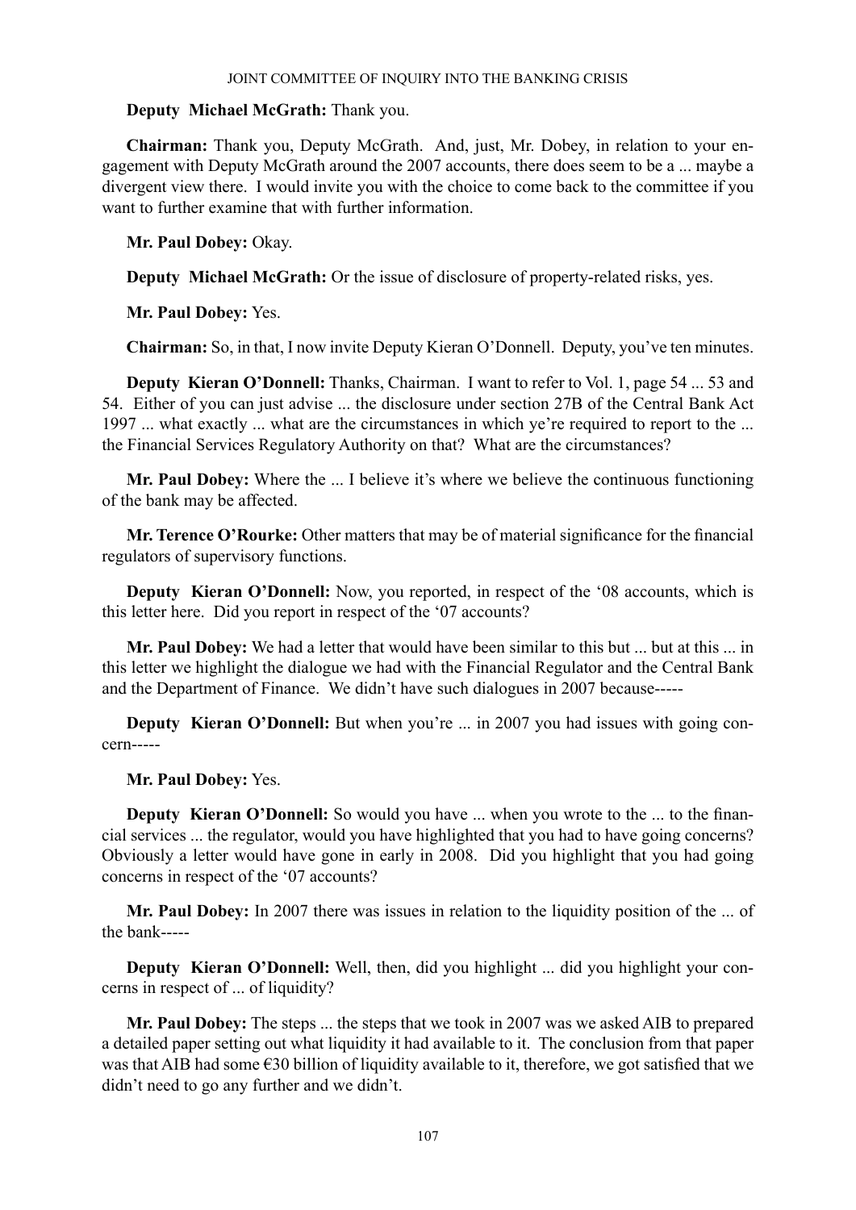**Deputy Michael McGrath:** Thank you.

**Chairman:** Thank you, Deputy McGrath. And, just, Mr. Dobey, in relation to your engagement with Deputy McGrath around the 2007 accounts, there does seem to be a ... maybe a divergent view there. I would invite you with the choice to come back to the committee if you want to further examine that with further information.

**Mr. Paul Dobey:** Okay.

**Deputy Michael McGrath:** Or the issue of disclosure of property-related risks, yes.

**Mr. Paul Dobey:** Yes.

**Chairman:** So, in that, I now invite Deputy Kieran O'Donnell. Deputy, you've ten minutes.

**Deputy Kieran O'Donnell:** Thanks, Chairman. I want to refer to Vol. 1, page 54 ... 53 and 54. Either of you can just advise ... the disclosure under section 27B of the Central Bank Act 1997 ... what exactly ... what are the circumstances in which ye're required to report to the ... the Financial Services Regulatory Authority on that? What are the circumstances?

**Mr. Paul Dobey:** Where the ... I believe it's where we believe the continuous functioning of the bank may be affected.

**Mr. Terence O'Rourke:** Other matters that may be of material significance for the financial regulators of supervisory functions.

**Deputy Kieran O'Donnell:** Now, you reported, in respect of the '08 accounts, which is this letter here. Did you report in respect of the '07 accounts?

**Mr. Paul Dobey:** We had a letter that would have been similar to this but ... but at this ... in this letter we highlight the dialogue we had with the Financial Regulator and the Central Bank and the Department of Finance. We didn't have such dialogues in 2007 because-----

**Deputy Kieran O'Donnell:** But when you're ... in 2007 you had issues with going concern-----

**Mr. Paul Dobey:** Yes.

**Deputy Kieran O'Donnell:** So would you have ... when you wrote to the ... to the financial services ... the regulator, would you have highlighted that you had to have going concerns? Obviously a letter would have gone in early in 2008. Did you highlight that you had going concerns in respect of the '07 accounts?

**Mr. Paul Dobey:** In 2007 there was issues in relation to the liquidity position of the ... of the bank-----

**Deputy Kieran O'Donnell:** Well, then, did you highlight ... did you highlight your concerns in respect of ... of liquidity?

**Mr. Paul Dobey:** The steps ... the steps that we took in 2007 was we asked AIB to prepared a detailed paper setting out what liquidity it had available to it. The conclusion from that paper was that AIB had some €30 billion of liquidity available to it, therefore, we got satisfied that we didn't need to go any further and we didn't.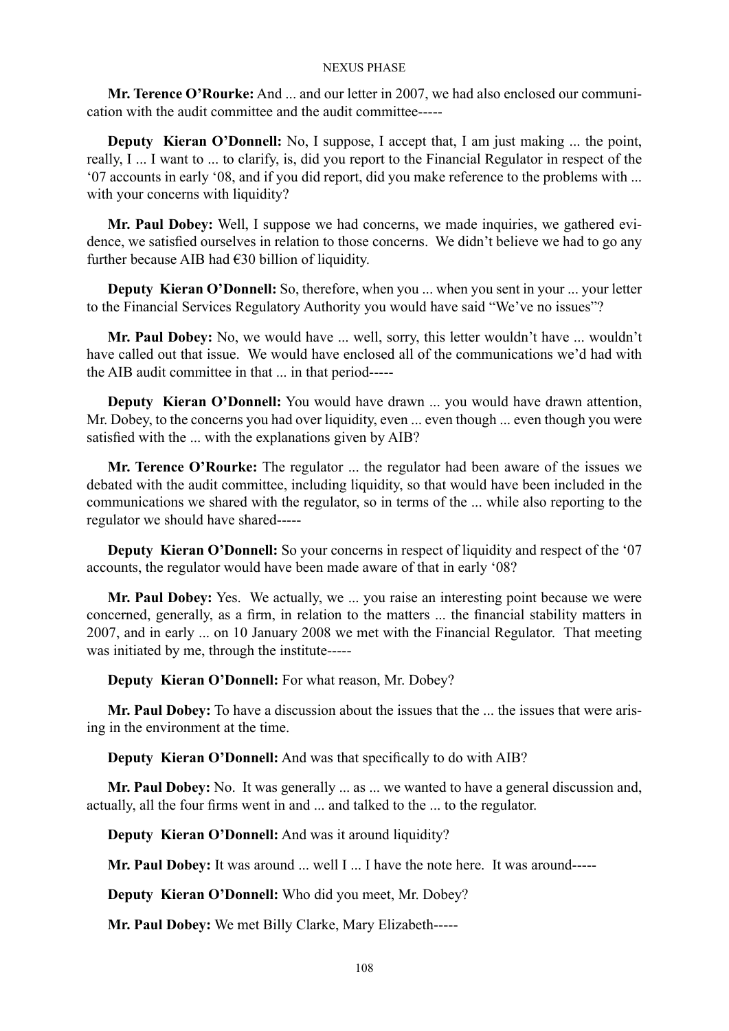**Mr. Terence O'Rourke:** And ... and our letter in 2007, we had also enclosed our communication with the audit committee and the audit committee-----

**Deputy Kieran O'Donnell:** No, I suppose, I accept that, I am just making ... the point, really, I ... I want to ... to clarify, is, did you report to the Financial Regulator in respect of the '07 accounts in early '08, and if you did report, did you make reference to the problems with ... with your concerns with liquidity?

**Mr. Paul Dobey:** Well, I suppose we had concerns, we made inquiries, we gathered evidence, we satisfied ourselves in relation to those concerns. We didn't believe we had to go any further because AIB had €30 billion of liquidity.

**Deputy Kieran O'Donnell:** So, therefore, when you ... when you sent in your ... your letter to the Financial Services Regulatory Authority you would have said "We've no issues"?

**Mr. Paul Dobey:** No, we would have ... well, sorry, this letter wouldn't have ... wouldn't have called out that issue. We would have enclosed all of the communications we'd had with the AIB audit committee in that ... in that period-----

**Deputy Kieran O'Donnell:** You would have drawn ... you would have drawn attention, Mr. Dobey, to the concerns you had over liquidity, even ... even though ... even though you were satisfied with the ... with the explanations given by AIB?

**Mr. Terence O'Rourke:** The regulator ... the regulator had been aware of the issues we debated with the audit committee, including liquidity, so that would have been included in the communications we shared with the regulator, so in terms of the ... while also reporting to the regulator we should have shared-----

**Deputy Kieran O'Donnell:** So your concerns in respect of liquidity and respect of the '07 accounts, the regulator would have been made aware of that in early '08?

**Mr. Paul Dobey:** Yes. We actually, we ... you raise an interesting point because we were concerned, generally, as a firm, in relation to the matters ... the financial stability matters in 2007, and in early ... on 10 January 2008 we met with the Financial Regulator. That meeting was initiated by me, through the institute-----

**Deputy Kieran O'Donnell:** For what reason, Mr. Dobey?

**Mr. Paul Dobey:** To have a discussion about the issues that the ... the issues that were arising in the environment at the time.

**Deputy Kieran O'Donnell:** And was that specifically to do with AIB?

**Mr. Paul Dobey:** No. It was generally ... as ... we wanted to have a general discussion and, actually, all the four firms went in and ... and talked to the ... to the regulator.

**Deputy Kieran O'Donnell:** And was it around liquidity?

**Mr. Paul Dobey:** It was around ... well I ... I have the note here. It was around-----

**Deputy Kieran O'Donnell:** Who did you meet, Mr. Dobey?

**Mr. Paul Dobey:** We met Billy Clarke, Mary Elizabeth-----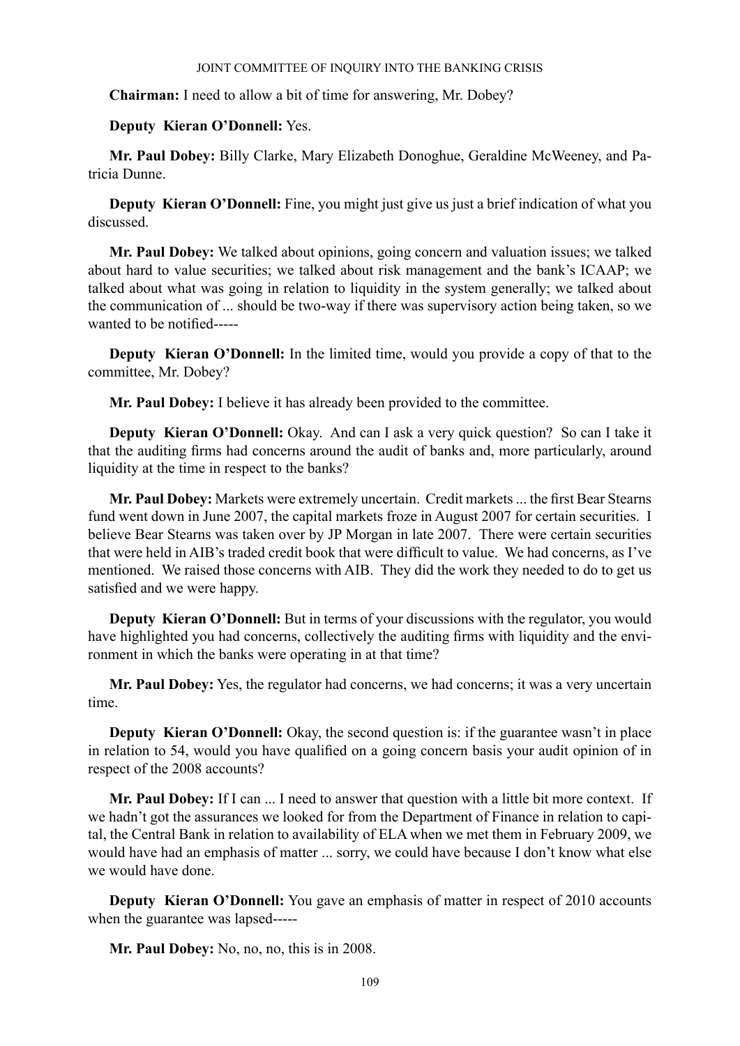**Chairman:** I need to allow a bit of time for answering, Mr. Dobey?

**Deputy Kieran O'Donnell:** Yes.

**Mr. Paul Dobey:** Billy Clarke, Mary Elizabeth Donoghue, Geraldine McWeeney, and Patricia Dunne.

**Deputy Kieran O'Donnell:** Fine, you might just give us just a brief indication of what you discussed.

**Mr. Paul Dobey:** We talked about opinions, going concern and valuation issues; we talked about hard to value securities; we talked about risk management and the bank's ICAAP; we talked about what was going in relation to liquidity in the system generally; we talked about the communication of ... should be two-way if there was supervisory action being taken, so we wanted to be notified-----

**Deputy Kieran O'Donnell:** In the limited time, would you provide a copy of that to the committee, Mr. Dobey?

**Mr. Paul Dobey:** I believe it has already been provided to the committee.

**Deputy Kieran O'Donnell:** Okay. And can I ask a very quick question? So can I take it that the auditing firms had concerns around the audit of banks and, more particularly, around liquidity at the time in respect to the banks?

**Mr. Paul Dobey:** Markets were extremely uncertain. Credit markets ... the first Bear Stearns fund went down in June 2007, the capital markets froze in August 2007 for certain securities. I believe Bear Stearns was taken over by JP Morgan in late 2007. There were certain securities that were held in AIB's traded credit book that were difficult to value. We had concerns, as I've mentioned. We raised those concerns with AIB. They did the work they needed to do to get us satisfied and we were happy.

**Deputy Kieran O'Donnell:** But in terms of your discussions with the regulator, you would have highlighted you had concerns, collectively the auditing firms with liquidity and the environment in which the banks were operating in at that time?

**Mr. Paul Dobey:** Yes, the regulator had concerns, we had concerns; it was a very uncertain time.

**Deputy Kieran O'Donnell:** Okay, the second question is: if the guarantee wasn't in place in relation to 54, would you have qualified on a going concern basis your audit opinion of in respect of the 2008 accounts?

**Mr. Paul Dobey:** If I can ... I need to answer that question with a little bit more context. If we hadn't got the assurances we looked for from the Department of Finance in relation to capital, the Central Bank in relation to availability of ELA when we met them in February 2009, we would have had an emphasis of matter ... sorry, we could have because I don't know what else we would have done.

**Deputy Kieran O'Donnell:** You gave an emphasis of matter in respect of 2010 accounts when the guarantee was lapsed-----

**Mr. Paul Dobey:** No, no, no, this is in 2008.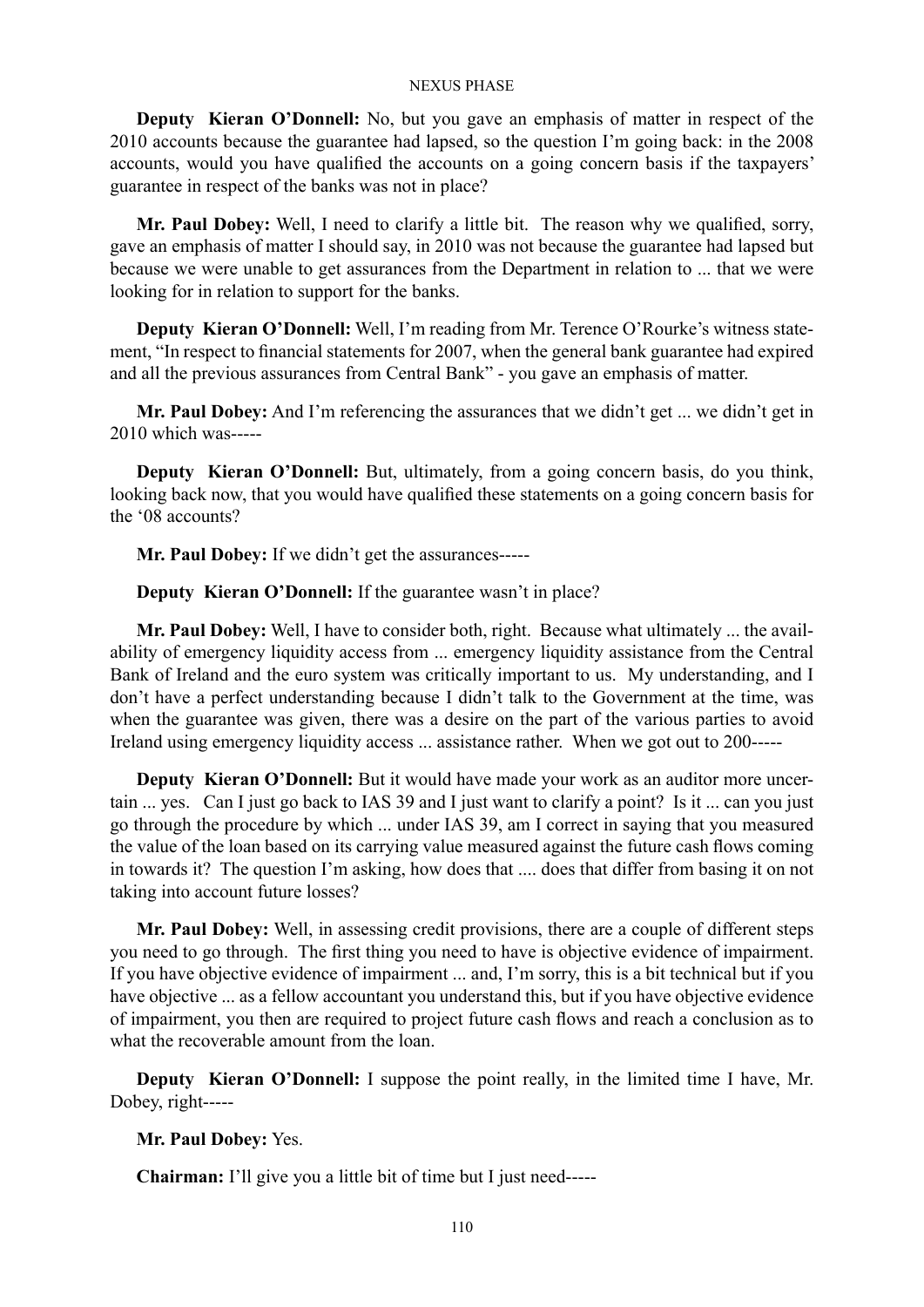**Deputy Kieran O'Donnell:** No, but you gave an emphasis of matter in respect of the 2010 accounts because the guarantee had lapsed, so the question I'm going back: in the 2008 accounts, would you have qualified the accounts on a going concern basis if the taxpayers' guarantee in respect of the banks was not in place?

**Mr. Paul Dobey:** Well, I need to clarify a little bit. The reason why we qualified, sorry, gave an emphasis of matter I should say, in 2010 was not because the guarantee had lapsed but because we were unable to get assurances from the Department in relation to ... that we were looking for in relation to support for the banks.

**Deputy Kieran O'Donnell:** Well, I'm reading from Mr. Terence O'Rourke's witness statement, "In respect to financial statements for 2007, when the general bank guarantee had expired and all the previous assurances from Central Bank" - you gave an emphasis of matter.

**Mr. Paul Dobey:** And I'm referencing the assurances that we didn't get ... we didn't get in 2010 which was-----

**Deputy Kieran O'Donnell:** But, ultimately, from a going concern basis, do you think, looking back now, that you would have qualified these statements on a going concern basis for the '08 accounts?

**Mr. Paul Dobey:** If we didn't get the assurances-----

**Deputy Kieran O'Donnell:** If the guarantee wasn't in place?

**Mr. Paul Dobey:** Well, I have to consider both, right. Because what ultimately ... the availability of emergency liquidity access from ... emergency liquidity assistance from the Central Bank of Ireland and the euro system was critically important to us. My understanding, and I don't have a perfect understanding because I didn't talk to the Government at the time, was when the guarantee was given, there was a desire on the part of the various parties to avoid Ireland using emergency liquidity access ... assistance rather. When we got out to 200-----

**Deputy Kieran O'Donnell:** But it would have made your work as an auditor more uncertain ... yes. Can I just go back to IAS 39 and I just want to clarify a point? Is it ... can you just go through the procedure by which ... under IAS 39, am I correct in saying that you measured the value of the loan based on its carrying value measured against the future cash flows coming in towards it? The question I'm asking, how does that .... does that differ from basing it on not taking into account future losses?

**Mr. Paul Dobey:** Well, in assessing credit provisions, there are a couple of different steps you need to go through. The first thing you need to have is objective evidence of impairment. If you have objective evidence of impairment ... and, I'm sorry, this is a bit technical but if you have objective ... as a fellow accountant you understand this, but if you have objective evidence of impairment, you then are required to project future cash flows and reach a conclusion as to what the recoverable amount from the loan.

**Deputy Kieran O'Donnell:** I suppose the point really, in the limited time I have, Mr. Dobey, right-----

**Mr. Paul Dobey:** Yes.

**Chairman:** I'll give you a little bit of time but I just need-----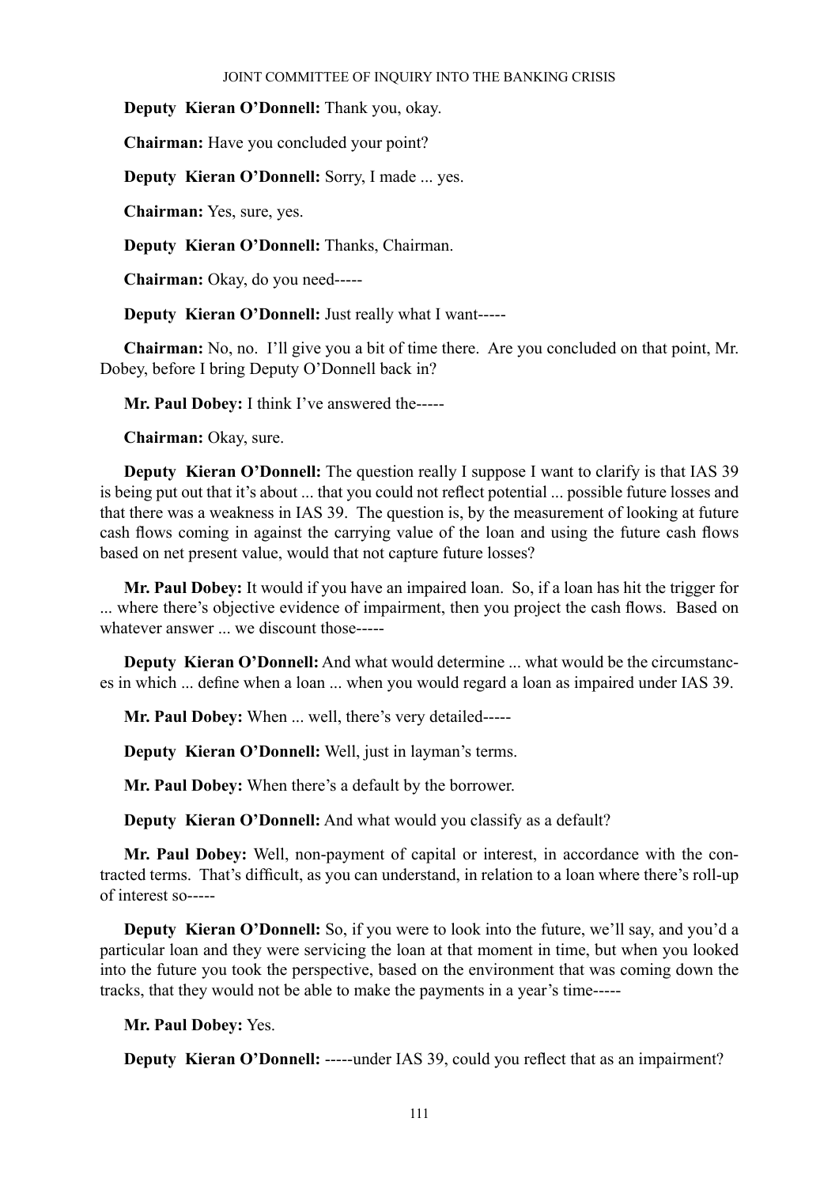**Deputy Kieran O'Donnell:** Thank you, okay.

**Chairman:** Have you concluded your point?

**Deputy Kieran O'Donnell:** Sorry, I made ... yes.

**Chairman:** Yes, sure, yes.

**Deputy Kieran O'Donnell:** Thanks, Chairman.

**Chairman:** Okay, do you need-----

**Deputy Kieran O'Donnell:** Just really what I want-----

**Chairman:** No, no. I'll give you a bit of time there. Are you concluded on that point, Mr. Dobey, before I bring Deputy O'Donnell back in?

**Mr. Paul Dobey:** I think I've answered the-----

**Chairman:** Okay, sure.

**Deputy Kieran O'Donnell:** The question really I suppose I want to clarify is that IAS 39 is being put out that it's about ... that you could not reflect potential ... possible future losses and that there was a weakness in IAS 39. The question is, by the measurement of looking at future cash flows coming in against the carrying value of the loan and using the future cash flows based on net present value, would that not capture future losses?

**Mr. Paul Dobey:** It would if you have an impaired loan. So, if a loan has hit the trigger for ... where there's objective evidence of impairment, then you project the cash flows. Based on whatever answer ... we discount those-----

**Deputy Kieran O'Donnell:** And what would determine ... what would be the circumstances in which ... define when a loan ... when you would regard a loan as impaired under IAS 39.

**Mr. Paul Dobey:** When ... well, there's very detailed-----

**Deputy Kieran O'Donnell:** Well, just in layman's terms.

**Mr. Paul Dobey:** When there's a default by the borrower.

**Deputy Kieran O'Donnell:** And what would you classify as a default?

**Mr. Paul Dobey:** Well, non-payment of capital or interest, in accordance with the contracted terms. That's difficult, as you can understand, in relation to a loan where there's roll-up of interest so-----

**Deputy Kieran O'Donnell:** So, if you were to look into the future, we'll say, and you'd a particular loan and they were servicing the loan at that moment in time, but when you looked into the future you took the perspective, based on the environment that was coming down the tracks, that they would not be able to make the payments in a year's time-----

**Mr. Paul Dobey:** Yes.

**Deputy Kieran O'Donnell:** -----under IAS 39, could you reflect that as an impairment?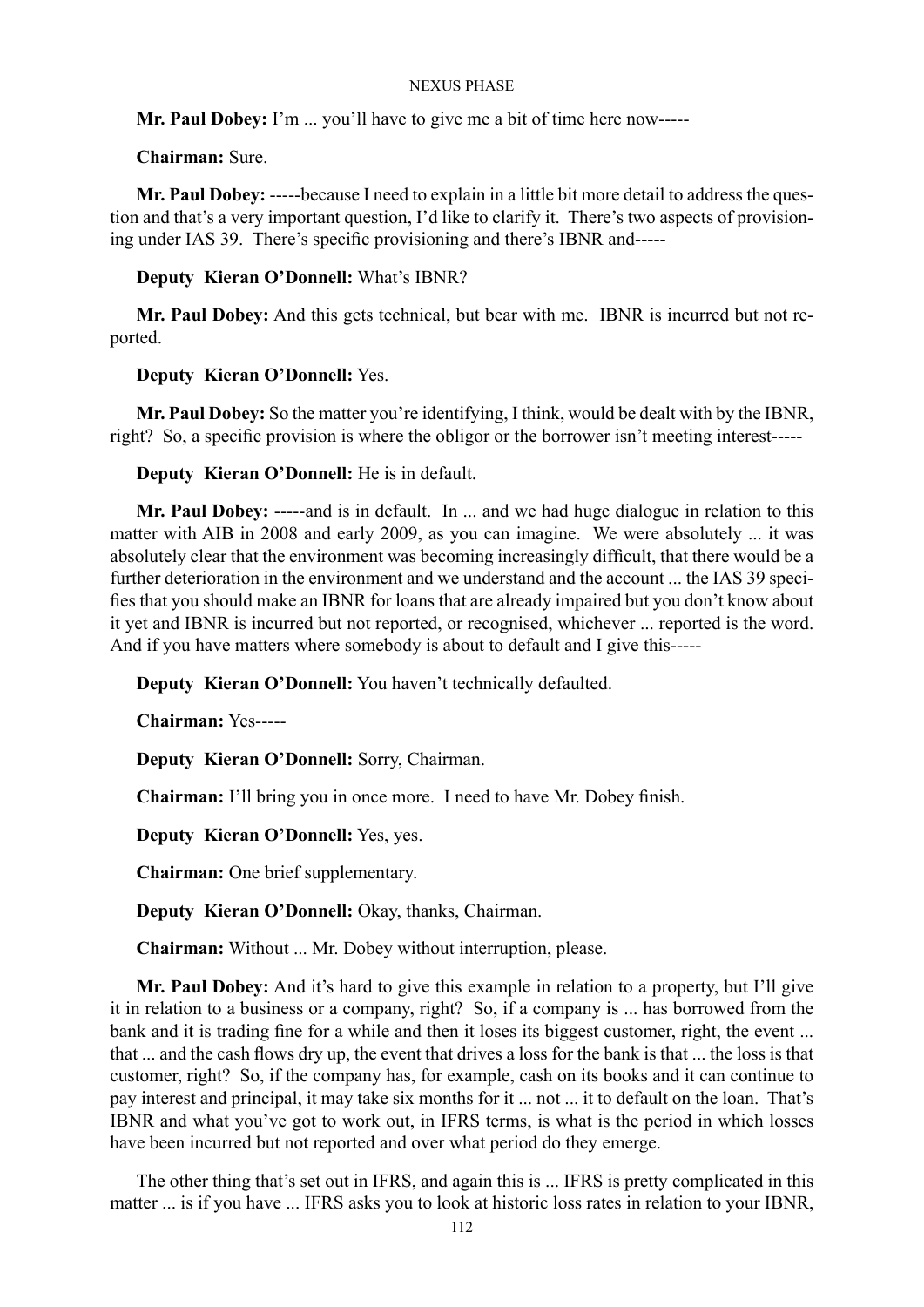**Mr. Paul Dobey:** I'm ... you'll have to give me a bit of time here now-----

**Chairman:** Sure.

**Mr. Paul Dobey:** -----because I need to explain in a little bit more detail to address the question and that's a very important question, I'd like to clarify it. There's two aspects of provisioning under IAS 39. There's specific provisioning and there's IBNR and-----

**Deputy Kieran O'Donnell:** What's IBNR?

**Mr. Paul Dobey:** And this gets technical, but bear with me. IBNR is incurred but not reported.

**Deputy Kieran O'Donnell:** Yes.

**Mr. Paul Dobey:** So the matter you're identifying, I think, would be dealt with by the IBNR, right? So, a specific provision is where the obligor or the borrower isn't meeting interest-----

**Deputy Kieran O'Donnell:** He is in default.

**Mr. Paul Dobey:** -----and is in default. In ... and we had huge dialogue in relation to this matter with AIB in 2008 and early 2009, as you can imagine. We were absolutely ... it was absolutely clear that the environment was becoming increasingly difficult, that there would be a further deterioration in the environment and we understand and the account ... the IAS 39 specifies that you should make an IBNR for loans that are already impaired but you don't know about it yet and IBNR is incurred but not reported, or recognised, whichever ... reported is the word. And if you have matters where somebody is about to default and I give this-----

**Deputy Kieran O'Donnell:** You haven't technically defaulted.

**Chairman:** Yes-----

**Deputy Kieran O'Donnell:** Sorry, Chairman.

**Chairman:** I'll bring you in once more. I need to have Mr. Dobey finish.

**Deputy Kieran O'Donnell:** Yes, yes.

**Chairman:** One brief supplementary.

**Deputy Kieran O'Donnell:** Okay, thanks, Chairman.

**Chairman:** Without ... Mr. Dobey without interruption, please.

**Mr. Paul Dobey:** And it's hard to give this example in relation to a property, but I'll give it in relation to a business or a company, right? So, if a company is ... has borrowed from the bank and it is trading fine for a while and then it loses its biggest customer, right, the event ... that ... and the cash flows dry up, the event that drives a loss for the bank is that ... the loss is that customer, right? So, if the company has, for example, cash on its books and it can continue to pay interest and principal, it may take six months for it ... not ... it to default on the loan. That's IBNR and what you've got to work out, in IFRS terms, is what is the period in which losses have been incurred but not reported and over what period do they emerge.

The other thing that's set out in IFRS, and again this is ... IFRS is pretty complicated in this matter ... is if you have ... IFRS asks you to look at historic loss rates in relation to your IBNR,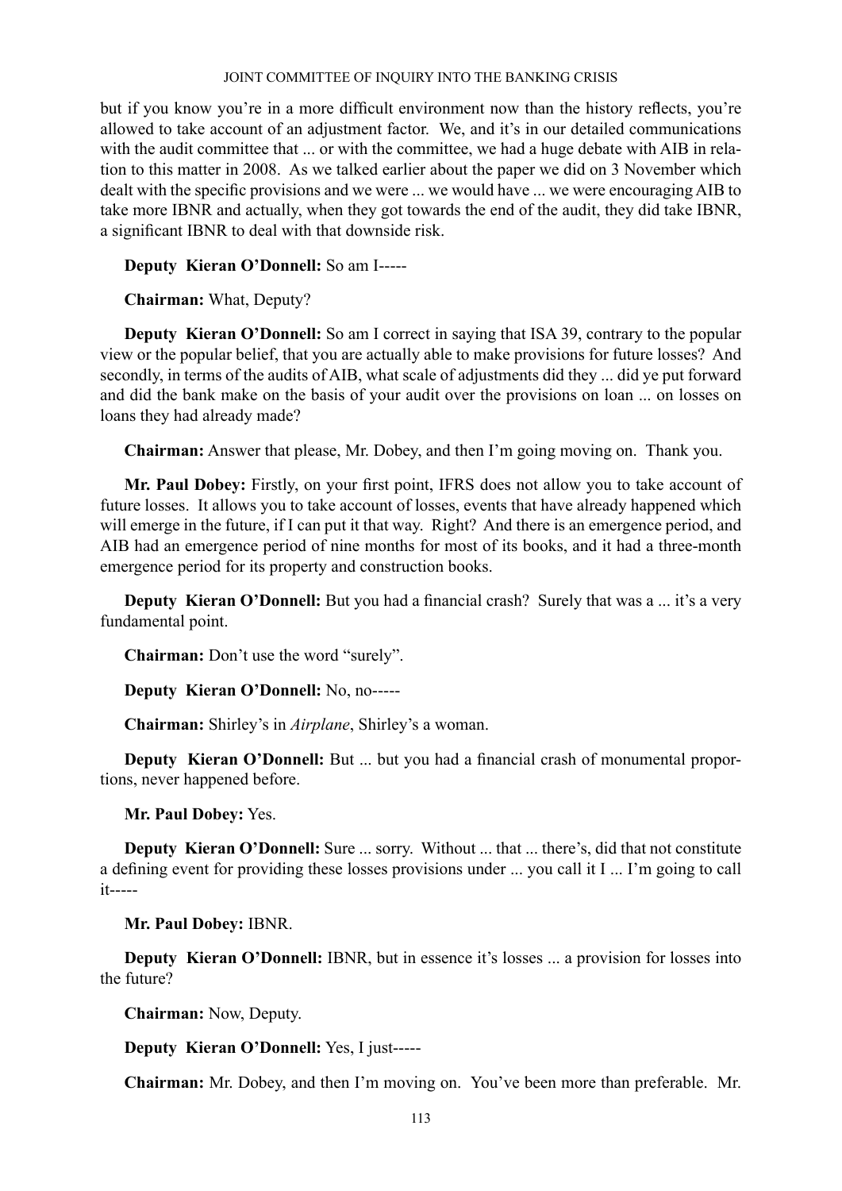but if you know you're in a more difficult environment now than the history reflects, you're allowed to take account of an adjustment factor. We, and it's in our detailed communications with the audit committee that ... or with the committee, we had a huge debate with AIB in relation to this matter in 2008. As we talked earlier about the paper we did on 3 November which dealt with the specific provisions and we were ... we would have ... we were encouraging AIB to take more IBNR and actually, when they got towards the end of the audit, they did take IBNR, a significant IBNR to deal with that downside risk.

**Deputy Kieran O'Donnell:** So am I-----

**Chairman:** What, Deputy?

**Deputy Kieran O'Donnell:** So am I correct in saying that ISA 39, contrary to the popular view or the popular belief, that you are actually able to make provisions for future losses? And secondly, in terms of the audits of AIB, what scale of adjustments did they ... did ye put forward and did the bank make on the basis of your audit over the provisions on loan ... on losses on loans they had already made?

**Chairman:** Answer that please, Mr. Dobey, and then I'm going moving on. Thank you.

**Mr. Paul Dobey:** Firstly, on your first point, IFRS does not allow you to take account of future losses. It allows you to take account of losses, events that have already happened which will emerge in the future, if I can put it that way. Right? And there is an emergence period, and AIB had an emergence period of nine months for most of its books, and it had a three-month emergence period for its property and construction books.

**Deputy Kieran O'Donnell:** But you had a financial crash? Surely that was a ... it's a very fundamental point.

**Chairman:** Don't use the word "surely".

**Deputy Kieran O'Donnell:** No, no-----

**Chairman:** Shirley's in *Airplane*, Shirley's a woman.

**Deputy Kieran O'Donnell:** But ... but you had a financial crash of monumental proportions, never happened before.

**Mr. Paul Dobey:** Yes.

**Deputy Kieran O'Donnell:** Sure ... sorry. Without ... that ... there's, did that not constitute a defining event for providing these losses provisions under ... you call it I ... I'm going to call it-----

**Mr. Paul Dobey:** IBNR.

**Deputy Kieran O'Donnell:** IBNR, but in essence it's losses ... a provision for losses into the future?

**Chairman:** Now, Deputy.

**Deputy Kieran O'Donnell:** Yes, I just-----

**Chairman:** Mr. Dobey, and then I'm moving on. You've been more than preferable. Mr.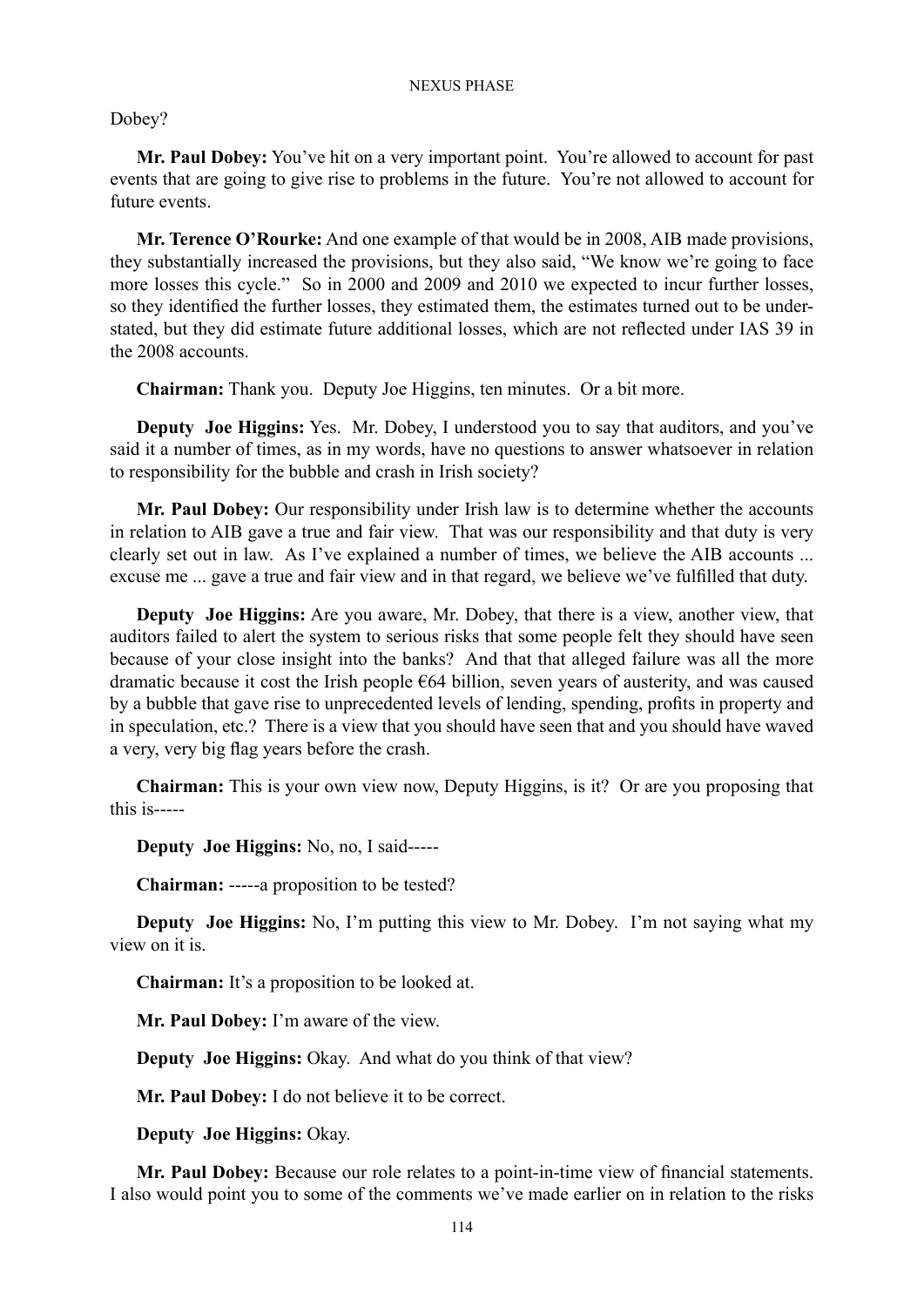Dobey?

**Mr. Paul Dobey:** You've hit on a very important point. You're allowed to account for past events that are going to give rise to problems in the future. You're not allowed to account for future events.

**Mr. Terence O'Rourke:** And one example of that would be in 2008, AIB made provisions, they substantially increased the provisions, but they also said, "We know we're going to face more losses this cycle." So in 2000 and 2009 and 2010 we expected to incur further losses, so they identified the further losses, they estimated them, the estimates turned out to be understated, but they did estimate future additional losses, which are not reflected under IAS 39 in the 2008 accounts.

**Chairman:** Thank you. Deputy Joe Higgins, ten minutes. Or a bit more.

**Deputy Joe Higgins:** Yes. Mr. Dobey, I understood you to say that auditors, and you've said it a number of times, as in my words, have no questions to answer whatsoever in relation to responsibility for the bubble and crash in Irish society?

**Mr. Paul Dobey:** Our responsibility under Irish law is to determine whether the accounts in relation to AIB gave a true and fair view. That was our responsibility and that duty is very clearly set out in law. As I've explained a number of times, we believe the AIB accounts ... excuse me ... gave a true and fair view and in that regard, we believe we've fulfilled that duty.

**Deputy Joe Higgins:** Are you aware, Mr. Dobey, that there is a view, another view, that auditors failed to alert the system to serious risks that some people felt they should have seen because of your close insight into the banks? And that that alleged failure was all the more dramatic because it cost the Irish people €64 billion, seven years of austerity, and was caused by a bubble that gave rise to unprecedented levels of lending, spending, profits in property and in speculation, etc.? There is a view that you should have seen that and you should have waved a very, very big flag years before the crash.

**Chairman:** This is your own view now, Deputy Higgins, is it? Or are you proposing that this is-----

**Deputy Joe Higgins:** No, no, I said-----

**Chairman:** -----a proposition to be tested?

**Deputy Joe Higgins:** No, I'm putting this view to Mr. Dobey. I'm not saying what my view on it is.

**Chairman:** It's a proposition to be looked at.

**Mr. Paul Dobey:** I'm aware of the view.

**Deputy Joe Higgins:** Okay. And what do you think of that view?

**Mr. Paul Dobey:** I do not believe it to be correct.

**Deputy Joe Higgins:** Okay.

**Mr. Paul Dobey:** Because our role relates to a point-in-time view of financial statements. I also would point you to some of the comments we've made earlier on in relation to the risks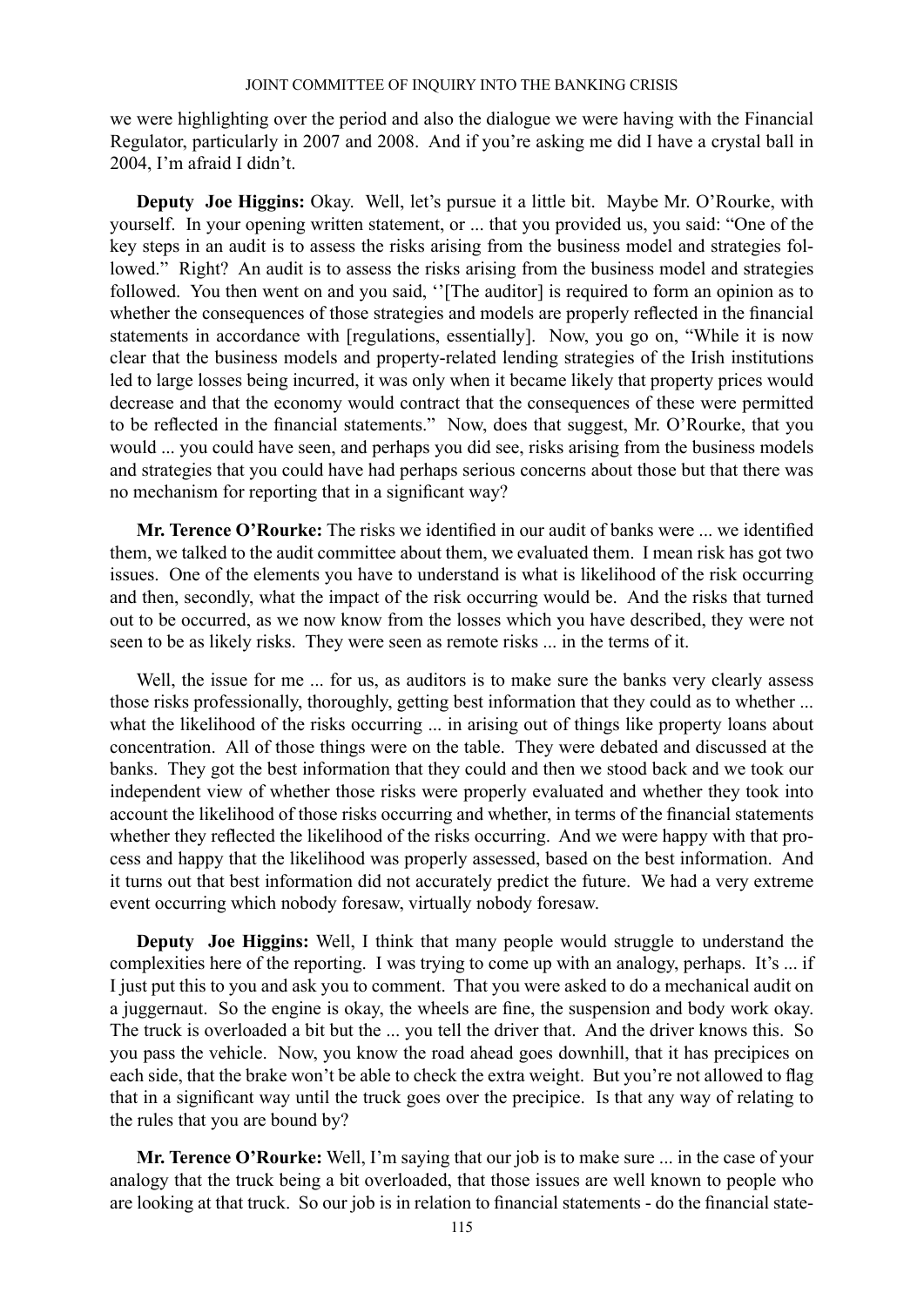we were highlighting over the period and also the dialogue we were having with the Financial Regulator, particularly in 2007 and 2008. And if you're asking me did I have a crystal ball in 2004, I'm afraid I didn't.

**Deputy Joe Higgins:** Okay. Well, let's pursue it a little bit. Maybe Mr. O'Rourke, with yourself. In your opening written statement, or ... that you provided us, you said: "One of the key steps in an audit is to assess the risks arising from the business model and strategies followed." Right? An audit is to assess the risks arising from the business model and strategies followed. You then went on and you said, ''[The auditor] is required to form an opinion as to whether the consequences of those strategies and models are properly reflected in the financial statements in accordance with [regulations, essentially]. Now, you go on, "While it is now clear that the business models and property-related lending strategies of the Irish institutions led to large losses being incurred, it was only when it became likely that property prices would decrease and that the economy would contract that the consequences of these were permitted to be reflected in the financial statements." Now, does that suggest, Mr. O'Rourke, that you would ... you could have seen, and perhaps you did see, risks arising from the business models and strategies that you could have had perhaps serious concerns about those but that there was no mechanism for reporting that in a significant way?

**Mr. Terence O'Rourke:** The risks we identified in our audit of banks were ... we identified them, we talked to the audit committee about them, we evaluated them. I mean risk has got two issues. One of the elements you have to understand is what is likelihood of the risk occurring and then, secondly, what the impact of the risk occurring would be. And the risks that turned out to be occurred, as we now know from the losses which you have described, they were not seen to be as likely risks. They were seen as remote risks ... in the terms of it.

Well, the issue for me ... for us, as auditors is to make sure the banks very clearly assess those risks professionally, thoroughly, getting best information that they could as to whether ... what the likelihood of the risks occurring ... in arising out of things like property loans about concentration. All of those things were on the table. They were debated and discussed at the banks. They got the best information that they could and then we stood back and we took our independent view of whether those risks were properly evaluated and whether they took into account the likelihood of those risks occurring and whether, in terms of the financial statements whether they reflected the likelihood of the risks occurring. And we were happy with that process and happy that the likelihood was properly assessed, based on the best information. And it turns out that best information did not accurately predict the future. We had a very extreme event occurring which nobody foresaw, virtually nobody foresaw.

**Deputy Joe Higgins:** Well, I think that many people would struggle to understand the complexities here of the reporting. I was trying to come up with an analogy, perhaps. It's ... if I just put this to you and ask you to comment. That you were asked to do a mechanical audit on a juggernaut. So the engine is okay, the wheels are fine, the suspension and body work okay. The truck is overloaded a bit but the ... you tell the driver that. And the driver knows this. So you pass the vehicle. Now, you know the road ahead goes downhill, that it has precipices on each side, that the brake won't be able to check the extra weight. But you're not allowed to flag that in a significant way until the truck goes over the precipice. Is that any way of relating to the rules that you are bound by?

**Mr. Terence O'Rourke:** Well, I'm saying that our job is to make sure ... in the case of your analogy that the truck being a bit overloaded, that those issues are well known to people who are looking at that truck. So our job is in relation to financial statements - do the financial state-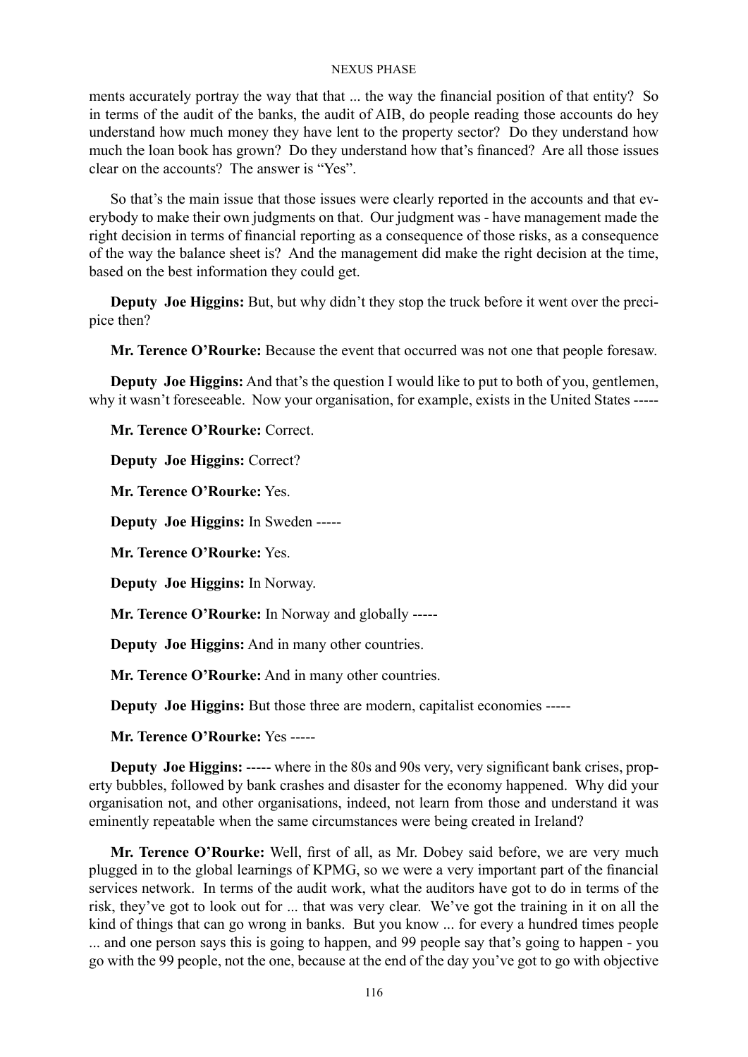ments accurately portray the way that that ... the way the financial position of that entity? So in terms of the audit of the banks, the audit of AIB, do people reading those accounts do hey understand how much money they have lent to the property sector? Do they understand how much the loan book has grown? Do they understand how that's financed? Are all those issues clear on the accounts? The answer is "Yes".

So that's the main issue that those issues were clearly reported in the accounts and that everybody to make their own judgments on that. Our judgment was - have management made the right decision in terms of financial reporting as a consequence of those risks, as a consequence of the way the balance sheet is? And the management did make the right decision at the time, based on the best information they could get.

**Deputy Joe Higgins:** But, but why didn't they stop the truck before it went over the precipice then?

**Mr. Terence O'Rourke:** Because the event that occurred was not one that people foresaw.

**Deputy Joe Higgins:** And that's the question I would like to put to both of you, gentlemen, why it wasn't foreseeable. Now your organisation, for example, exists in the United States -----

**Mr. Terence O'Rourke:** Correct.

**Deputy Joe Higgins:** Correct?

**Mr. Terence O'Rourke:** Yes.

**Deputy Joe Higgins:** In Sweden -----

**Mr. Terence O'Rourke:** Yes.

**Deputy Joe Higgins:** In Norway.

**Mr. Terence O'Rourke:** In Norway and globally -----

**Deputy Joe Higgins:** And in many other countries.

**Mr. Terence O'Rourke:** And in many other countries.

**Deputy Joe Higgins:** But those three are modern, capitalist economies -----

**Mr. Terence O'Rourke:** Yes -----

**Deputy Joe Higgins:** ----- where in the 80s and 90s very, very significant bank crises, property bubbles, followed by bank crashes and disaster for the economy happened. Why did your organisation not, and other organisations, indeed, not learn from those and understand it was eminently repeatable when the same circumstances were being created in Ireland?

**Mr. Terence O'Rourke:** Well, first of all, as Mr. Dobey said before, we are very much plugged in to the global learnings of KPMG, so we were a very important part of the financial services network. In terms of the audit work, what the auditors have got to do in terms of the risk, they've got to look out for ... that was very clear. We've got the training in it on all the kind of things that can go wrong in banks. But you know ... for every a hundred times people ... and one person says this is going to happen, and 99 people say that's going to happen - you go with the 99 people, not the one, because at the end of the day you've got to go with objective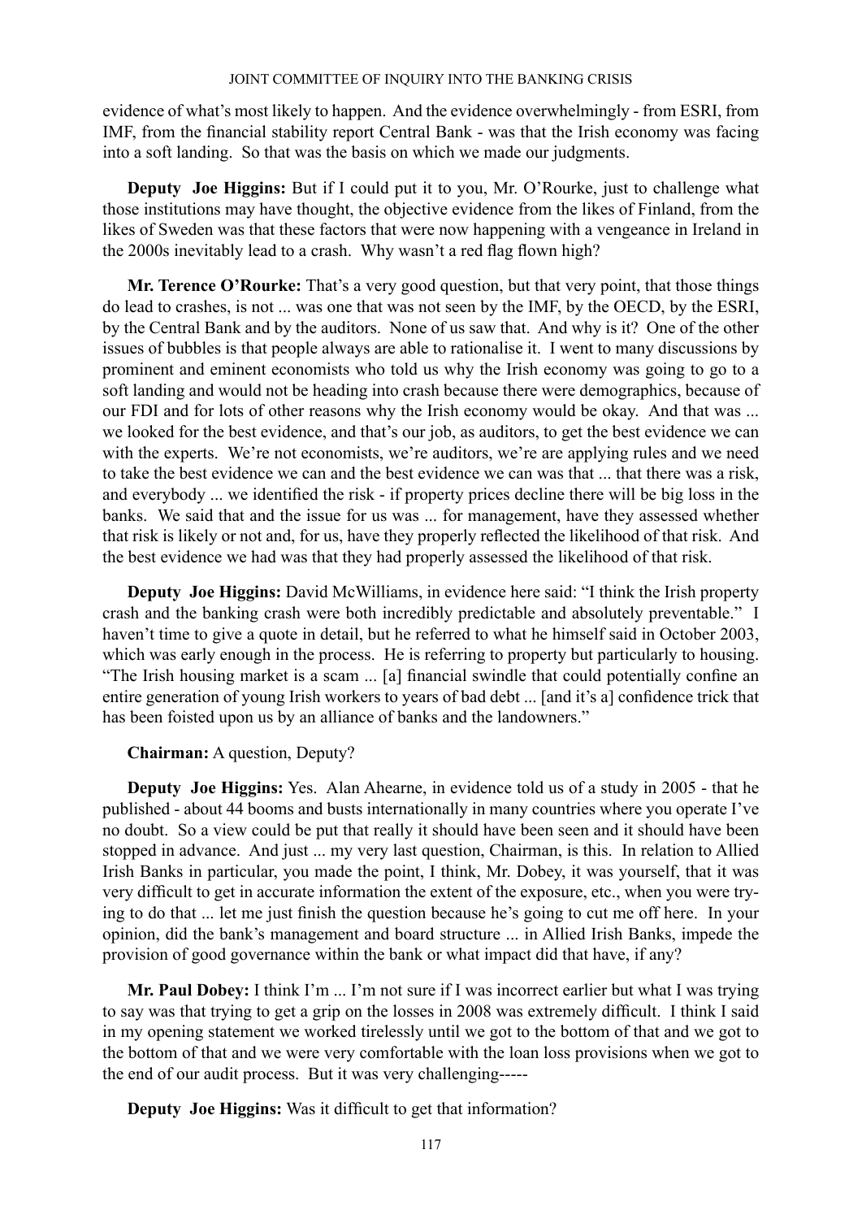evidence of what's most likely to happen. And the evidence overwhelmingly - from ESRI, from IMF, from the financial stability report Central Bank - was that the Irish economy was facing into a soft landing. So that was the basis on which we made our judgments.

**Deputy Joe Higgins:** But if I could put it to you, Mr. O'Rourke, just to challenge what those institutions may have thought, the objective evidence from the likes of Finland, from the likes of Sweden was that these factors that were now happening with a vengeance in Ireland in the 2000s inevitably lead to a crash. Why wasn't a red flag flown high?

**Mr. Terence O'Rourke:** That's a very good question, but that very point, that those things do lead to crashes, is not ... was one that was not seen by the IMF, by the OECD, by the ESRI, by the Central Bank and by the auditors. None of us saw that. And why is it? One of the other issues of bubbles is that people always are able to rationalise it. I went to many discussions by prominent and eminent economists who told us why the Irish economy was going to go to a soft landing and would not be heading into crash because there were demographics, because of our FDI and for lots of other reasons why the Irish economy would be okay. And that was ... we looked for the best evidence, and that's our job, as auditors, to get the best evidence we can with the experts. We're not economists, we're auditors, we're are applying rules and we need to take the best evidence we can and the best evidence we can was that ... that there was a risk, and everybody ... we identified the risk - if property prices decline there will be big loss in the banks. We said that and the issue for us was ... for management, have they assessed whether that risk is likely or not and, for us, have they properly reflected the likelihood of that risk. And the best evidence we had was that they had properly assessed the likelihood of that risk.

**Deputy Joe Higgins:** David McWilliams, in evidence here said: "I think the Irish property crash and the banking crash were both incredibly predictable and absolutely preventable." I haven't time to give a quote in detail, but he referred to what he himself said in October 2003, which was early enough in the process. He is referring to property but particularly to housing. "The Irish housing market is a scam ... [a] financial swindle that could potentially confine an entire generation of young Irish workers to years of bad debt ... [and it's a] confidence trick that has been foisted upon us by an alliance of banks and the landowners."

**Chairman:** A question, Deputy?

**Deputy Joe Higgins:** Yes. Alan Ahearne, in evidence told us of a study in 2005 - that he published - about 44 booms and busts internationally in many countries where you operate I've no doubt. So a view could be put that really it should have been seen and it should have been stopped in advance. And just ... my very last question, Chairman, is this. In relation to Allied Irish Banks in particular, you made the point, I think, Mr. Dobey, it was yourself, that it was very difficult to get in accurate information the extent of the exposure, etc., when you were trying to do that ... let me just finish the question because he's going to cut me off here. In your opinion, did the bank's management and board structure ... in Allied Irish Banks, impede the provision of good governance within the bank or what impact did that have, if any?

**Mr. Paul Dobey:** I think I'm ... I'm not sure if I was incorrect earlier but what I was trying to say was that trying to get a grip on the losses in 2008 was extremely difficult. I think I said in my opening statement we worked tirelessly until we got to the bottom of that and we got to the bottom of that and we were very comfortable with the loan loss provisions when we got to the end of our audit process. But it was very challenging-----

**Deputy Joe Higgins:** Was it difficult to get that information?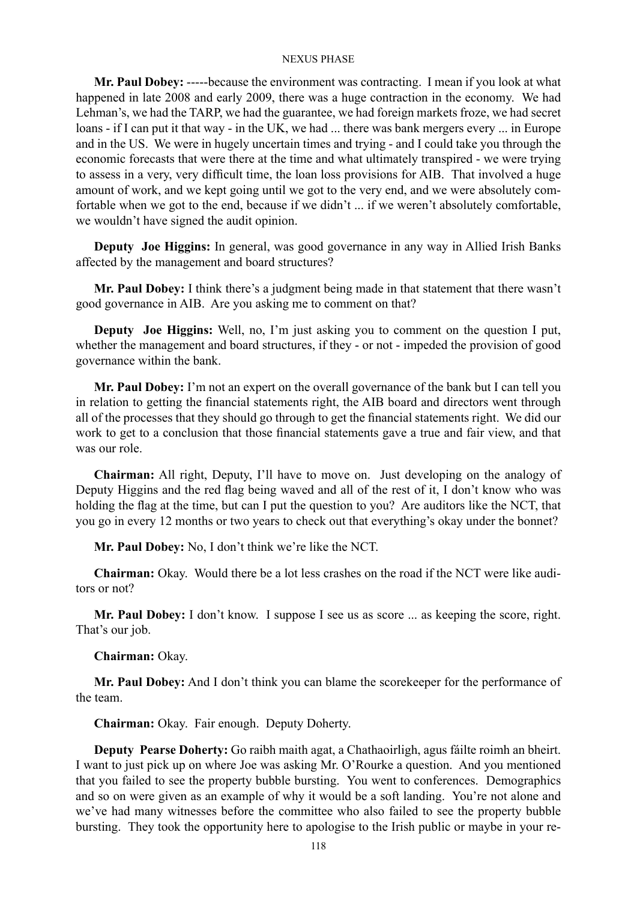**Mr. Paul Dobey:** -----because the environment was contracting. I mean if you look at what happened in late 2008 and early 2009, there was a huge contraction in the economy. We had Lehman's, we had the TARP, we had the guarantee, we had foreign markets froze, we had secret loans - if I can put it that way - in the UK, we had ... there was bank mergers every ... in Europe and in the US. We were in hugely uncertain times and trying - and I could take you through the economic forecasts that were there at the time and what ultimately transpired - we were trying to assess in a very, very difficult time, the loan loss provisions for AIB. That involved a huge amount of work, and we kept going until we got to the very end, and we were absolutely comfortable when we got to the end, because if we didn't ... if we weren't absolutely comfortable, we wouldn't have signed the audit opinion.

**Deputy Joe Higgins:** In general, was good governance in any way in Allied Irish Banks affected by the management and board structures?

**Mr. Paul Dobey:** I think there's a judgment being made in that statement that there wasn't good governance in AIB. Are you asking me to comment on that?

**Deputy Joe Higgins:** Well, no, I'm just asking you to comment on the question I put, whether the management and board structures, if they - or not - impeded the provision of good governance within the bank.

**Mr. Paul Dobey:** I'm not an expert on the overall governance of the bank but I can tell you in relation to getting the financial statements right, the AIB board and directors went through all of the processes that they should go through to get the financial statements right. We did our work to get to a conclusion that those financial statements gave a true and fair view, and that was our role.

**Chairman:** All right, Deputy, I'll have to move on. Just developing on the analogy of Deputy Higgins and the red flag being waved and all of the rest of it, I don't know who was holding the flag at the time, but can I put the question to you? Are auditors like the NCT, that you go in every 12 months or two years to check out that everything's okay under the bonnet?

**Mr. Paul Dobey:** No, I don't think we're like the NCT.

**Chairman:** Okay. Would there be a lot less crashes on the road if the NCT were like auditors or not?

**Mr. Paul Dobey:** I don't know. I suppose I see us as score ... as keeping the score, right. That's our job.

**Chairman:** Okay.

**Mr. Paul Dobey:** And I don't think you can blame the scorekeeper for the performance of the team.

**Chairman:** Okay. Fair enough. Deputy Doherty.

**Deputy Pearse Doherty:** Go raibh maith agat, a Chathaoirligh, agus fáilte roimh an bheirt. I want to just pick up on where Joe was asking Mr. O'Rourke a question. And you mentioned that you failed to see the property bubble bursting. You went to conferences. Demographics and so on were given as an example of why it would be a soft landing. You're not alone and we've had many witnesses before the committee who also failed to see the property bubble bursting. They took the opportunity here to apologise to the Irish public or maybe in your re-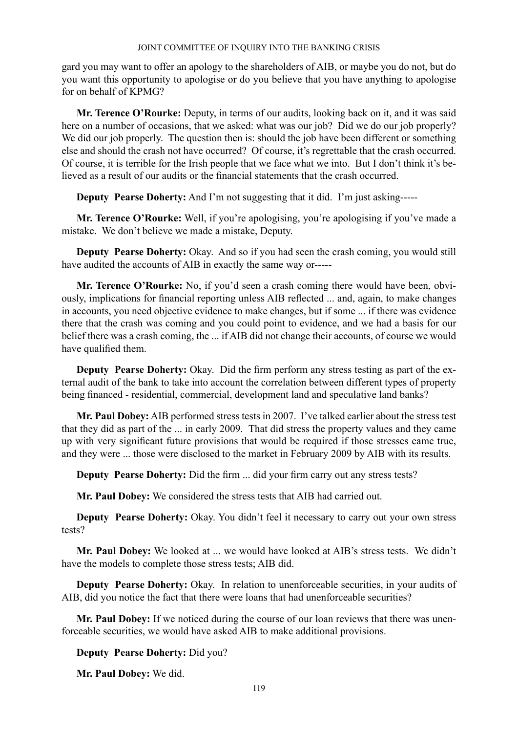gard you may want to offer an apology to the shareholders of AIB, or maybe you do not, but do you want this opportunity to apologise or do you believe that you have anything to apologise for on behalf of KPMG?

**Mr. Terence O'Rourke:** Deputy, in terms of our audits, looking back on it, and it was said here on a number of occasions, that we asked: what was our job? Did we do our job properly? We did our job properly. The question then is: should the job have been different or something else and should the crash not have occurred? Of course, it's regrettable that the crash occurred. Of course, it is terrible for the Irish people that we face what we into. But I don't think it's believed as a result of our audits or the financial statements that the crash occurred.

**Deputy Pearse Doherty:** And I'm not suggesting that it did. I'm just asking-----

**Mr. Terence O'Rourke:** Well, if you're apologising, you're apologising if you've made a mistake. We don't believe we made a mistake, Deputy.

**Deputy Pearse Doherty:** Okay. And so if you had seen the crash coming, you would still have audited the accounts of AIB in exactly the same way or-----

**Mr. Terence O'Rourke:** No, if you'd seen a crash coming there would have been, obviously, implications for financial reporting unless AIB reflected ... and, again, to make changes in accounts, you need objective evidence to make changes, but if some ... if there was evidence there that the crash was coming and you could point to evidence, and we had a basis for our belief there was a crash coming, the ... if AIB did not change their accounts, of course we would have qualified them.

**Deputy Pearse Doherty:** Okay. Did the firm perform any stress testing as part of the external audit of the bank to take into account the correlation between different types of property being financed - residential, commercial, development land and speculative land banks?

**Mr. Paul Dobey:** AIB performed stress tests in 2007. I've talked earlier about the stress test that they did as part of the ... in early 2009. That did stress the property values and they came up with very significant future provisions that would be required if those stresses came true, and they were ... those were disclosed to the market in February 2009 by AIB with its results.

**Deputy Pearse Doherty:** Did the firm ... did your firm carry out any stress tests?

**Mr. Paul Dobey:** We considered the stress tests that AIB had carried out.

**Deputy Pearse Doherty:** Okay. You didn't feel it necessary to carry out your own stress tests?

**Mr. Paul Dobey:** We looked at ... we would have looked at AIB's stress tests. We didn't have the models to complete those stress tests; AIB did.

**Deputy Pearse Doherty:** Okay. In relation to unenforceable securities, in your audits of AIB, did you notice the fact that there were loans that had unenforceable securities?

**Mr. Paul Dobey:** If we noticed during the course of our loan reviews that there was unenforceable securities, we would have asked AIB to make additional provisions.

**Deputy Pearse Doherty:** Did you?

**Mr. Paul Dobey:** We did.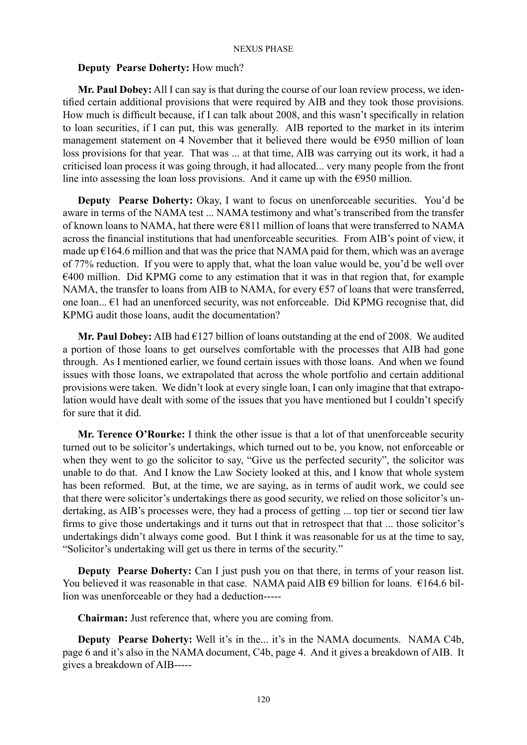**Deputy Pearse Doherty:** How much?

**Mr. Paul Dobey:** All I can say is that during the course of our loan review process, we identified certain additional provisions that were required by AIB and they took those provisions. How much is difficult because, if I can talk about 2008, and this wasn't specifically in relation to loan securities, if I can put, this was generally. AIB reported to the market in its interim management statement on 4 November that it believed there would be €950 million of loan loss provisions for that year. That was ... at that time, AIB was carrying out its work, it had a criticised loan process it was going through, it had allocated... very many people from the front line into assessing the loan loss provisions. And it came up with the €950 million.

**Deputy Pearse Doherty:** Okay, I want to focus on unenforceable securities. You'd be aware in terms of the NAMA test ... NAMA testimony and what's transcribed from the transfer of known loans to NAMA, hat there were €811 million of loans that were transferred to NAMA across the financial institutions that had unenforceable securities. From AIB's point of view, it made up €164.6 million and that was the price that NAMA paid for them, which was an average of 77% reduction. If you were to apply that, what the loan value would be, you'd be well over €400 million. Did KPMG come to any estimation that it was in that region that, for example NAMA, the transfer to loans from AIB to NAMA, for every €57 of loans that were transferred, one loan... €1 had an unenforced security, was not enforceable. Did KPMG recognise that, did KPMG audit those loans, audit the documentation?

**Mr. Paul Dobey:** AIB had €127 billion of loans outstanding at the end of 2008. We audited a portion of those loans to get ourselves comfortable with the processes that AIB had gone through. As I mentioned earlier, we found certain issues with those loans. And when we found issues with those loans, we extrapolated that across the whole portfolio and certain additional provisions were taken. We didn't look at every single loan, I can only imagine that that extrapolation would have dealt with some of the issues that you have mentioned but I couldn't specify for sure that it did.

**Mr. Terence O'Rourke:** I think the other issue is that a lot of that unenforceable security turned out to be solicitor's undertakings, which turned out to be, you know, not enforceable or when they went to go the solicitor to say, "Give us the perfected security", the solicitor was unable to do that. And I know the Law Society looked at this, and I know that whole system has been reformed. But, at the time, we are saying, as in terms of audit work, we could see that there were solicitor's undertakings there as good security, we relied on those solicitor's undertaking, as AIB's processes were, they had a process of getting ... top tier or second tier law firms to give those undertakings and it turns out that in retrospect that that ... those solicitor's undertakings didn't always come good. But I think it was reasonable for us at the time to say, "Solicitor's undertaking will get us there in terms of the security."

**Deputy Pearse Doherty:** Can I just push you on that there, in terms of your reason list. You believed it was reasonable in that case. NAMA paid AIB €9 billion for loans. €164.6 billion was unenforceable or they had a deduction-----

**Chairman:** Just reference that, where you are coming from.

**Deputy Pearse Doherty:** Well it's in the... it's in the NAMA documents. NAMA C4b, page 6 and it's also in the NAMA document, C4b, page 4. And it gives a breakdown of AIB. It gives a breakdown of AIB-----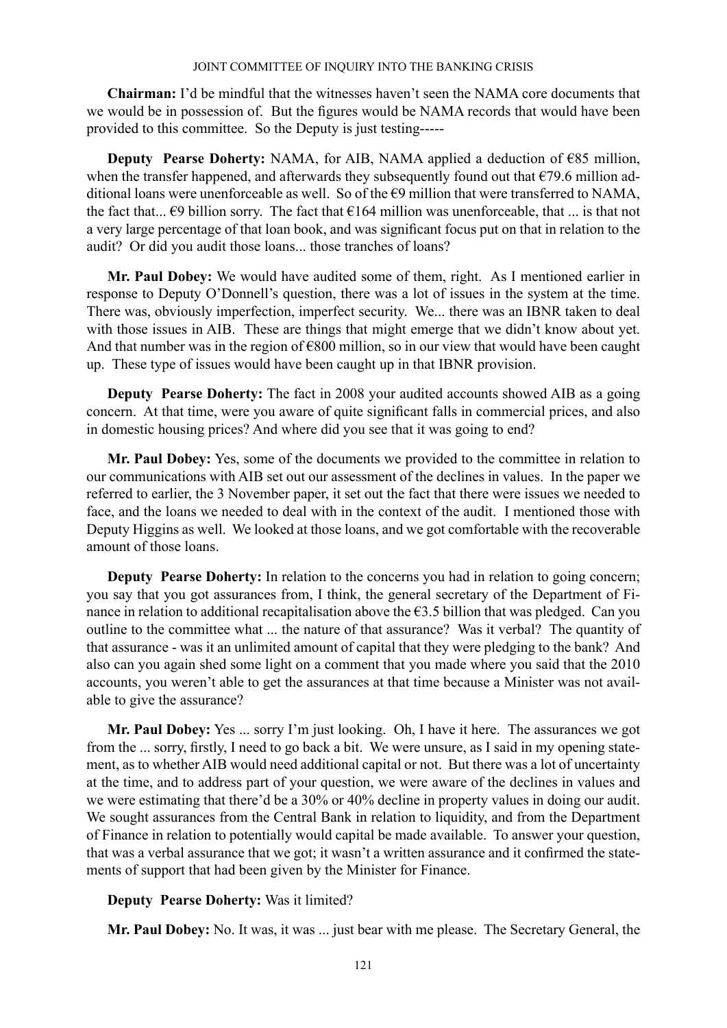**Chairman:** I'd be mindful that the witnesses haven't seen the NAMA core documents that we would be in possession of. But the figures would be NAMA records that would have been provided to this committee. So the Deputy is just testing-----

**Deputy Pearse Doherty:** NAMA, for AIB, NAMA applied a deduction of €85 million, when the transfer happened, and afterwards they subsequently found out that €79.6 million additional loans were unenforceable as well. So of the €9 million that were transferred to NAMA, the fact that... €9 billion sorry. The fact that €164 million was unenforceable, that ... is that not a very large percentage of that loan book, and was significant focus put on that in relation to the audit? Or did you audit those loans... those tranches of loans?

**Mr. Paul Dobey:** We would have audited some of them, right. As I mentioned earlier in response to Deputy O'Donnell's question, there was a lot of issues in the system at the time. There was, obviously imperfection, imperfect security. We... there was an IBNR taken to deal with those issues in AIB. These are things that might emerge that we didn't know about yet. And that number was in the region of €800 million, so in our view that would have been caught up. These type of issues would have been caught up in that IBNR provision.

**Deputy Pearse Doherty:** The fact in 2008 your audited accounts showed AIB as a going concern. At that time, were you aware of quite significant falls in commercial prices, and also in domestic housing prices? And where did you see that it was going to end?

**Mr. Paul Dobey:** Yes, some of the documents we provided to the committee in relation to our communications with AIB set out our assessment of the declines in values. In the paper we referred to earlier, the 3 November paper, it set out the fact that there were issues we needed to face, and the loans we needed to deal with in the context of the audit. I mentioned those with Deputy Higgins as well. We looked at those loans, and we got comfortable with the recoverable amount of those loans.

**Deputy Pearse Doherty:** In relation to the concerns you had in relation to going concern; you say that you got assurances from, I think, the general secretary of the Department of Finance in relation to additional recapitalisation above the €3.5 billion that was pledged. Can you outline to the committee what ... the nature of that assurance? Was it verbal? The quantity of that assurance - was it an unlimited amount of capital that they were pledging to the bank? And also can you again shed some light on a comment that you made where you said that the 2010 accounts, you weren't able to get the assurances at that time because a Minister was not available to give the assurance?

**Mr. Paul Dobey:** Yes ... sorry I'm just looking. Oh, I have it here. The assurances we got from the ... sorry, firstly, I need to go back a bit. We were unsure, as I said in my opening statement, as to whether AIB would need additional capital or not. But there was a lot of uncertainty at the time, and to address part of your question, we were aware of the declines in values and we were estimating that there'd be a 30% or 40% decline in property values in doing our audit. We sought assurances from the Central Bank in relation to liquidity, and from the Department of Finance in relation to potentially would capital be made available. To answer your question, that was a verbal assurance that we got; it wasn't a written assurance and it confirmed the statements of support that had been given by the Minister for Finance.

**Deputy Pearse Doherty:** Was it limited?

**Mr. Paul Dobey:** No. It was, it was ... just bear with me please. The Secretary General, the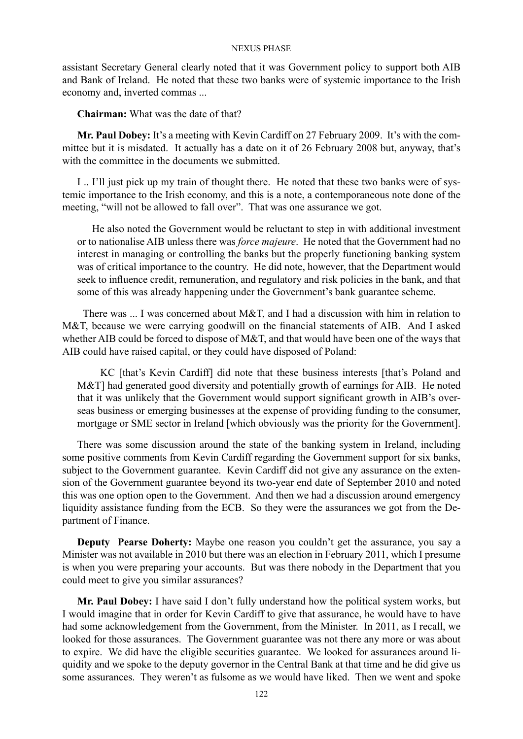assistant Secretary General clearly noted that it was Government policy to support both AIB and Bank of Ireland. He noted that these two banks were of systemic importance to the Irish economy and, inverted commas ...

**Chairman:** What was the date of that?

**Mr. Paul Dobey:** It's a meeting with Kevin Cardiff on 27 February 2009. It's with the committee but it is misdated. It actually has a date on it of 26 February 2008 but, anyway, that's with the committee in the documents we submitted.

I .. I'll just pick up my train of thought there. He noted that these two banks were of systemic importance to the Irish economy, and this is a note, a contemporaneous note done of the meeting, "will not be allowed to fall over". That was one assurance we got.

> He also noted the Government would be reluctant to step in with additional investment or to nationalise AIB unless there was *force majeure*. He noted that the Government had no interest in managing or controlling the banks but the properly functioning banking system was of critical importance to the country. He did note, however, that the Department would seek to influence credit, remuneration, and regulatory and risk policies in the bank, and that some of this was already happening under the Government's bank guarantee scheme.

There was ... I was concerned about M&T, and I had a discussion with him in relation to M&T, because we were carrying goodwill on the financial statements of AIB. And I asked whether AIB could be forced to dispose of M&T, and that would have been one of the ways that AIB could have raised capital, or they could have disposed of Poland:

> KC [that's Kevin Cardiff] did note that these business interests [that's Poland and M&T] had generated good diversity and potentially growth of earnings for AIB. He noted that it was unlikely that the Government would support significant growth in AIB's overseas business or emerging businesses at the expense of providing funding to the consumer, mortgage or SME sector in Ireland [which obviously was the priority for the Government].

There was some discussion around the state of the banking system in Ireland, including some positive comments from Kevin Cardiff regarding the Government support for six banks, subject to the Government guarantee. Kevin Cardiff did not give any assurance on the extension of the Government guarantee beyond its two-year end date of September 2010 and noted this was one option open to the Government. And then we had a discussion around emergency liquidity assistance funding from the ECB. So they were the assurances we got from the Department of Finance.

**Deputy Pearse Doherty:** Maybe one reason you couldn't get the assurance, you say a Minister was not available in 2010 but there was an election in February 2011, which I presume is when you were preparing your accounts. But was there nobody in the Department that you could meet to give you similar assurances?

**Mr. Paul Dobey:** I have said I don't fully understand how the political system works, but I would imagine that in order for Kevin Cardiff to give that assurance, he would have to have had some acknowledgement from the Government, from the Minister. In 2011, as I recall, we looked for those assurances. The Government guarantee was not there any more or was about to expire. We did have the eligible securities guarantee. We looked for assurances around liquidity and we spoke to the deputy governor in the Central Bank at that time and he did give us some assurances. They weren't as fulsome as we would have liked. Then we went and spoke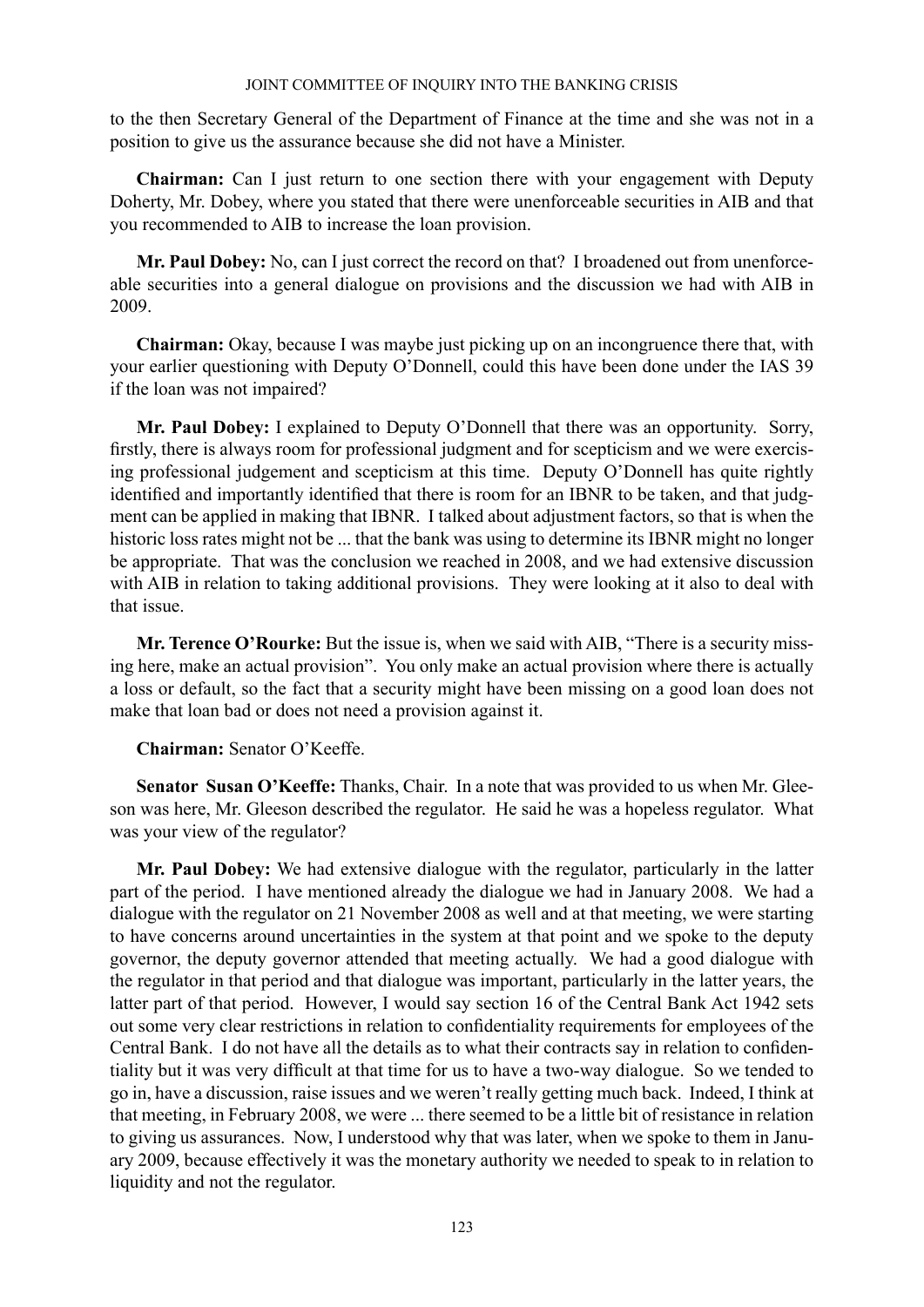to the then Secretary General of the Department of Finance at the time and she was not in a position to give us the assurance because she did not have a Minister.

**Chairman:** Can I just return to one section there with your engagement with Deputy Doherty, Mr. Dobey, where you stated that there were unenforceable securities in AIB and that you recommended to AIB to increase the loan provision.

**Mr. Paul Dobey:** No, can I just correct the record on that? I broadened out from unenforceable securities into a general dialogue on provisions and the discussion we had with AIB in 2009.

**Chairman:** Okay, because I was maybe just picking up on an incongruence there that, with your earlier questioning with Deputy O'Donnell, could this have been done under the IAS 39 if the loan was not impaired?

**Mr. Paul Dobey:** I explained to Deputy O'Donnell that there was an opportunity. Sorry, firstly, there is always room for professional judgment and for scepticism and we were exercising professional judgement and scepticism at this time. Deputy O'Donnell has quite rightly identified and importantly identified that there is room for an IBNR to be taken, and that judgment can be applied in making that IBNR. I talked about adjustment factors, so that is when the historic loss rates might not be ... that the bank was using to determine its IBNR might no longer be appropriate. That was the conclusion we reached in 2008, and we had extensive discussion with AIB in relation to taking additional provisions. They were looking at it also to deal with that issue.

**Mr. Terence O'Rourke:** But the issue is, when we said with AIB, "There is a security missing here, make an actual provision". You only make an actual provision where there is actually a loss or default, so the fact that a security might have been missing on a good loan does not make that loan bad or does not need a provision against it.

**Chairman:** Senator O'Keeffe.

**Senator Susan O'Keeffe:** Thanks, Chair. In a note that was provided to us when Mr. Gleeson was here, Mr. Gleeson described the regulator. He said he was a hopeless regulator. What was your view of the regulator?

**Mr. Paul Dobey:** We had extensive dialogue with the regulator, particularly in the latter part of the period. I have mentioned already the dialogue we had in January 2008. We had a dialogue with the regulator on 21 November 2008 as well and at that meeting, we were starting to have concerns around uncertainties in the system at that point and we spoke to the deputy governor, the deputy governor attended that meeting actually. We had a good dialogue with the regulator in that period and that dialogue was important, particularly in the latter years, the latter part of that period. However, I would say section 16 of the Central Bank Act 1942 sets out some very clear restrictions in relation to confidentiality requirements for employees of the Central Bank. I do not have all the details as to what their contracts say in relation to confidentiality but it was very difficult at that time for us to have a two-way dialogue. So we tended to go in, have a discussion, raise issues and we weren't really getting much back. Indeed, I think at that meeting, in February 2008, we were ... there seemed to be a little bit of resistance in relation to giving us assurances. Now, I understood why that was later, when we spoke to them in January 2009, because effectively it was the monetary authority we needed to speak to in relation to liquidity and not the regulator.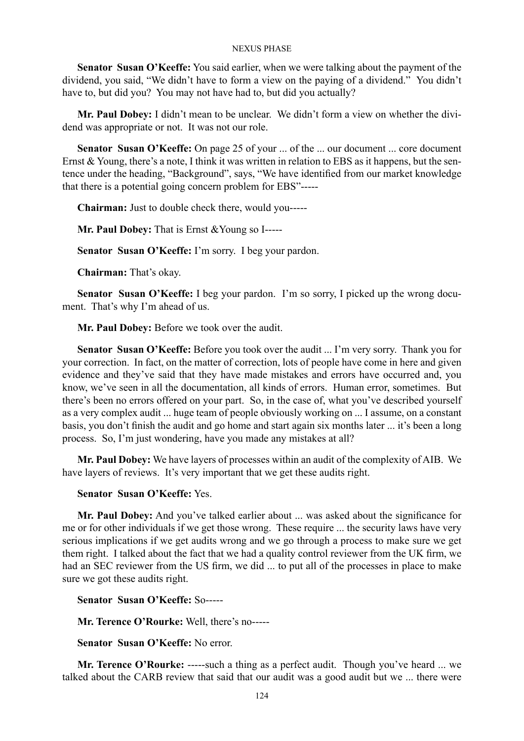**Senator Susan O'Keeffe:** You said earlier, when we were talking about the payment of the dividend, you said, "We didn't have to form a view on the paying of a dividend." You didn't have to, but did you? You may not have had to, but did you actually?

**Mr. Paul Dobey:** I didn't mean to be unclear. We didn't form a view on whether the dividend was appropriate or not. It was not our role.

**Senator Susan O'Keeffe:** On page 25 of your ... of the ... our document ... core document Ernst & Young, there's a note, I think it was written in relation to EBS as it happens, but the sentence under the heading, "Background", says, "We have identified from our market knowledge that there is a potential going concern problem for EBS"-----

**Chairman:** Just to double check there, would you-----

**Mr. Paul Dobey:** That is Ernst &Young so I-----

**Senator Susan O'Keeffe:** I'm sorry. I beg your pardon.

**Chairman:** That's okay.

**Senator Susan O'Keeffe:** I beg your pardon. I'm so sorry, I picked up the wrong document. That's why I'm ahead of us.

**Mr. Paul Dobey:** Before we took over the audit.

**Senator Susan O'Keeffe:** Before you took over the audit ... I'm very sorry. Thank you for your correction. In fact, on the matter of correction, lots of people have come in here and given evidence and they've said that they have made mistakes and errors have occurred and, you know, we've seen in all the documentation, all kinds of errors. Human error, sometimes. But there's been no errors offered on your part. So, in the case of, what you've described yourself as a very complex audit ... huge team of people obviously working on ... I assume, on a constant basis, you don't finish the audit and go home and start again six months later ... it's been a long process. So, I'm just wondering, have you made any mistakes at all?

**Mr. Paul Dobey:** We have layers of processes within an audit of the complexity of AIB. We have layers of reviews. It's very important that we get these audits right.

**Senator Susan O'Keeffe:** Yes.

**Mr. Paul Dobey:** And you've talked earlier about ... was asked about the significance for me or for other individuals if we get those wrong. These require ... the security laws have very serious implications if we get audits wrong and we go through a process to make sure we get them right. I talked about the fact that we had a quality control reviewer from the UK firm, we had an SEC reviewer from the US firm, we did ... to put all of the processes in place to make sure we got these audits right.

**Senator Susan O'Keeffe:** So-----

**Mr. Terence O'Rourke:** Well, there's no-----

**Senator Susan O'Keeffe:** No error.

**Mr. Terence O'Rourke:** -----such a thing as a perfect audit. Though you've heard ... we talked about the CARB review that said that our audit was a good audit but we ... there were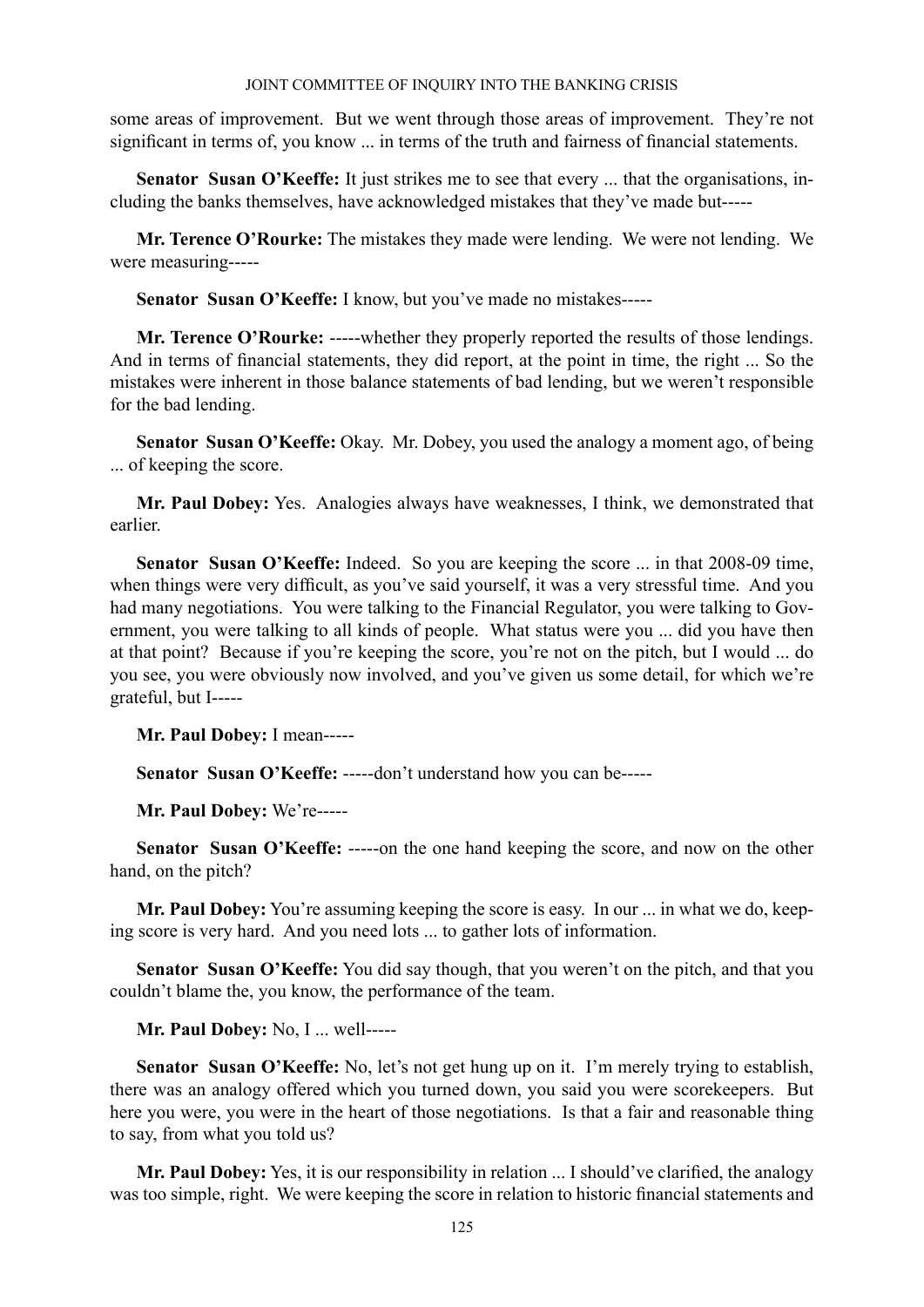some areas of improvement. But we went through those areas of improvement. They're not significant in terms of, you know ... in terms of the truth and fairness of financial statements.

**Senator Susan O'Keeffe:** It just strikes me to see that every ... that the organisations, including the banks themselves, have acknowledged mistakes that they've made but-----

**Mr. Terence O'Rourke:** The mistakes they made were lending. We were not lending. We were measuring-----

**Senator Susan O'Keeffe:** I know, but you've made no mistakes-----

**Mr. Terence O'Rourke:** -----whether they properly reported the results of those lendings. And in terms of financial statements, they did report, at the point in time, the right ... So the mistakes were inherent in those balance statements of bad lending, but we weren't responsible for the bad lending.

**Senator Susan O'Keeffe:** Okay. Mr. Dobey, you used the analogy a moment ago, of being ... of keeping the score.

**Mr. Paul Dobey:** Yes. Analogies always have weaknesses, I think, we demonstrated that earlier.

**Senator Susan O'Keeffe:** Indeed. So you are keeping the score ... in that 2008-09 time, when things were very difficult, as you've said yourself, it was a very stressful time. And you had many negotiations. You were talking to the Financial Regulator, you were talking to Government, you were talking to all kinds of people. What status were you ... did you have then at that point? Because if you're keeping the score, you're not on the pitch, but I would ... do you see, you were obviously now involved, and you've given us some detail, for which we're grateful, but I-----

**Mr. Paul Dobey:** I mean-----

**Senator Susan O'Keeffe:** -----don't understand how you can be-----

**Mr. Paul Dobey:** We're-----

**Senator Susan O'Keeffe:** -----on the one hand keeping the score, and now on the other hand, on the pitch?

**Mr. Paul Dobey:** You're assuming keeping the score is easy. In our ... in what we do, keeping score is very hard. And you need lots ... to gather lots of information.

**Senator Susan O'Keeffe:** You did say though, that you weren't on the pitch, and that you couldn't blame the, you know, the performance of the team.

**Mr. Paul Dobey:** No, I ... well-----

**Senator Susan O'Keeffe:** No, let's not get hung up on it. I'm merely trying to establish, there was an analogy offered which you turned down, you said you were scorekeepers. But here you were, you were in the heart of those negotiations. Is that a fair and reasonable thing to say, from what you told us?

**Mr. Paul Dobey:** Yes, it is our responsibility in relation ... I should've clarified, the analogy was too simple, right. We were keeping the score in relation to historic financial statements and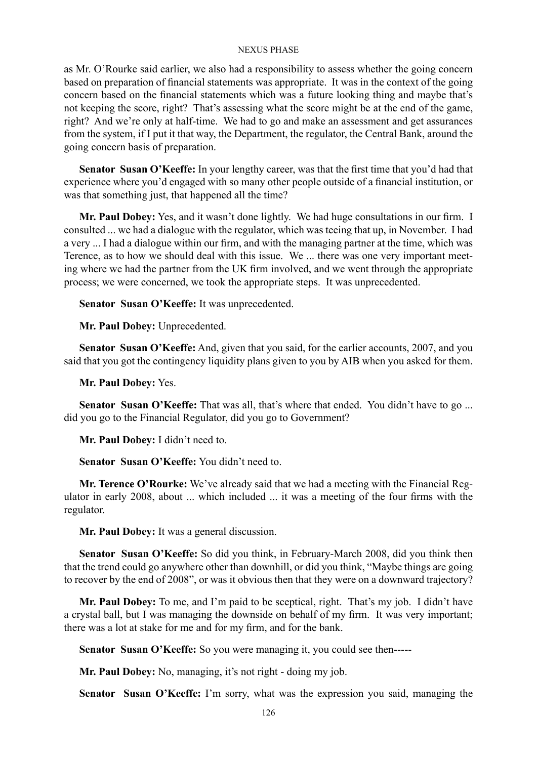as Mr. O'Rourke said earlier, we also had a responsibility to assess whether the going concern based on preparation of financial statements was appropriate. It was in the context of the going concern based on the financial statements which was a future looking thing and maybe that's not keeping the score, right? That's assessing what the score might be at the end of the game, right? And we're only at half-time. We had to go and make an assessment and get assurances from the system, if I put it that way, the Department, the regulator, the Central Bank, around the going concern basis of preparation.

**Senator Susan O'Keeffe:** In your lengthy career, was that the first time that you'd had that experience where you'd engaged with so many other people outside of a financial institution, or was that something just, that happened all the time?

**Mr. Paul Dobey:** Yes, and it wasn't done lightly. We had huge consultations in our firm. I consulted ... we had a dialogue with the regulator, which was teeing that up, in November. I had a very ... I had a dialogue within our firm, and with the managing partner at the time, which was Terence, as to how we should deal with this issue. We ... there was one very important meeting where we had the partner from the UK firm involved, and we went through the appropriate process; we were concerned, we took the appropriate steps. It was unprecedented.

**Senator Susan O'Keeffe:** It was unprecedented.

**Mr. Paul Dobey:** Unprecedented.

**Senator Susan O'Keeffe:** And, given that you said, for the earlier accounts, 2007, and you said that you got the contingency liquidity plans given to you by AIB when you asked for them.

**Mr. Paul Dobey:** Yes.

**Senator Susan O'Keeffe:** That was all, that's where that ended. You didn't have to go ... did you go to the Financial Regulator, did you go to Government?

**Mr. Paul Dobey:** I didn't need to.

**Senator Susan O'Keeffe:** You didn't need to.

**Mr. Terence O'Rourke:** We've already said that we had a meeting with the Financial Regulator in early 2008, about ... which included ... it was a meeting of the four firms with the regulator.

**Mr. Paul Dobey:** It was a general discussion.

**Senator Susan O'Keeffe:** So did you think, in February-March 2008, did you think then that the trend could go anywhere other than downhill, or did you think, "Maybe things are going to recover by the end of 2008", or was it obvious then that they were on a downward trajectory?

**Mr. Paul Dobey:** To me, and I'm paid to be sceptical, right. That's my job. I didn't have a crystal ball, but I was managing the downside on behalf of my firm. It was very important; there was a lot at stake for me and for my firm, and for the bank.

**Senator Susan O'Keeffe:** So you were managing it, you could see then-----

**Mr. Paul Dobey:** No, managing, it's not right - doing my job.

**Senator Susan O'Keeffe:** I'm sorry, what was the expression you said, managing the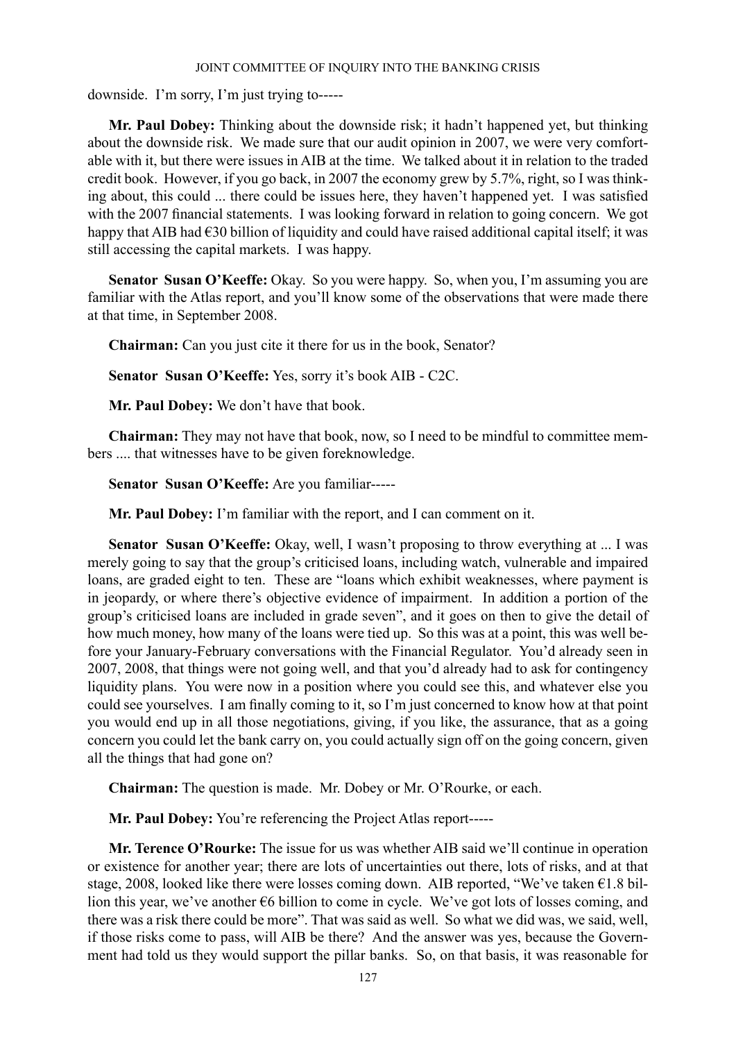downside. I'm sorry, I'm just trying to-----

**Mr. Paul Dobey:** Thinking about the downside risk; it hadn't happened yet, but thinking about the downside risk. We made sure that our audit opinion in 2007, we were very comfortable with it, but there were issues in AIB at the time. We talked about it in relation to the traded credit book. However, if you go back, in 2007 the economy grew by 5.7%, right, so I was thinking about, this could ... there could be issues here, they haven't happened yet. I was satisfied with the 2007 financial statements. I was looking forward in relation to going concern. We got happy that AIB had €30 billion of liquidity and could have raised additional capital itself; it was still accessing the capital markets. I was happy.

**Senator Susan O'Keeffe:** Okay. So you were happy. So, when you, I'm assuming you are familiar with the Atlas report, and you'll know some of the observations that were made there at that time, in September 2008.

**Chairman:** Can you just cite it there for us in the book, Senator?

**Senator Susan O'Keeffe:** Yes, sorry it's book AIB - C2C.

**Mr. Paul Dobey:** We don't have that book.

**Chairman:** They may not have that book, now, so I need to be mindful to committee members .... that witnesses have to be given foreknowledge.

**Senator Susan O'Keeffe:** Are you familiar-----

**Mr. Paul Dobey:** I'm familiar with the report, and I can comment on it.

**Senator Susan O'Keeffe:** Okay, well, I wasn't proposing to throw everything at ... I was merely going to say that the group's criticised loans, including watch, vulnerable and impaired loans, are graded eight to ten. These are "loans which exhibit weaknesses, where payment is in jeopardy, or where there's objective evidence of impairment. In addition a portion of the group's criticised loans are included in grade seven", and it goes on then to give the detail of how much money, how many of the loans were tied up. So this was at a point, this was well before your January-February conversations with the Financial Regulator. You'd already seen in 2007, 2008, that things were not going well, and that you'd already had to ask for contingency liquidity plans. You were now in a position where you could see this, and whatever else you could see yourselves. I am finally coming to it, so I'm just concerned to know how at that point you would end up in all those negotiations, giving, if you like, the assurance, that as a going concern you could let the bank carry on, you could actually sign off on the going concern, given all the things that had gone on?

**Chairman:** The question is made. Mr. Dobey or Mr. O'Rourke, or each.

**Mr. Paul Dobey:** You're referencing the Project Atlas report-----

**Mr. Terence O'Rourke:** The issue for us was whether AIB said we'll continue in operation or existence for another year; there are lots of uncertainties out there, lots of risks, and at that stage, 2008, looked like there were losses coming down. AIB reported, "We've taken €1.8 billion this year, we've another €6 billion to come in cycle. We've got lots of losses coming, and there was a risk there could be more". That was said as well. So what we did was, we said, well, if those risks come to pass, will AIB be there? And the answer was yes, because the Government had told us they would support the pillar banks. So, on that basis, it was reasonable for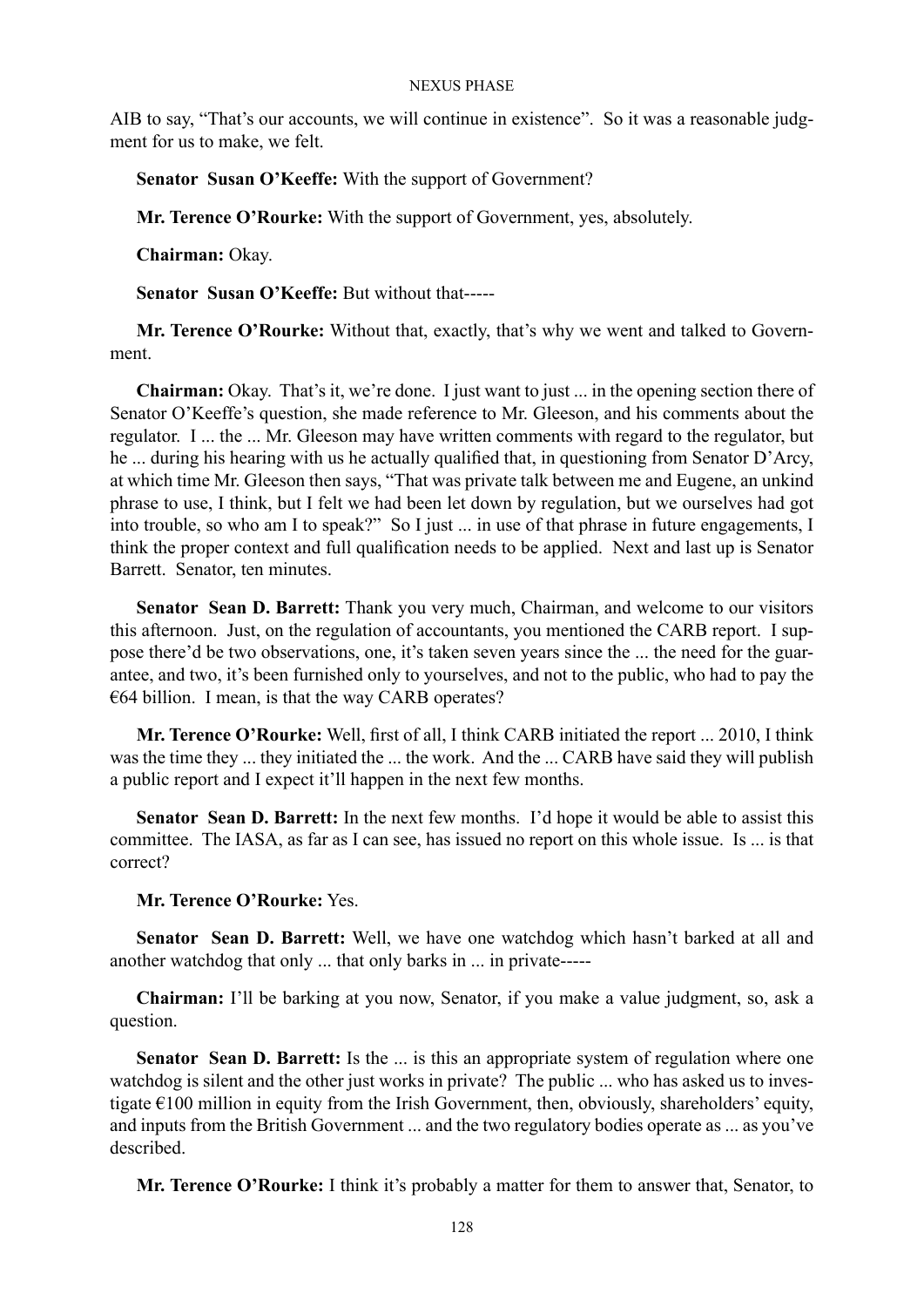AIB to say, "That's our accounts, we will continue in existence". So it was a reasonable judgment for us to make, we felt.

**Senator Susan O'Keeffe:** With the support of Government?

**Mr. Terence O'Rourke:** With the support of Government, yes, absolutely.

**Chairman:** Okay.

**Senator Susan O'Keeffe:** But without that-----

**Mr. Terence O'Rourke:** Without that, exactly, that's why we went and talked to Government.

**Chairman:** Okay. That's it, we're done. I just want to just ... in the opening section there of Senator O'Keeffe's question, she made reference to Mr. Gleeson, and his comments about the regulator. I ... the ... Mr. Gleeson may have written comments with regard to the regulator, but he ... during his hearing with us he actually qualified that, in questioning from Senator D'Arcy, at which time Mr. Gleeson then says, "That was private talk between me and Eugene, an unkind phrase to use, I think, but I felt we had been let down by regulation, but we ourselves had got into trouble, so who am I to speak?" So I just ... in use of that phrase in future engagements, I think the proper context and full qualification needs to be applied. Next and last up is Senator Barrett. Senator, ten minutes.

**Senator Sean D. Barrett:** Thank you very much, Chairman, and welcome to our visitors this afternoon. Just, on the regulation of accountants, you mentioned the CARB report. I suppose there'd be two observations, one, it's taken seven years since the ... the need for the guarantee, and two, it's been furnished only to yourselves, and not to the public, who had to pay the €64 billion. I mean, is that the way CARB operates?

**Mr. Terence O'Rourke:** Well, first of all, I think CARB initiated the report ... 2010, I think was the time they ... they initiated the ... the work. And the ... CARB have said they will publish a public report and I expect it'll happen in the next few months.

**Senator Sean D. Barrett:** In the next few months. I'd hope it would be able to assist this committee. The IASA, as far as I can see, has issued no report on this whole issue. Is ... is that correct?

**Mr. Terence O'Rourke:** Yes.

**Senator Sean D. Barrett:** Well, we have one watchdog which hasn't barked at all and another watchdog that only ... that only barks in ... in private-----

**Chairman:** I'll be barking at you now, Senator, if you make a value judgment, so, ask a question.

**Senator Sean D. Barrett:** Is the ... is this an appropriate system of regulation where one watchdog is silent and the other just works in private? The public ... who has asked us to investigate €100 million in equity from the Irish Government, then, obviously, shareholders' equity, and inputs from the British Government ... and the two regulatory bodies operate as ... as you've described.

**Mr. Terence O'Rourke:** I think it's probably a matter for them to answer that, Senator, to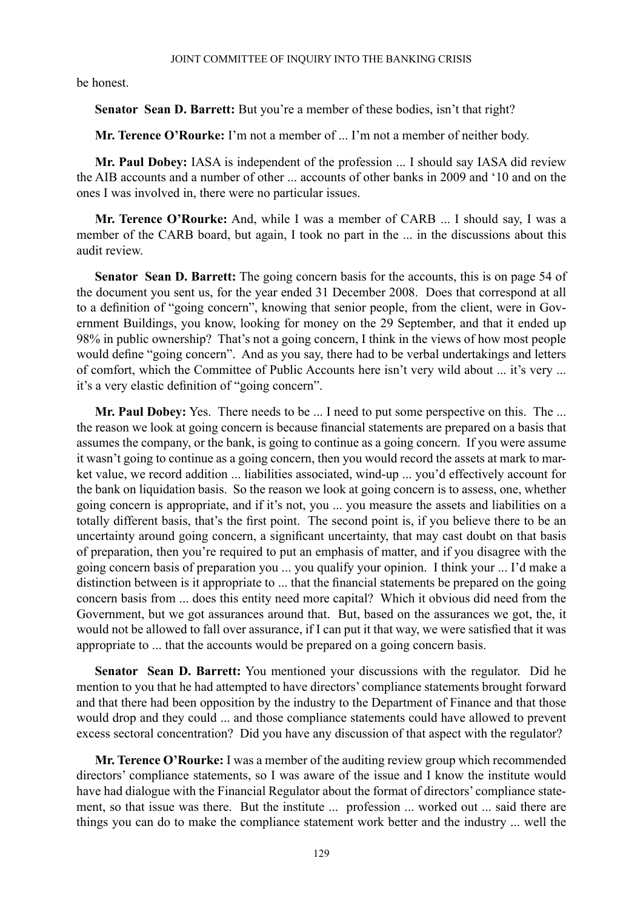be honest.

**Senator Sean D. Barrett:** But you're a member of these bodies, isn't that right?

**Mr. Terence O'Rourke:** I'm not a member of ... I'm not a member of neither body.

**Mr. Paul Dobey:** IASA is independent of the profession ... I should say IASA did review the AIB accounts and a number of other ... accounts of other banks in 2009 and '10 and on the ones I was involved in, there were no particular issues.

**Mr. Terence O'Rourke:** And, while I was a member of CARB ... I should say, I was a member of the CARB board, but again, I took no part in the ... in the discussions about this audit review.

**Senator Sean D. Barrett:** The going concern basis for the accounts, this is on page 54 of the document you sent us, for the year ended 31 December 2008. Does that correspond at all to a definition of "going concern", knowing that senior people, from the client, were in Government Buildings, you know, looking for money on the 29 September, and that it ended up 98% in public ownership? That's not a going concern, I think in the views of how most people would define "going concern". And as you say, there had to be verbal undertakings and letters of comfort, which the Committee of Public Accounts here isn't very wild about ... it's very ... it's a very elastic definition of "going concern".

**Mr. Paul Dobey:** Yes. There needs to be ... I need to put some perspective on this. The ... the reason we look at going concern is because financial statements are prepared on a basis that assumes the company, or the bank, is going to continue as a going concern. If you were assume it wasn't going to continue as a going concern, then you would record the assets at mark to market value, we record addition ... liabilities associated, wind-up ... you'd effectively account for the bank on liquidation basis. So the reason we look at going concern is to assess, one, whether going concern is appropriate, and if it's not, you ... you measure the assets and liabilities on a totally different basis, that's the first point. The second point is, if you believe there to be an uncertainty around going concern, a significant uncertainty, that may cast doubt on that basis of preparation, then you're required to put an emphasis of matter, and if you disagree with the going concern basis of preparation you ... you qualify your opinion. I think your ... I'd make a distinction between is it appropriate to ... that the financial statements be prepared on the going concern basis from ... does this entity need more capital? Which it obvious did need from the Government, but we got assurances around that. But, based on the assurances we got, the, it would not be allowed to fall over assurance, if I can put it that way, we were satisfied that it was appropriate to ... that the accounts would be prepared on a going concern basis.

**Senator Sean D. Barrett:** You mentioned your discussions with the regulator. Did he mention to you that he had attempted to have directors' compliance statements brought forward and that there had been opposition by the industry to the Department of Finance and that those would drop and they could ... and those compliance statements could have allowed to prevent excess sectoral concentration? Did you have any discussion of that aspect with the regulator?

**Mr. Terence O'Rourke:** I was a member of the auditing review group which recommended directors' compliance statements, so I was aware of the issue and I know the institute would have had dialogue with the Financial Regulator about the format of directors' compliance statement, so that issue was there. But the institute ... profession ... worked out ... said there are things you can do to make the compliance statement work better and the industry ... well the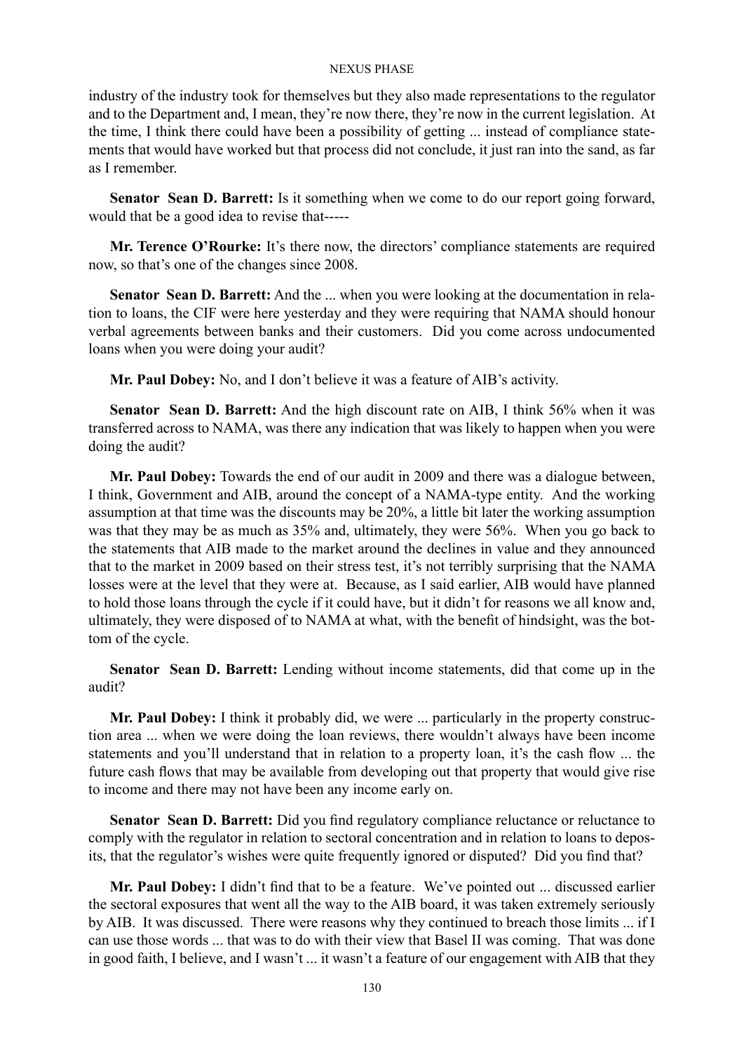industry of the industry took for themselves but they also made representations to the regulator and to the Department and, I mean, they're now there, they're now in the current legislation. At the time, I think there could have been a possibility of getting ... instead of compliance statements that would have worked but that process did not conclude, it just ran into the sand, as far as I remember.

**Senator Sean D. Barrett:** Is it something when we come to do our report going forward, would that be a good idea to revise that-----

**Mr. Terence O'Rourke:** It's there now, the directors' compliance statements are required now, so that's one of the changes since 2008.

**Senator Sean D. Barrett:** And the ... when you were looking at the documentation in relation to loans, the CIF were here yesterday and they were requiring that NAMA should honour verbal agreements between banks and their customers. Did you come across undocumented loans when you were doing your audit?

**Mr. Paul Dobey:** No, and I don't believe it was a feature of AIB's activity.

**Senator Sean D. Barrett:** And the high discount rate on AIB, I think 56% when it was transferred across to NAMA, was there any indication that was likely to happen when you were doing the audit?

**Mr. Paul Dobey:** Towards the end of our audit in 2009 and there was a dialogue between, I think, Government and AIB, around the concept of a NAMA-type entity. And the working assumption at that time was the discounts may be 20%, a little bit later the working assumption was that they may be as much as 35% and, ultimately, they were 56%. When you go back to the statements that AIB made to the market around the declines in value and they announced that to the market in 2009 based on their stress test, it's not terribly surprising that the NAMA losses were at the level that they were at. Because, as I said earlier, AIB would have planned to hold those loans through the cycle if it could have, but it didn't for reasons we all know and, ultimately, they were disposed of to NAMA at what, with the benefit of hindsight, was the bottom of the cycle.

**Senator Sean D. Barrett:** Lending without income statements, did that come up in the audit?

**Mr. Paul Dobey:** I think it probably did, we were ... particularly in the property construction area ... when we were doing the loan reviews, there wouldn't always have been income statements and you'll understand that in relation to a property loan, it's the cash flow ... the future cash flows that may be available from developing out that property that would give rise to income and there may not have been any income early on.

**Senator Sean D. Barrett:** Did you find regulatory compliance reluctance or reluctance to comply with the regulator in relation to sectoral concentration and in relation to loans to deposits, that the regulator's wishes were quite frequently ignored or disputed? Did you find that?

**Mr. Paul Dobey:** I didn't find that to be a feature. We've pointed out ... discussed earlier the sectoral exposures that went all the way to the AIB board, it was taken extremely seriously by AIB. It was discussed. There were reasons why they continued to breach those limits ... if I can use those words ... that was to do with their view that Basel II was coming. That was done in good faith, I believe, and I wasn't ... it wasn't a feature of our engagement with AIB that they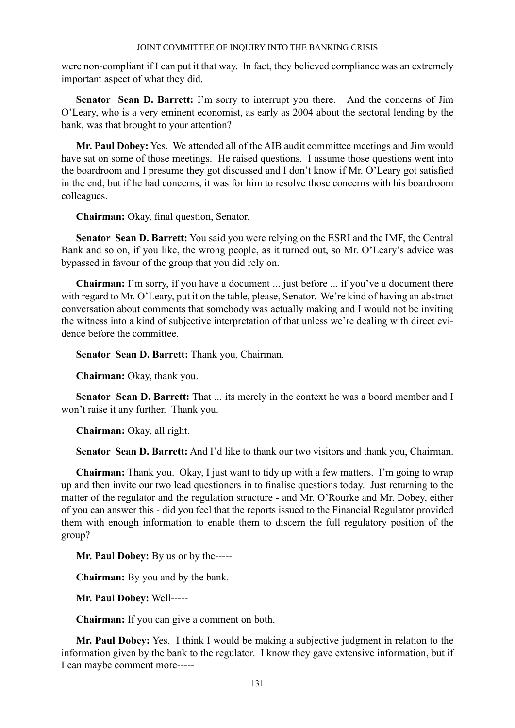were non-compliant if I can put it that way. In fact, they believed compliance was an extremely important aspect of what they did.

**Senator Sean D. Barrett:** I'm sorry to interrupt you there. And the concerns of Jim O'Leary, who is a very eminent economist, as early as 2004 about the sectoral lending by the bank, was that brought to your attention?

**Mr. Paul Dobey:** Yes. We attended all of the AIB audit committee meetings and Jim would have sat on some of those meetings. He raised questions. I assume those questions went into the boardroom and I presume they got discussed and I don't know if Mr. O'Leary got satisfied in the end, but if he had concerns, it was for him to resolve those concerns with his boardroom colleagues.

**Chairman:** Okay, final question, Senator.

**Senator Sean D. Barrett:** You said you were relying on the ESRI and the IMF, the Central Bank and so on, if you like, the wrong people, as it turned out, so Mr. O'Leary's advice was bypassed in favour of the group that you did rely on.

**Chairman:** I'm sorry, if you have a document ... just before ... if you've a document there with regard to Mr. O'Leary, put it on the table, please, Senator. We're kind of having an abstract conversation about comments that somebody was actually making and I would not be inviting the witness into a kind of subjective interpretation of that unless we're dealing with direct evidence before the committee.

**Senator Sean D. Barrett:** Thank you, Chairman.

**Chairman:** Okay, thank you.

**Senator Sean D. Barrett:** That ... its merely in the context he was a board member and I won't raise it any further. Thank you.

**Chairman:** Okay, all right.

**Senator Sean D. Barrett:** And I'd like to thank our two visitors and thank you, Chairman.

**Chairman:** Thank you. Okay, I just want to tidy up with a few matters. I'm going to wrap up and then invite our two lead questioners in to finalise questions today. Just returning to the matter of the regulator and the regulation structure - and Mr. O'Rourke and Mr. Dobey, either of you can answer this - did you feel that the reports issued to the Financial Regulator provided them with enough information to enable them to discern the full regulatory position of the group?

**Mr. Paul Dobey:** By us or by the-----

**Chairman:** By you and by the bank.

**Mr. Paul Dobey:** Well-----

**Chairman:** If you can give a comment on both.

**Mr. Paul Dobey:** Yes. I think I would be making a subjective judgment in relation to the information given by the bank to the regulator. I know they gave extensive information, but if I can maybe comment more-----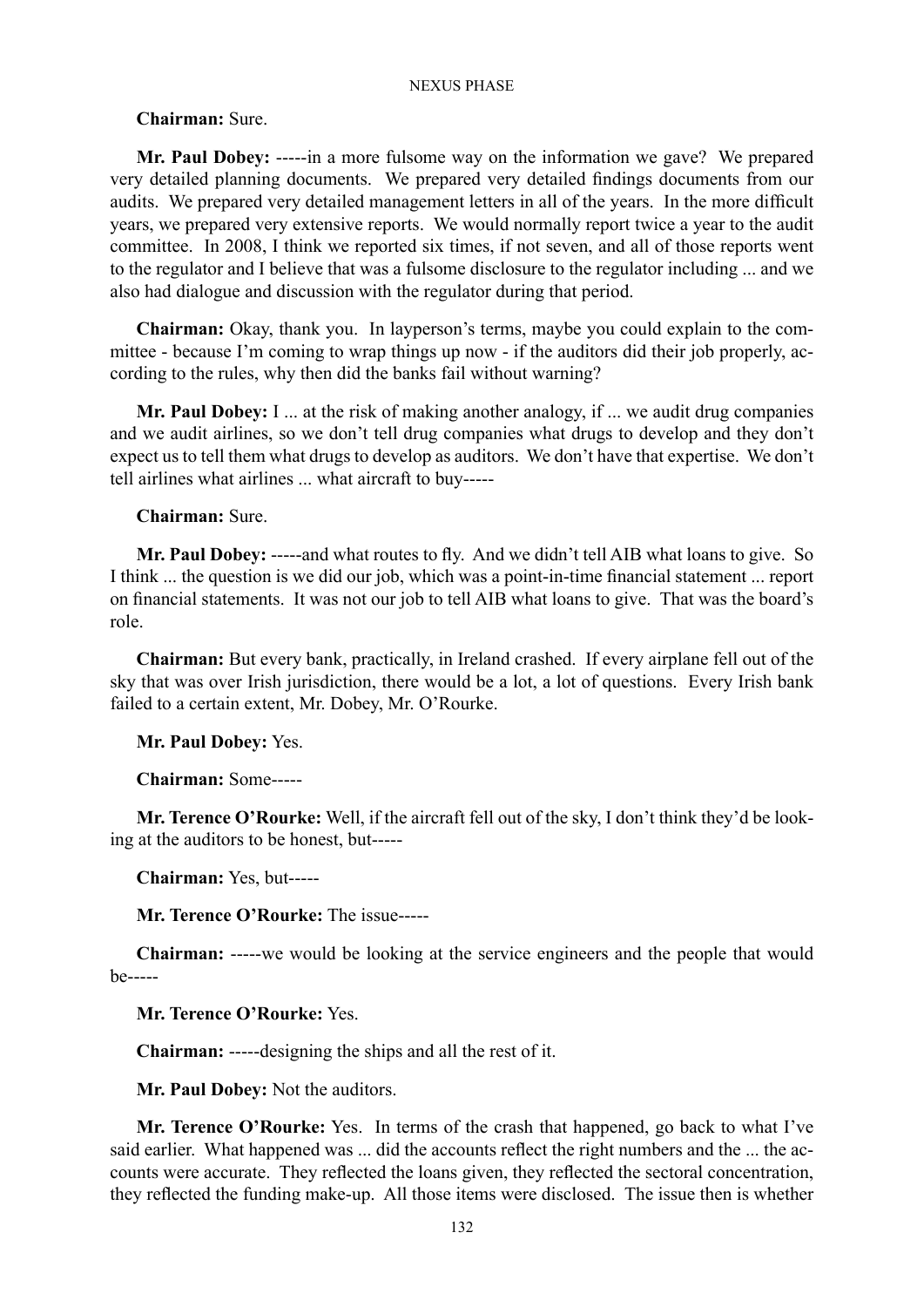**Chairman:** Sure.

**Mr. Paul Dobey:** -----in a more fulsome way on the information we gave? We prepared very detailed planning documents. We prepared very detailed findings documents from our audits. We prepared very detailed management letters in all of the years. In the more difficult years, we prepared very extensive reports. We would normally report twice a year to the audit committee. In 2008, I think we reported six times, if not seven, and all of those reports went to the regulator and I believe that was a fulsome disclosure to the regulator including ... and we also had dialogue and discussion with the regulator during that period.

**Chairman:** Okay, thank you. In layperson's terms, maybe you could explain to the committee - because I'm coming to wrap things up now - if the auditors did their job properly, according to the rules, why then did the banks fail without warning?

**Mr. Paul Dobey:** I ... at the risk of making another analogy, if ... we audit drug companies and we audit airlines, so we don't tell drug companies what drugs to develop and they don't expect us to tell them what drugs to develop as auditors. We don't have that expertise. We don't tell airlines what airlines ... what aircraft to buy-----

**Chairman:** Sure.

**Mr. Paul Dobey:** -----and what routes to fly. And we didn't tell AIB what loans to give. So I think ... the question is we did our job, which was a point-in-time financial statement ... report on financial statements. It was not our job to tell AIB what loans to give. That was the board's role.

**Chairman:** But every bank, practically, in Ireland crashed. If every airplane fell out of the sky that was over Irish jurisdiction, there would be a lot, a lot of questions. Every Irish bank failed to a certain extent, Mr. Dobey, Mr. O'Rourke.

**Mr. Paul Dobey:** Yes.

**Chairman:** Some-----

**Mr. Terence O'Rourke:** Well, if the aircraft fell out of the sky, I don't think they'd be looking at the auditors to be honest, but-----

**Chairman:** Yes, but-----

**Mr. Terence O'Rourke:** The issue-----

**Chairman:** -----we would be looking at the service engineers and the people that would be-----

**Mr. Terence O'Rourke:** Yes.

**Chairman:** -----designing the ships and all the rest of it.

**Mr. Paul Dobey:** Not the auditors.

**Mr. Terence O'Rourke:** Yes. In terms of the crash that happened, go back to what I've said earlier. What happened was ... did the accounts reflect the right numbers and the ... the accounts were accurate. They reflected the loans given, they reflected the sectoral concentration, they reflected the funding make-up. All those items were disclosed. The issue then is whether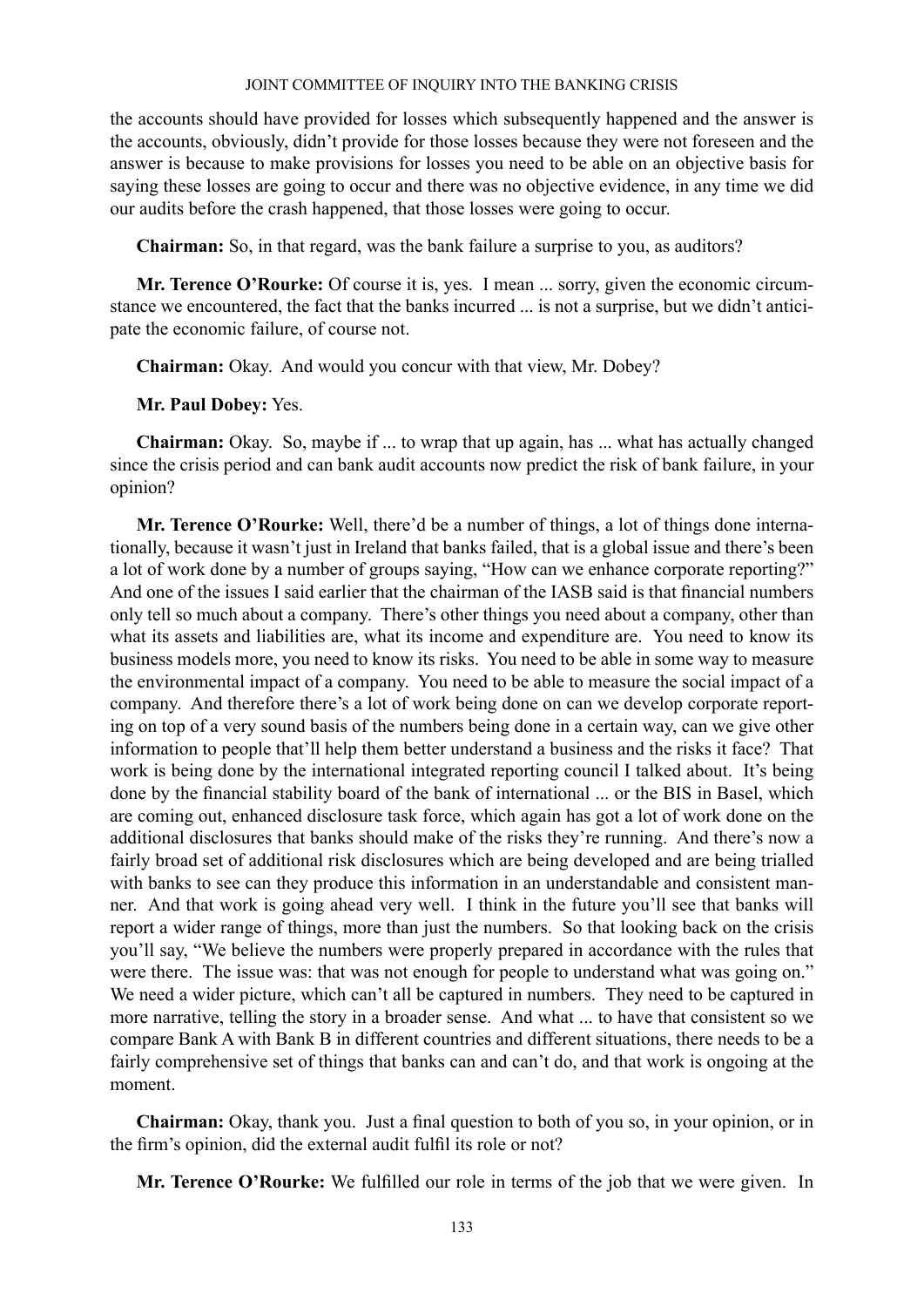the accounts should have provided for losses which subsequently happened and the answer is the accounts, obviously, didn't provide for those losses because they were not foreseen and the answer is because to make provisions for losses you need to be able on an objective basis for saying these losses are going to occur and there was no objective evidence, in any time we did our audits before the crash happened, that those losses were going to occur.

**Chairman:** So, in that regard, was the bank failure a surprise to you, as auditors?

**Mr. Terence O'Rourke:** Of course it is, yes. I mean ... sorry, given the economic circumstance we encountered, the fact that the banks incurred ... is not a surprise, but we didn't anticipate the economic failure, of course not.

**Chairman:** Okay. And would you concur with that view, Mr. Dobey?

**Mr. Paul Dobey:** Yes.

**Chairman:** Okay. So, maybe if ... to wrap that up again, has ... what has actually changed since the crisis period and can bank audit accounts now predict the risk of bank failure, in your opinion?

**Mr. Terence O'Rourke:** Well, there'd be a number of things, a lot of things done internationally, because it wasn't just in Ireland that banks failed, that is a global issue and there's been a lot of work done by a number of groups saying, "How can we enhance corporate reporting?" And one of the issues I said earlier that the chairman of the IASB said is that financial numbers only tell so much about a company. There's other things you need about a company, other than what its assets and liabilities are, what its income and expenditure are. You need to know its business models more, you need to know its risks. You need to be able in some way to measure the environmental impact of a company. You need to be able to measure the social impact of a company. And therefore there's a lot of work being done on can we develop corporate reporting on top of a very sound basis of the numbers being done in a certain way, can we give other information to people that'll help them better understand a business and the risks it face? That work is being done by the international integrated reporting council I talked about. It's being done by the financial stability board of the bank of international ... or the BIS in Basel, which are coming out, enhanced disclosure task force, which again has got a lot of work done on the additional disclosures that banks should make of the risks they're running. And there's now a fairly broad set of additional risk disclosures which are being developed and are being trialled with banks to see can they produce this information in an understandable and consistent manner. And that work is going ahead very well. I think in the future you'll see that banks will report a wider range of things, more than just the numbers. So that looking back on the crisis you'll say, "We believe the numbers were properly prepared in accordance with the rules that were there. The issue was: that was not enough for people to understand what was going on." We need a wider picture, which can't all be captured in numbers. They need to be captured in more narrative, telling the story in a broader sense. And what ... to have that consistent so we compare Bank A with Bank B in different countries and different situations, there needs to be a fairly comprehensive set of things that banks can and can't do, and that work is ongoing at the moment.

**Chairman:** Okay, thank you. Just a final question to both of you so, in your opinion, or in the firm's opinion, did the external audit fulfil its role or not?

**Mr. Terence O'Rourke:** We fulfilled our role in terms of the job that we were given. In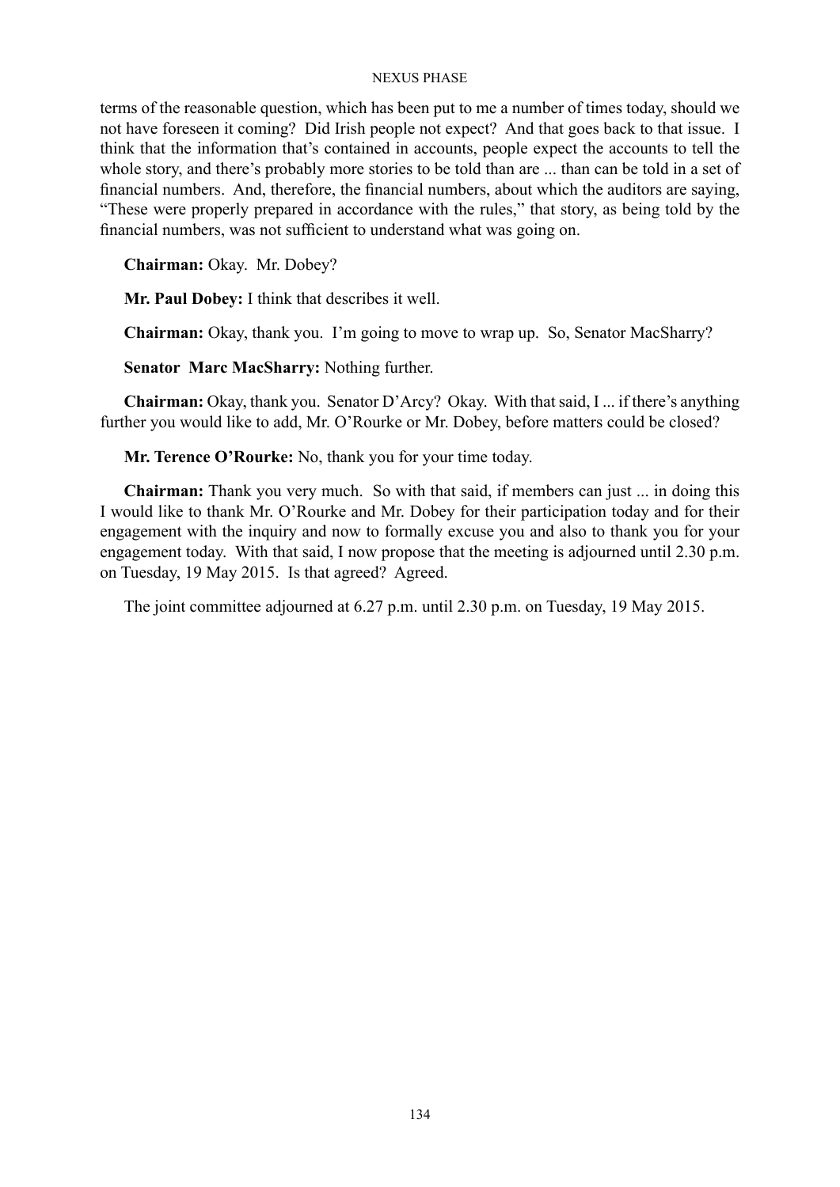terms of the reasonable question, which has been put to me a number of times today, should we not have foreseen it coming? Did Irish people not expect? And that goes back to that issue. I think that the information that's contained in accounts, people expect the accounts to tell the whole story, and there's probably more stories to be told than are ... than can be told in a set of financial numbers. And, therefore, the financial numbers, about which the auditors are saying, "These were properly prepared in accordance with the rules," that story, as being told by the financial numbers, was not sufficient to understand what was going on.

**Chairman:** Okay. Mr. Dobey?

**Mr. Paul Dobey:** I think that describes it well.

**Chairman:** Okay, thank you. I'm going to move to wrap up. So, Senator MacSharry?

**Senator Marc MacSharry:** Nothing further.

**Chairman:** Okay, thank you. Senator D'Arcy? Okay. With that said, I ... if there's anything further you would like to add, Mr. O'Rourke or Mr. Dobey, before matters could be closed?

**Mr. Terence O'Rourke:** No, thank you for your time today.

**Chairman:** Thank you very much. So with that said, if members can just ... in doing this I would like to thank Mr. O'Rourke and Mr. Dobey for their participation today and for their engagement with the inquiry and now to formally excuse you and also to thank you for your engagement today. With that said, I now propose that the meeting is adjourned until 2.30 p.m. on Tuesday, 19 May 2015. Is that agreed? Agreed.

The joint committee adjourned at 6.27 p.m. until 2.30 p.m. on Tuesday, 19 May 2015.